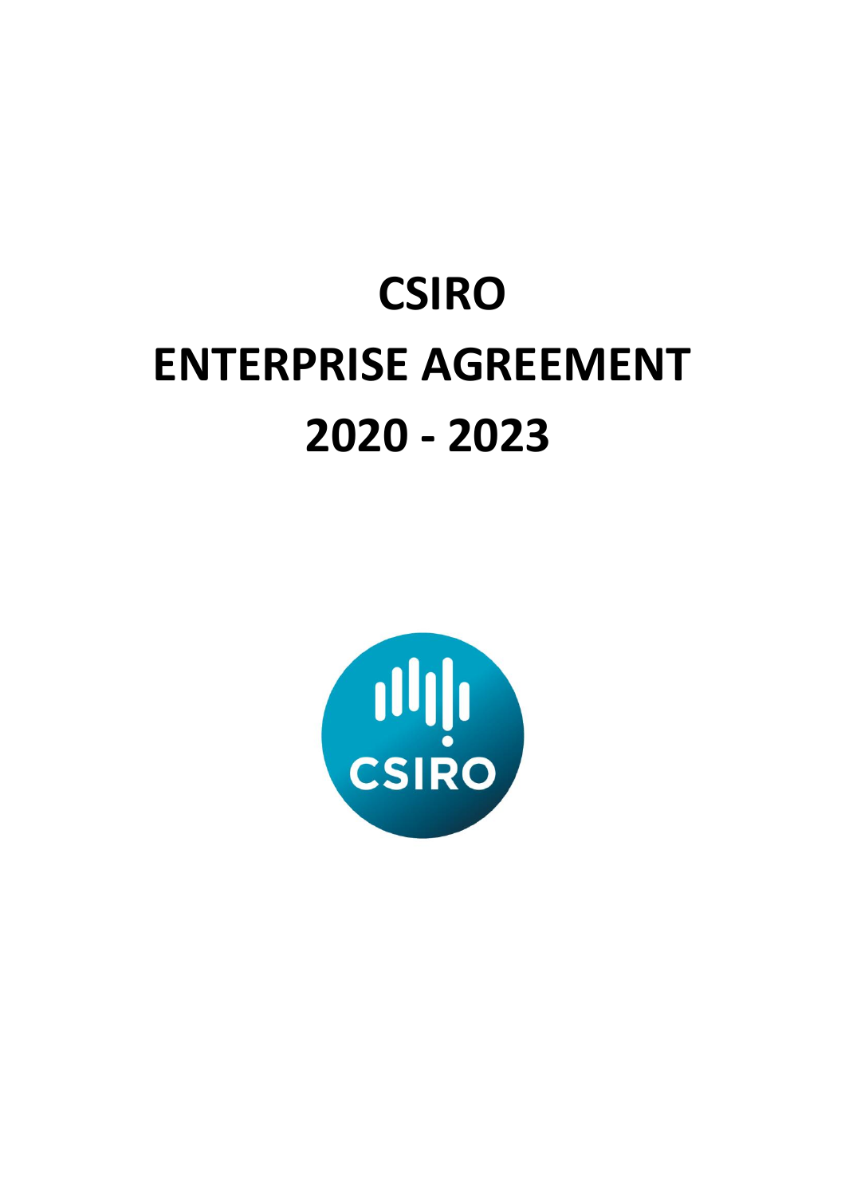# CSIRO ENTERPRISE AGREEMENT 2020 - 2023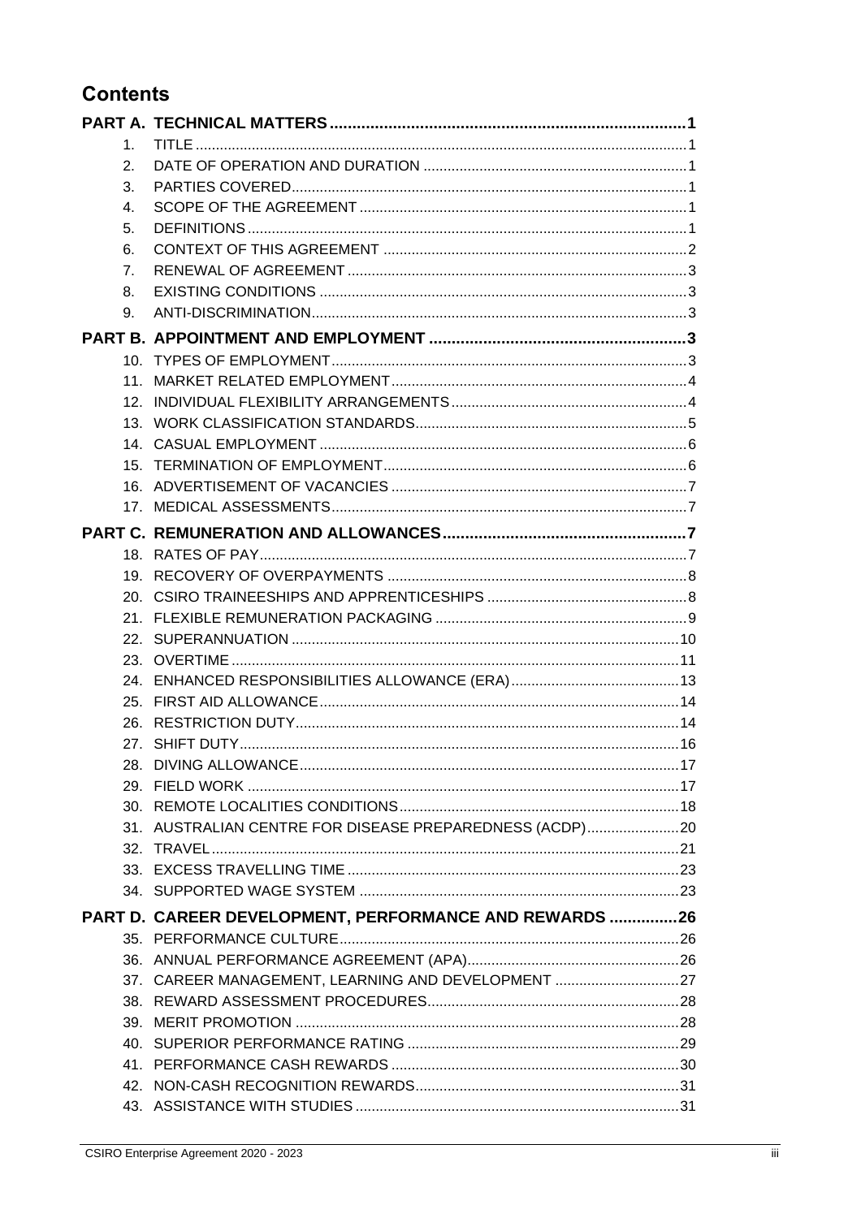# Contents

**PART A. TECHNICAL MATTERS ..... 1**

1. TITLE ..... 1
2. DATE OF OPERATION AND DURATION ..... 1
3. PARTIES COVERED ..... 1
4. SCOPE OF THE AGREEMENT ..... 1
5. DEFINITIONS ..... 1
6. CONTEXT OF THIS AGREEMENT ..... 2
7. RENEWAL OF AGREEMENT ..... 3
8. EXISTING CONDITIONS ..... 3
9. ANTI-DISCRIMINATION ..... 3

**PART B. APPOINTMENT AND EMPLOYMENT ..... 3**

10. TYPES OF EMPLOYMENT ..... 3
11. MARKET RELATED EMPLOYMENT ..... 4
12. INDIVIDUAL FLEXIBILITY ARRANGEMENTS ..... 4
13. WORK CLASSIFICATION STANDARDS ..... 5
14. CASUAL EMPLOYMENT ..... 6
15. TERMINATION OF EMPLOYMENT ..... 6
16. ADVERTISEMENT OF VACANCIES ..... 7
17. MEDICAL ASSESSMENTS ..... 7

**PART C. REMUNERATION AND ALLOWANCES ..... 7**

18. RATES OF PAY ..... 7
19. RECOVERY OF OVERPAYMENTS ..... 8
20. CSIRO TRAINEESHIPS AND APPRENTICESHIPS ..... 8
21. FLEXIBLE REMUNERATION PACKAGING ..... 9
22. SUPERANNUATION ..... 10
23. OVERTIME ..... 11
24. ENHANCED RESPONSIBILITIES ALLOWANCE (ERA) ..... 13
25. FIRST AID ALLOWANCE ..... 14
26. RESTRICTION DUTY ..... 14
27. SHIFT DUTY ..... 16
28. DIVING ALLOWANCE ..... 17
29. FIELD WORK ..... 17
30. REMOTE LOCALITIES CONDITIONS ..... 18
31. AUSTRALIAN CENTRE FOR DISEASE PREPAREDNESS (ACDP) ..... 20
32. TRAVEL ..... 21
33. EXCESS TRAVELLING TIME ..... 23
34. SUPPORTED WAGE SYSTEM ..... 23

**PART D. CAREER DEVELOPMENT, PERFORMANCE AND REWARDS ..... 26**

35. PERFORMANCE CULTURE ..... 26
36. ANNUAL PERFORMANCE AGREEMENT (APA) ..... 26
37. CAREER MANAGEMENT, LEARNING AND DEVELOPMENT ..... 27
38. REWARD ASSESSMENT PROCEDURES ..... 28
39. MERIT PROMOTION ..... 28
40. SUPERIOR PERFORMANCE RATING ..... 29
41. PERFORMANCE CASH REWARDS ..... 30
42. NON-CASH RECOGNITION REWARDS ..... 31
43. ASSISTANCE WITH STUDIES ..... 31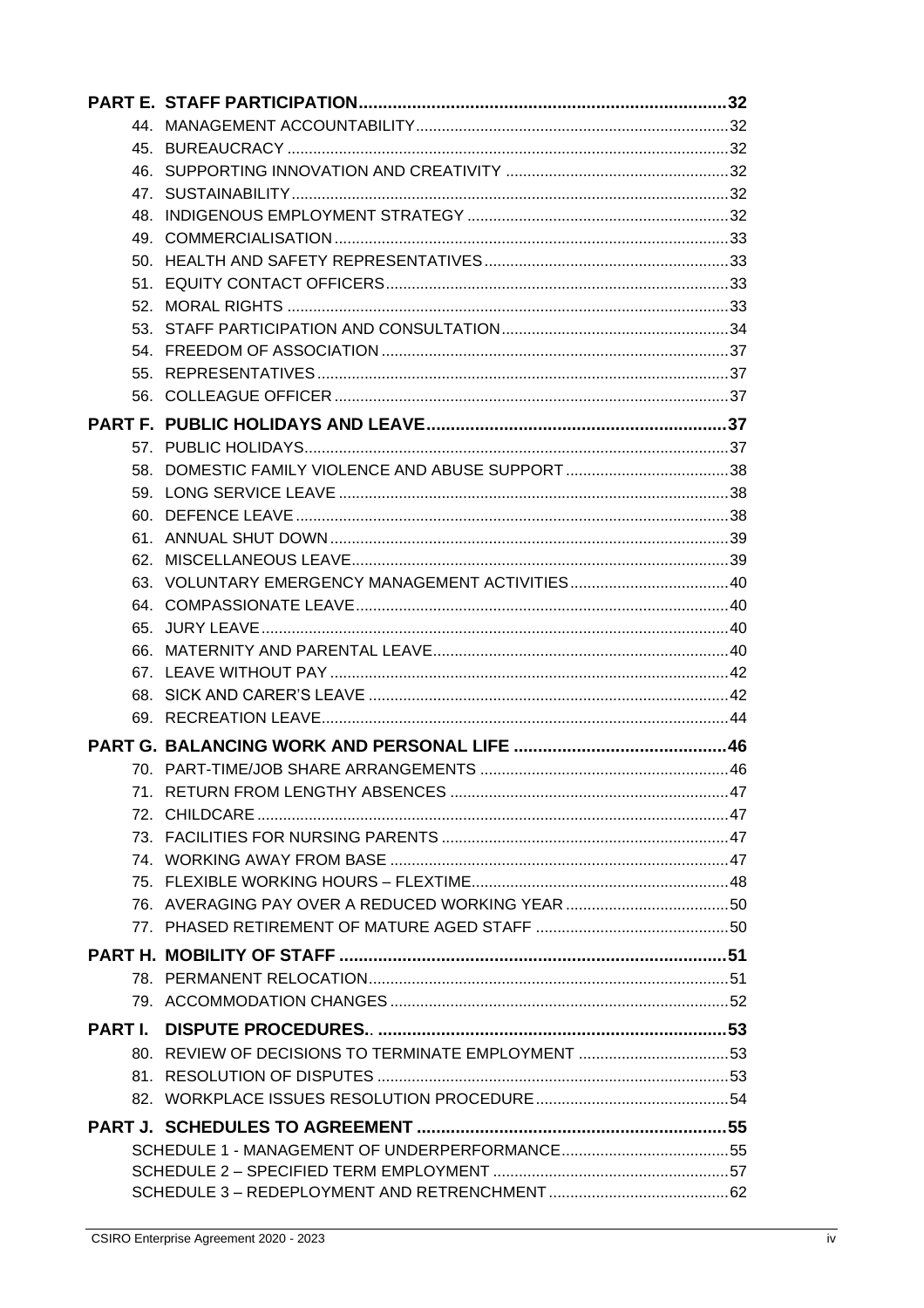**PART E. STAFF PARTICIPATION** ... 32

44. MANAGEMENT ACCOUNTABILITY ... 32
45. BUREAUCRACY ... 32
46. SUPPORTING INNOVATION AND CREATIVITY ... 32
47. SUSTAINABILITY ... 32
48. INDIGENOUS EMPLOYMENT STRATEGY ... 32
49. COMMERCIALISATION ... 33
50. HEALTH AND SAFETY REPRESENTATIVES ... 33
51. EQUITY CONTACT OFFICERS ... 33
52. MORAL RIGHTS ... 33
53. STAFF PARTICIPATION AND CONSULTATION ... 34
54. FREEDOM OF ASSOCIATION ... 37
55. REPRESENTATIVES ... 37
56. COLLEAGUE OFFICER ... 37

**PART F. PUBLIC HOLIDAYS AND LEAVE** ... 37

57. PUBLIC HOLIDAYS ... 37
58. DOMESTIC FAMILY VIOLENCE AND ABUSE SUPPORT ... 38
59. LONG SERVICE LEAVE ... 38
60. DEFENCE LEAVE ... 38
61. ANNUAL SHUT DOWN ... 39
62. MISCELLANEOUS LEAVE ... 39
63. VOLUNTARY EMERGENCY MANAGEMENT ACTIVITIES ... 40
64. COMPASSIONATE LEAVE ... 40
65. JURY LEAVE ... 40
66. MATERNITY AND PARENTAL LEAVE ... 40
67. LEAVE WITHOUT PAY ... 42
68. SICK AND CARER'S LEAVE ... 42
69. RECREATION LEAVE ... 44

**PART G. BALANCING WORK AND PERSONAL LIFE** ... 46

70. PART-TIME/JOB SHARE ARRANGEMENTS ... 46
71. RETURN FROM LENGTHY ABSENCES ... 47
72. CHILDCARE ... 47
73. FACILITIES FOR NURSING PARENTS ... 47
74. WORKING AWAY FROM BASE ... 47
75. FLEXIBLE WORKING HOURS – FLEXTIME ... 48
76. AVERAGING PAY OVER A REDUCED WORKING YEAR ... 50
77. PHASED RETIREMENT OF MATURE AGED STAFF ... 50

**PART H. MOBILITY OF STAFF** ... 51

78. PERMANENT RELOCATION ... 51
79. ACCOMMODATION CHANGES ... 52

**PART I. DISPUTE PROCEDURES..** ... 53

80. REVIEW OF DECISIONS TO TERMINATE EMPLOYMENT ... 53
81. RESOLUTION OF DISPUTES ... 53
82. WORKPLACE ISSUES RESOLUTION PROCEDURE ... 54

**PART J. SCHEDULES TO AGREEMENT** ... 55

SCHEDULE 1 - MANAGEMENT OF UNDERPERFORMANCE ... 55
SCHEDULE 2 – SPECIFIED TERM EMPLOYMENT ... 57
SCHEDULE 3 – REDEPLOYMENT AND RETRENCHMENT ... 62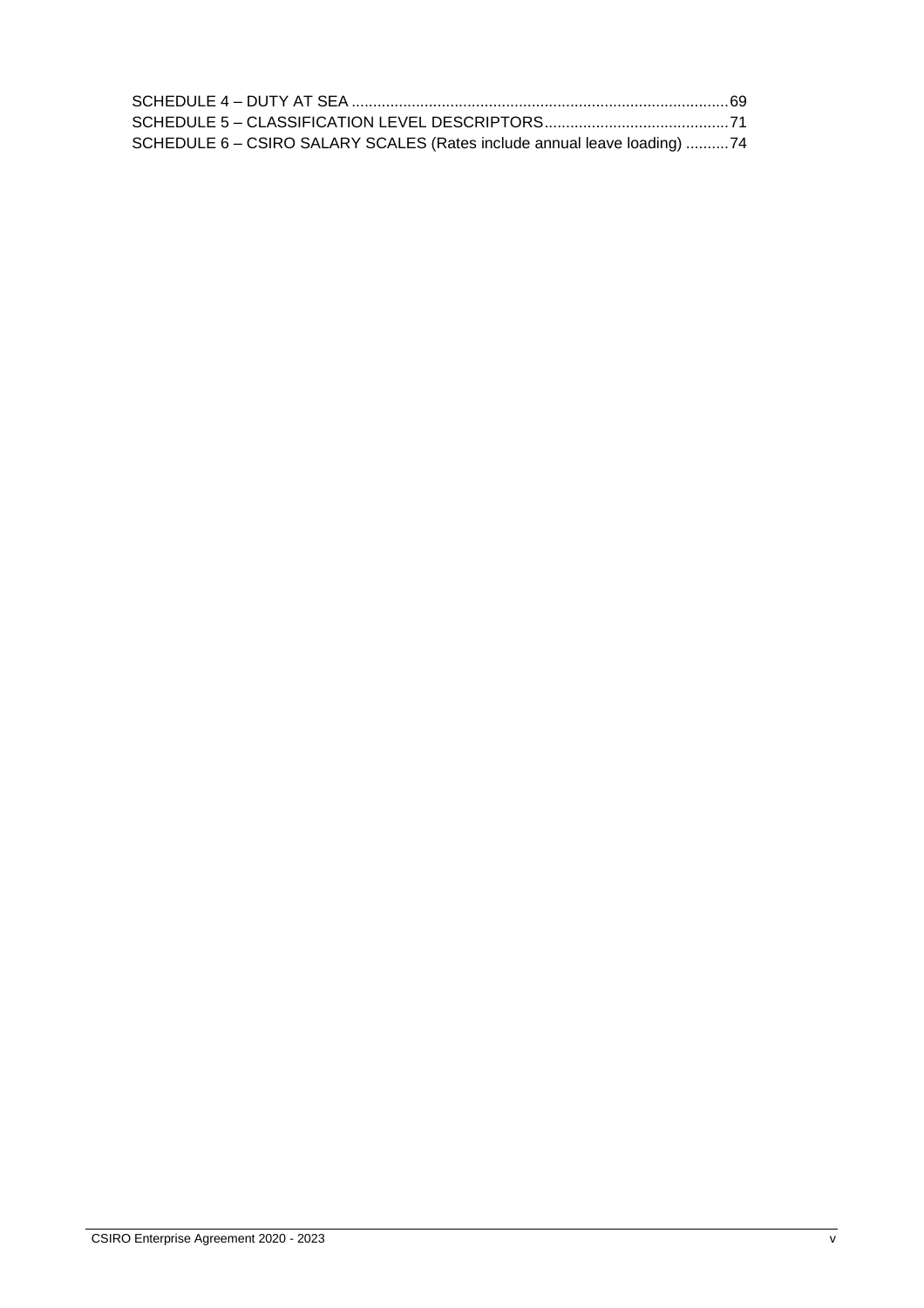SCHEDULE 4 – DUTY AT SEA .......................................................................................69

SCHEDULE 5 – CLASSIFICATION LEVEL DESCRIPTORS..........................................71

SCHEDULE 6 – CSIRO SALARY SCALES (Rates include annual leave loading) ..........74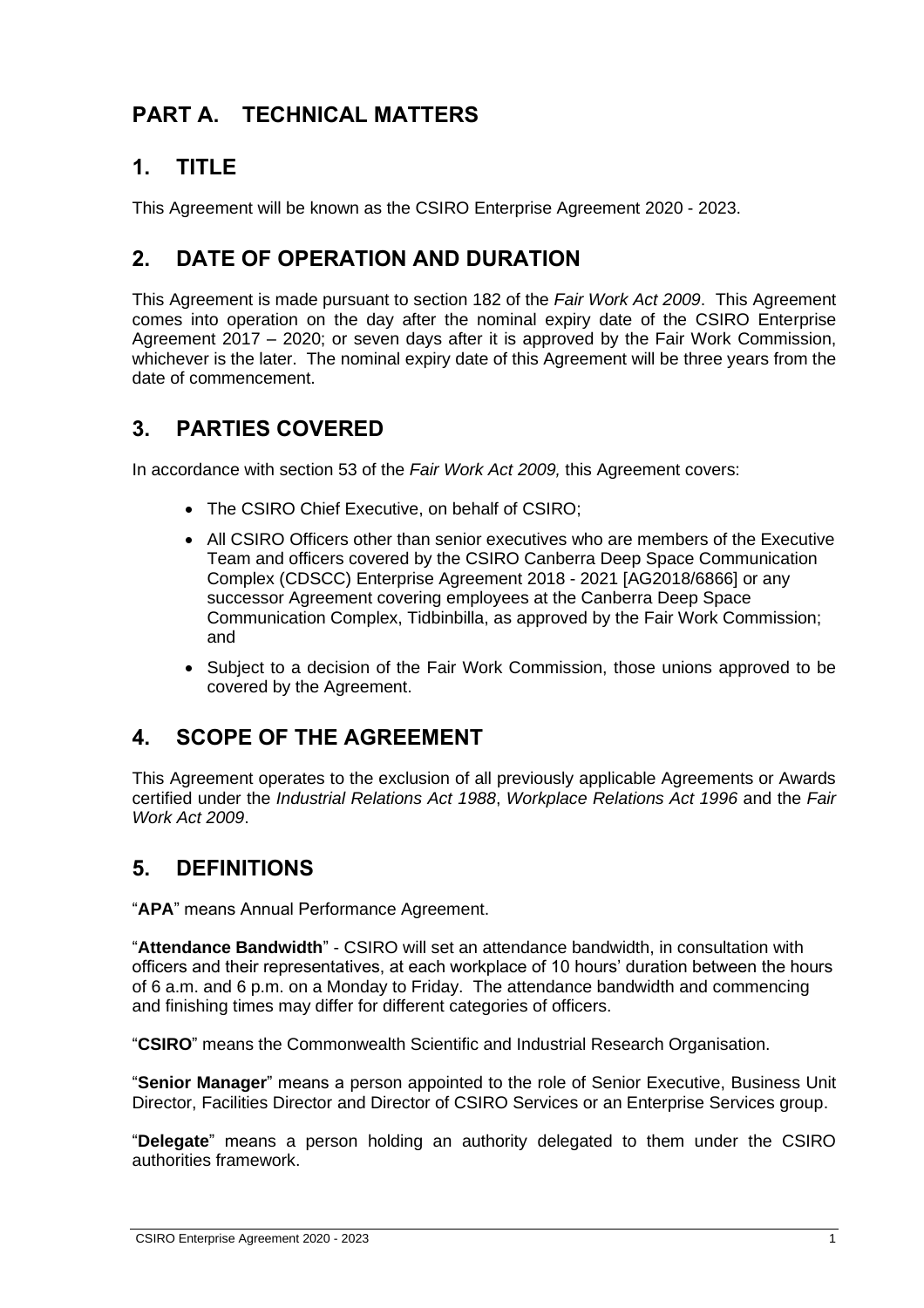# PART A. TECHNICAL MATTERS

## 1. TITLE

This Agreement will be known as the CSIRO Enterprise Agreement 2020 - 2023.

## 2. DATE OF OPERATION AND DURATION

This Agreement is made pursuant to section 182 of the *Fair Work Act 2009*. This Agreement comes into operation on the day after the nominal expiry date of the CSIRO Enterprise Agreement 2017 – 2020; or seven days after it is approved by the Fair Work Commission, whichever is the later. The nominal expiry date of this Agreement will be three years from the date of commencement.

## 3. PARTIES COVERED

In accordance with section 53 of the *Fair Work Act 2009,* this Agreement covers:

- The CSIRO Chief Executive, on behalf of CSIRO;
- All CSIRO Officers other than senior executives who are members of the Executive Team and officers covered by the CSIRO Canberra Deep Space Communication Complex (CDSCC) Enterprise Agreement 2018 - 2021 [AG2018/6866] or any successor Agreement covering employees at the Canberra Deep Space Communication Complex, Tidbinbilla, as approved by the Fair Work Commission; and
- Subject to a decision of the Fair Work Commission, those unions approved to be covered by the Agreement.

## 4. SCOPE OF THE AGREEMENT

This Agreement operates to the exclusion of all previously applicable Agreements or Awards certified under the *Industrial Relations Act 1988*, *Workplace Relations Act 1996* and the *Fair Work Act 2009*.

## 5. DEFINITIONS

"**APA**" means Annual Performance Agreement.

"**Attendance Bandwidth**" - CSIRO will set an attendance bandwidth, in consultation with officers and their representatives, at each workplace of 10 hours' duration between the hours of 6 a.m. and 6 p.m. on a Monday to Friday. The attendance bandwidth and commencing and finishing times may differ for different categories of officers.

"**CSIRO**" means the Commonwealth Scientific and Industrial Research Organisation.

"**Senior Manager**" means a person appointed to the role of Senior Executive, Business Unit Director, Facilities Director and Director of CSIRO Services or an Enterprise Services group.

"**Delegate**" means a person holding an authority delegated to them under the CSIRO authorities framework.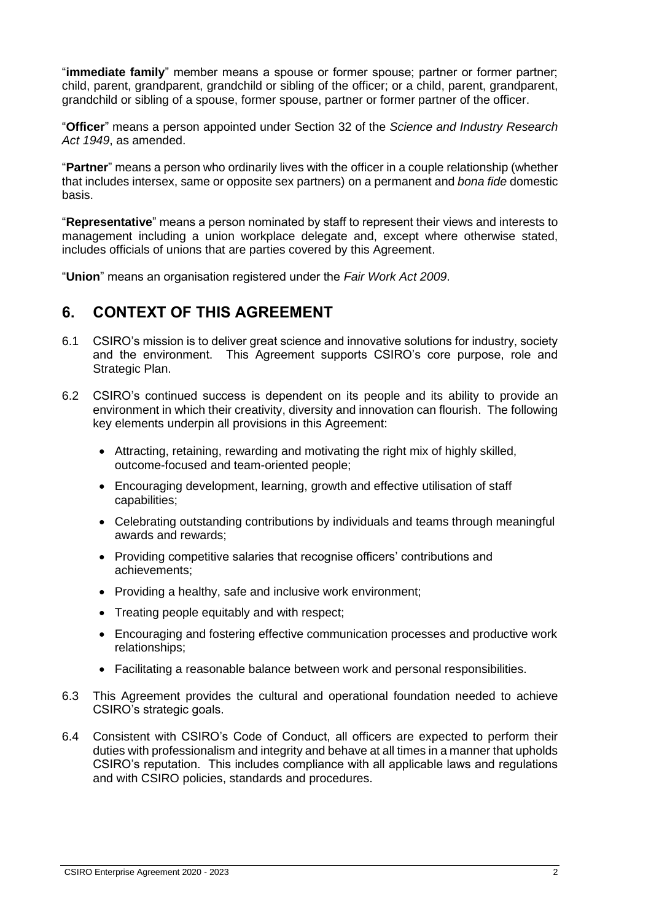"**immediate family**" member means a spouse or former spouse; partner or former partner; child, parent, grandparent, grandchild or sibling of the officer; or a child, parent, grandparent, grandchild or sibling of a spouse, former spouse, partner or former partner of the officer.

"**Officer**" means a person appointed under Section 32 of the *Science and Industry Research Act 1949*, as amended.

"**Partner**" means a person who ordinarily lives with the officer in a couple relationship (whether that includes intersex, same or opposite sex partners) on a permanent and *bona fide* domestic basis.

"**Representative**" means a person nominated by staff to represent their views and interests to management including a union workplace delegate and, except where otherwise stated, includes officials of unions that are parties covered by this Agreement.

"**Union**" means an organisation registered under the *Fair Work Act 2009*.

## 6. CONTEXT OF THIS AGREEMENT

6.1 CSIRO's mission is to deliver great science and innovative solutions for industry, society and the environment. This Agreement supports CSIRO's core purpose, role and Strategic Plan.

6.2 CSIRO's continued success is dependent on its people and its ability to provide an environment in which their creativity, diversity and innovation can flourish. The following key elements underpin all provisions in this Agreement:

- Attracting, retaining, rewarding and motivating the right mix of highly skilled, outcome-focused and team-oriented people;
- Encouraging development, learning, growth and effective utilisation of staff capabilities;
- Celebrating outstanding contributions by individuals and teams through meaningful awards and rewards;
- Providing competitive salaries that recognise officers' contributions and achievements;
- Providing a healthy, safe and inclusive work environment;
- Treating people equitably and with respect;
- Encouraging and fostering effective communication processes and productive work relationships;
- Facilitating a reasonable balance between work and personal responsibilities.

6.3 This Agreement provides the cultural and operational foundation needed to achieve CSIRO's strategic goals.

6.4 Consistent with CSIRO's Code of Conduct, all officers are expected to perform their duties with professionalism and integrity and behave at all times in a manner that upholds CSIRO's reputation. This includes compliance with all applicable laws and regulations and with CSIRO policies, standards and procedures.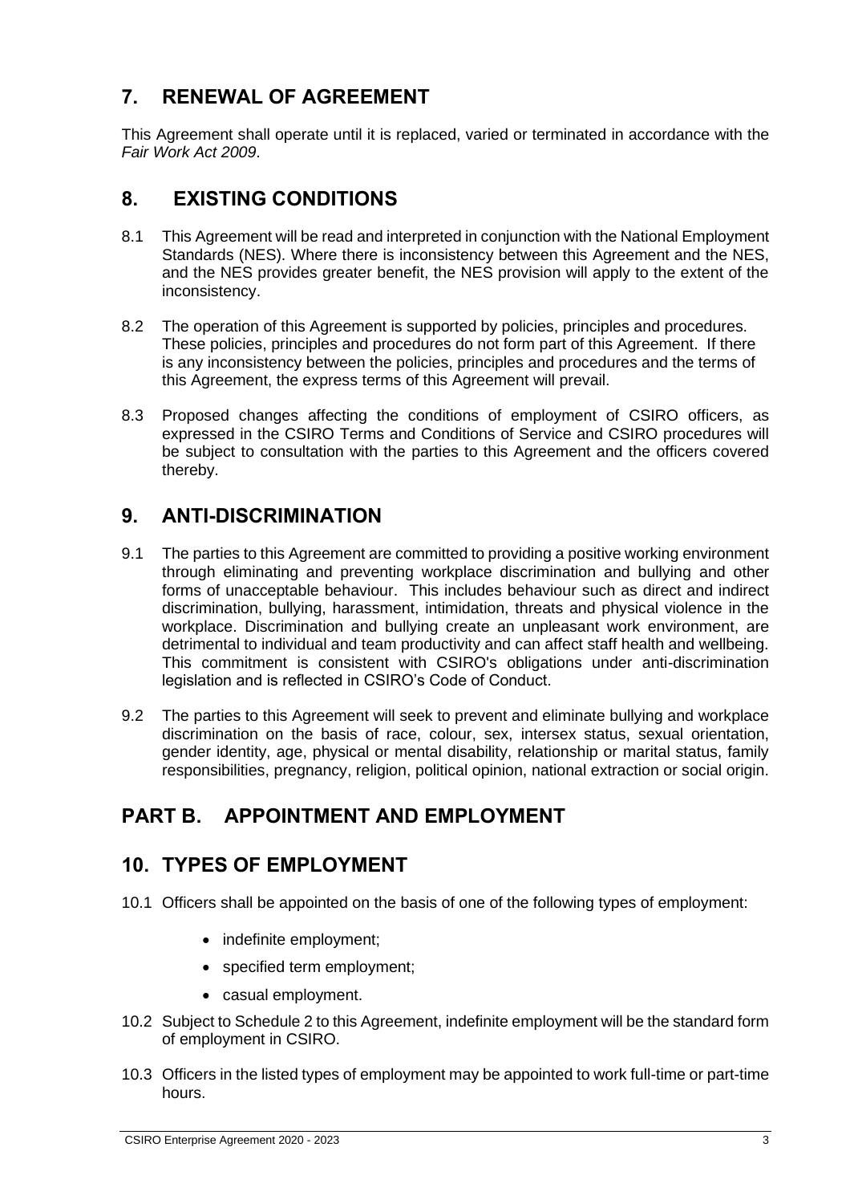## 7. RENEWAL OF AGREEMENT

This Agreement shall operate until it is replaced, varied or terminated in accordance with the *Fair Work Act 2009*.

## 8. EXISTING CONDITIONS

8.1 This Agreement will be read and interpreted in conjunction with the National Employment Standards (NES). Where there is inconsistency between this Agreement and the NES, and the NES provides greater benefit, the NES provision will apply to the extent of the inconsistency.

8.2 The operation of this Agreement is supported by policies, principles and procedures. These policies, principles and procedures do not form part of this Agreement. If there is any inconsistency between the policies, principles and procedures and the terms of this Agreement, the express terms of this Agreement will prevail.

8.3 Proposed changes affecting the conditions of employment of CSIRO officers, as expressed in the CSIRO Terms and Conditions of Service and CSIRO procedures will be subject to consultation with the parties to this Agreement and the officers covered thereby.

## 9. ANTI-DISCRIMINATION

9.1 The parties to this Agreement are committed to providing a positive working environment through eliminating and preventing workplace discrimination and bullying and other forms of unacceptable behaviour. This includes behaviour such as direct and indirect discrimination, bullying, harassment, intimidation, threats and physical violence in the workplace. Discrimination and bullying create an unpleasant work environment, are detrimental to individual and team productivity and can affect staff health and wellbeing. This commitment is consistent with CSIRO's obligations under anti-discrimination legislation and is reflected in CSIRO's Code of Conduct.

9.2 The parties to this Agreement will seek to prevent and eliminate bullying and workplace discrimination on the basis of race, colour, sex, intersex status, sexual orientation, gender identity, age, physical or mental disability, relationship or marital status, family responsibilities, pregnancy, religion, political opinion, national extraction or social origin.

# PART B. APPOINTMENT AND EMPLOYMENT

## 10. TYPES OF EMPLOYMENT

10.1 Officers shall be appointed on the basis of one of the following types of employment:

- indefinite employment;
- specified term employment;
- casual employment.

10.2 Subject to Schedule 2 to this Agreement, indefinite employment will be the standard form of employment in CSIRO.

10.3 Officers in the listed types of employment may be appointed to work full-time or part-time hours.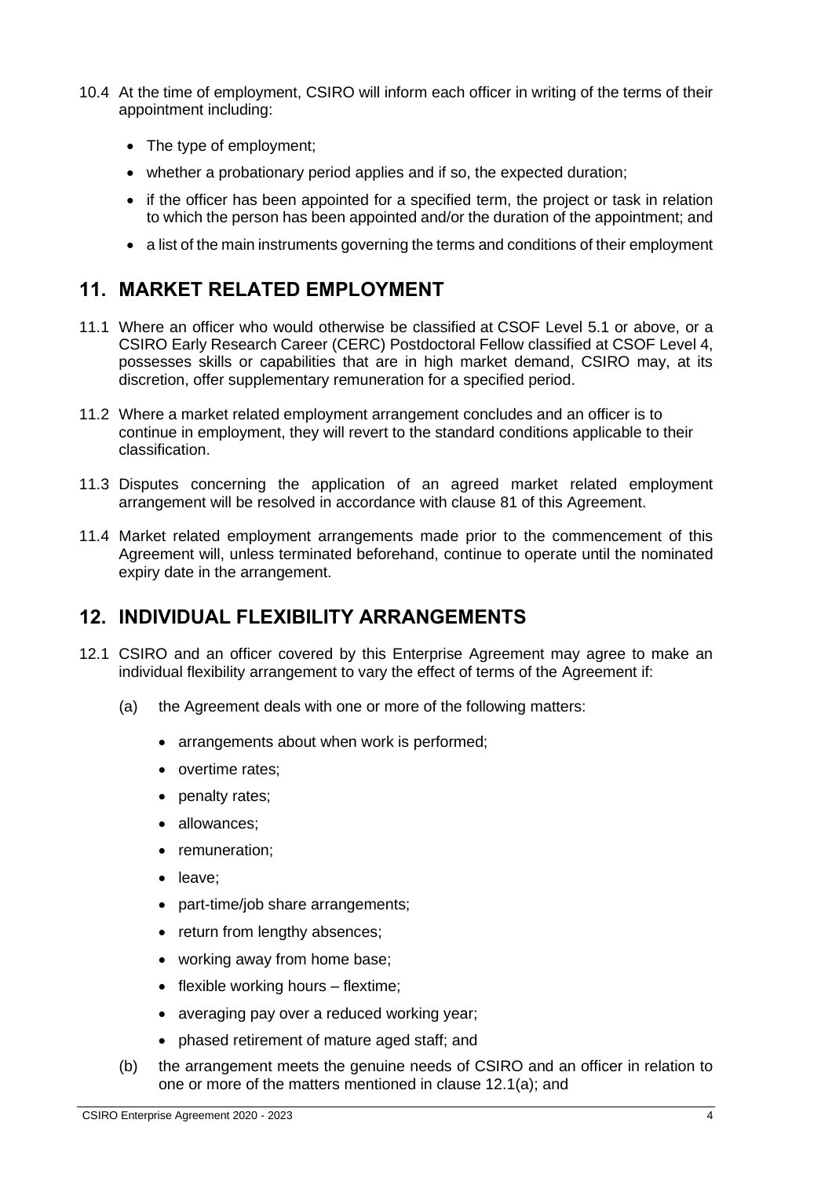10.4 At the time of employment, CSIRO will inform each officer in writing of the terms of their appointment including:

- The type of employment;
- whether a probationary period applies and if so, the expected duration;
- if the officer has been appointed for a specified term, the project or task in relation to which the person has been appointed and/or the duration of the appointment; and
- a list of the main instruments governing the terms and conditions of their employment

## 11. MARKET RELATED EMPLOYMENT

11.1 Where an officer who would otherwise be classified at CSOF Level 5.1 or above, or a CSIRO Early Research Career (CERC) Postdoctoral Fellow classified at CSOF Level 4, possesses skills or capabilities that are in high market demand, CSIRO may, at its discretion, offer supplementary remuneration for a specified period.

11.2 Where a market related employment arrangement concludes and an officer is to continue in employment, they will revert to the standard conditions applicable to their classification.

11.3 Disputes concerning the application of an agreed market related employment arrangement will be resolved in accordance with clause 81 of this Agreement.

11.4 Market related employment arrangements made prior to the commencement of this Agreement will, unless terminated beforehand, continue to operate until the nominated expiry date in the arrangement.

## 12. INDIVIDUAL FLEXIBILITY ARRANGEMENTS

12.1 CSIRO and an officer covered by this Enterprise Agreement may agree to make an individual flexibility arrangement to vary the effect of terms of the Agreement if:

(a) the Agreement deals with one or more of the following matters:

- arrangements about when work is performed;
- overtime rates;
- penalty rates;
- allowances;
- remuneration;
- leave;
- part-time/job share arrangements;
- return from lengthy absences;
- working away from home base;
- flexible working hours – flextime;
- averaging pay over a reduced working year;
- phased retirement of mature aged staff; and

(b) the arrangement meets the genuine needs of CSIRO and an officer in relation to one or more of the matters mentioned in clause 12.1(a); and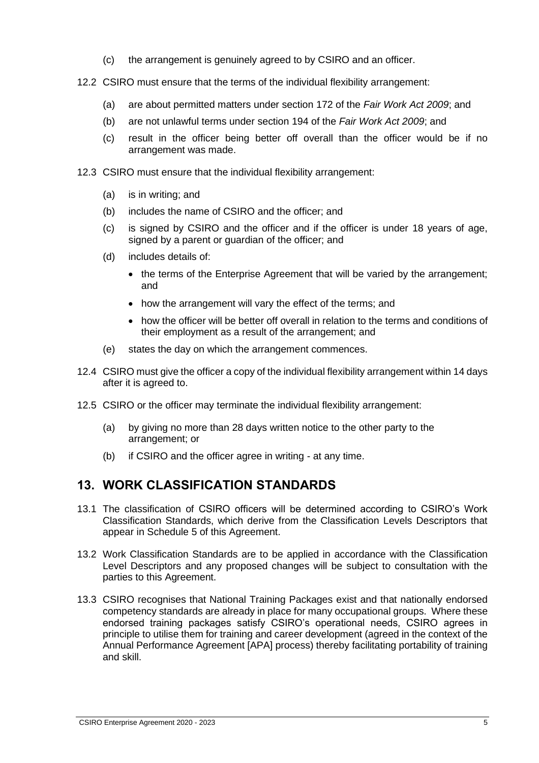(c) the arrangement is genuinely agreed to by CSIRO and an officer.

12.2 CSIRO must ensure that the terms of the individual flexibility arrangement:

(a) are about permitted matters under section 172 of the *Fair Work Act 2009*; and

(b) are not unlawful terms under section 194 of the *Fair Work Act 2009*; and

(c) result in the officer being better off overall than the officer would be if no arrangement was made.

12.3 CSIRO must ensure that the individual flexibility arrangement:

(a) is in writing; and

(b) includes the name of CSIRO and the officer; and

(c) is signed by CSIRO and the officer and if the officer is under 18 years of age, signed by a parent or guardian of the officer; and

(d) includes details of:

- the terms of the Enterprise Agreement that will be varied by the arrangement; and
- how the arrangement will vary the effect of the terms; and
- how the officer will be better off overall in relation to the terms and conditions of their employment as a result of the arrangement; and

(e) states the day on which the arrangement commences.

12.4 CSIRO must give the officer a copy of the individual flexibility arrangement within 14 days after it is agreed to.

12.5 CSIRO or the officer may terminate the individual flexibility arrangement:

(a) by giving no more than 28 days written notice to the other party to the arrangement; or

(b) if CSIRO and the officer agree in writing - at any time.

## 13. WORK CLASSIFICATION STANDARDS

13.1 The classification of CSIRO officers will be determined according to CSIRO's Work Classification Standards, which derive from the Classification Levels Descriptors that appear in Schedule 5 of this Agreement.

13.2 Work Classification Standards are to be applied in accordance with the Classification Level Descriptors and any proposed changes will be subject to consultation with the parties to this Agreement.

13.3 CSIRO recognises that National Training Packages exist and that nationally endorsed competency standards are already in place for many occupational groups. Where these endorsed training packages satisfy CSIRO's operational needs, CSIRO agrees in principle to utilise them for training and career development (agreed in the context of the Annual Performance Agreement [APA] process) thereby facilitating portability of training and skill.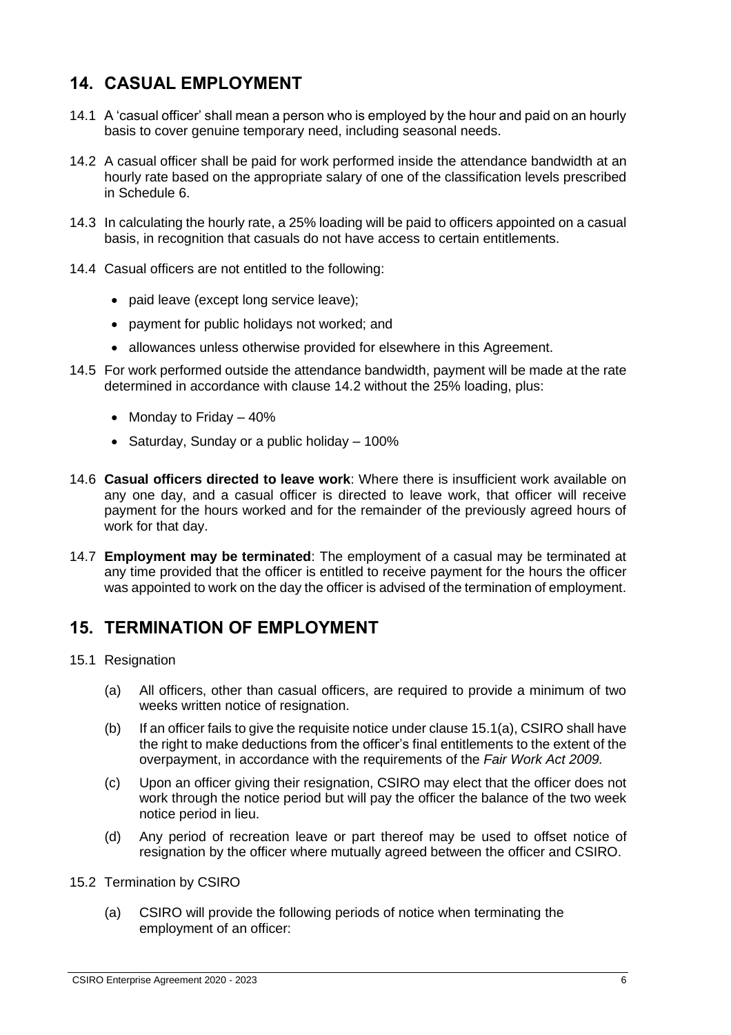## 14. CASUAL EMPLOYMENT

14.1 A 'casual officer' shall mean a person who is employed by the hour and paid on an hourly basis to cover genuine temporary need, including seasonal needs.

14.2 A casual officer shall be paid for work performed inside the attendance bandwidth at an hourly rate based on the appropriate salary of one of the classification levels prescribed in Schedule 6.

14.3 In calculating the hourly rate, a 25% loading will be paid to officers appointed on a casual basis, in recognition that casuals do not have access to certain entitlements.

14.4 Casual officers are not entitled to the following:

- paid leave (except long service leave);
- payment for public holidays not worked; and
- allowances unless otherwise provided for elsewhere in this Agreement.

14.5 For work performed outside the attendance bandwidth, payment will be made at the rate determined in accordance with clause 14.2 without the 25% loading, plus:

- Monday to Friday – 40%
- Saturday, Sunday or a public holiday – 100%

14.6 **Casual officers directed to leave work**: Where there is insufficient work available on any one day, and a casual officer is directed to leave work, that officer will receive payment for the hours worked and for the remainder of the previously agreed hours of work for that day.

14.7 **Employment may be terminated**: The employment of a casual may be terminated at any time provided that the officer is entitled to receive payment for the hours the officer was appointed to work on the day the officer is advised of the termination of employment.

## 15. TERMINATION OF EMPLOYMENT

15.1 Resignation

(a) All officers, other than casual officers, are required to provide a minimum of two weeks written notice of resignation.

(b) If an officer fails to give the requisite notice under clause 15.1(a), CSIRO shall have the right to make deductions from the officer's final entitlements to the extent of the overpayment, in accordance with the requirements of the *Fair Work Act 2009.*

(c) Upon an officer giving their resignation, CSIRO may elect that the officer does not work through the notice period but will pay the officer the balance of the two week notice period in lieu.

(d) Any period of recreation leave or part thereof may be used to offset notice of resignation by the officer where mutually agreed between the officer and CSIRO.

15.2 Termination by CSIRO

(a) CSIRO will provide the following periods of notice when terminating the employment of an officer: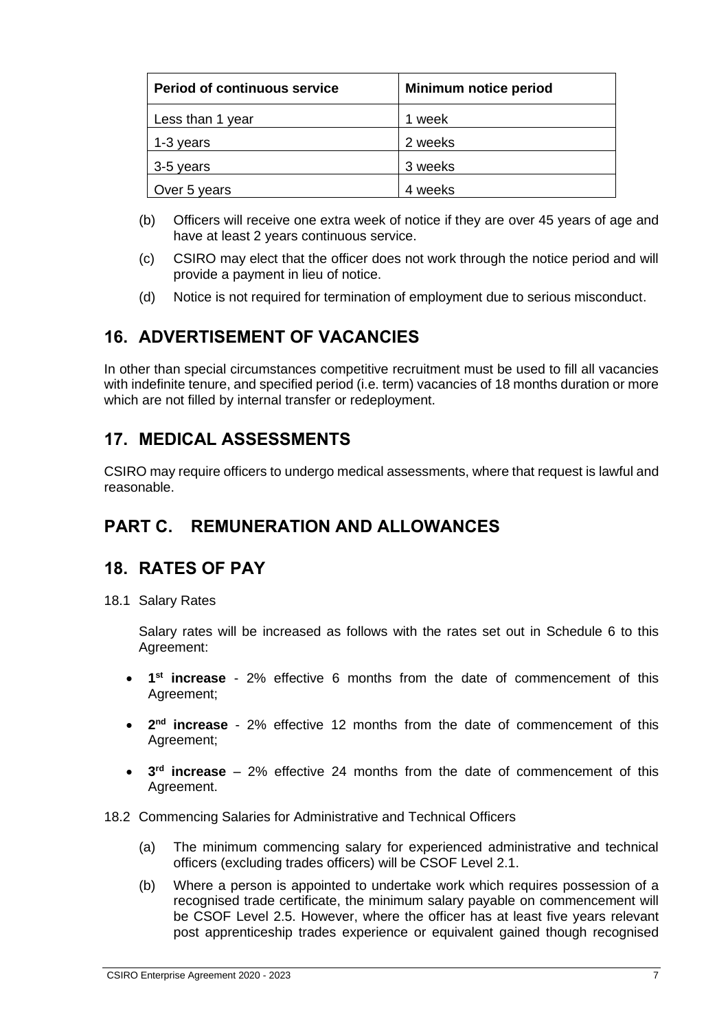| Period of continuous service | Minimum notice period |
|---|---|
| Less than 1 year | 1 week |
| 1-3 years | 2 weeks |
| 3-5 years | 3 weeks |
| Over 5 years | 4 weeks |

(b) Officers will receive one extra week of notice if they are over 45 years of age and have at least 2 years continuous service.

(c) CSIRO may elect that the officer does not work through the notice period and will provide a payment in lieu of notice.

(d) Notice is not required for termination of employment due to serious misconduct.

## 16. ADVERTISEMENT OF VACANCIES

In other than special circumstances competitive recruitment must be used to fill all vacancies with indefinite tenure, and specified period (i.e. term) vacancies of 18 months duration or more which are not filled by internal transfer or redeployment.

## 17. MEDICAL ASSESSMENTS

CSIRO may require officers to undergo medical assessments, where that request is lawful and reasonable.

# PART C. REMUNERATION AND ALLOWANCES

## 18. RATES OF PAY

18.1 Salary Rates

Salary rates will be increased as follows with the rates set out in Schedule 6 to this Agreement:

- **1st increase** - 2% effective 6 months from the date of commencement of this Agreement;
- **2nd increase** - 2% effective 12 months from the date of commencement of this Agreement;
- **3rd increase** – 2% effective 24 months from the date of commencement of this Agreement.

18.2 Commencing Salaries for Administrative and Technical Officers

(a) The minimum commencing salary for experienced administrative and technical officers (excluding trades officers) will be CSOF Level 2.1.

(b) Where a person is appointed to undertake work which requires possession of a recognised trade certificate, the minimum salary payable on commencement will be CSOF Level 2.5. However, where the officer has at least five years relevant post apprenticeship trades experience or equivalent gained though recognised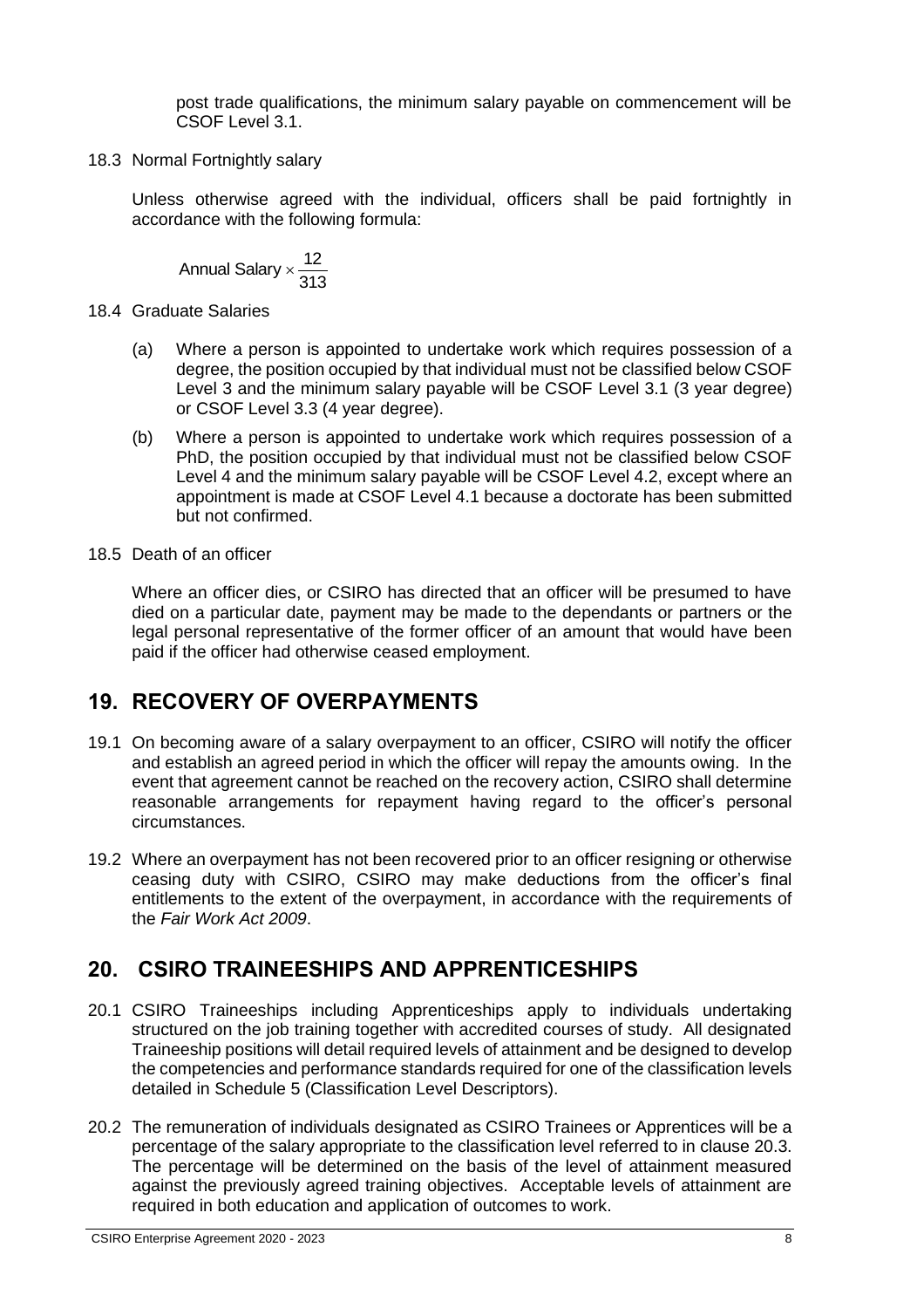post trade qualifications, the minimum salary payable on commencement will be CSOF Level 3.1.

18.3 Normal Fortnightly salary

Unless otherwise agreed with the individual, officers shall be paid fortnightly in accordance with the following formula:

$$\text{Annual Salary} \times \frac{12}{313}$$

18.4 Graduate Salaries

(a) Where a person is appointed to undertake work which requires possession of a degree, the position occupied by that individual must not be classified below CSOF Level 3 and the minimum salary payable will be CSOF Level 3.1 (3 year degree) or CSOF Level 3.3 (4 year degree).

(b) Where a person is appointed to undertake work which requires possession of a PhD, the position occupied by that individual must not be classified below CSOF Level 4 and the minimum salary payable will be CSOF Level 4.2, except where an appointment is made at CSOF Level 4.1 because a doctorate has been submitted but not confirmed.

18.5 Death of an officer

Where an officer dies, or CSIRO has directed that an officer will be presumed to have died on a particular date, payment may be made to the dependants or partners or the legal personal representative of the former officer of an amount that would have been paid if the officer had otherwise ceased employment.

## 19. RECOVERY OF OVERPAYMENTS

19.1 On becoming aware of a salary overpayment to an officer, CSIRO will notify the officer and establish an agreed period in which the officer will repay the amounts owing. In the event that agreement cannot be reached on the recovery action, CSIRO shall determine reasonable arrangements for repayment having regard to the officer's personal circumstances.

19.2 Where an overpayment has not been recovered prior to an officer resigning or otherwise ceasing duty with CSIRO, CSIRO may make deductions from the officer's final entitlements to the extent of the overpayment, in accordance with the requirements of the *Fair Work Act 2009*.

## 20. CSIRO TRAINEESHIPS AND APPRENTICESHIPS

20.1 CSIRO Traineeships including Apprenticeships apply to individuals undertaking structured on the job training together with accredited courses of study. All designated Traineeship positions will detail required levels of attainment and be designed to develop the competencies and performance standards required for one of the classification levels detailed in Schedule 5 (Classification Level Descriptors).

20.2 The remuneration of individuals designated as CSIRO Trainees or Apprentices will be a percentage of the salary appropriate to the classification level referred to in clause 20.3. The percentage will be determined on the basis of the level of attainment measured against the previously agreed training objectives. Acceptable levels of attainment are required in both education and application of outcomes to work.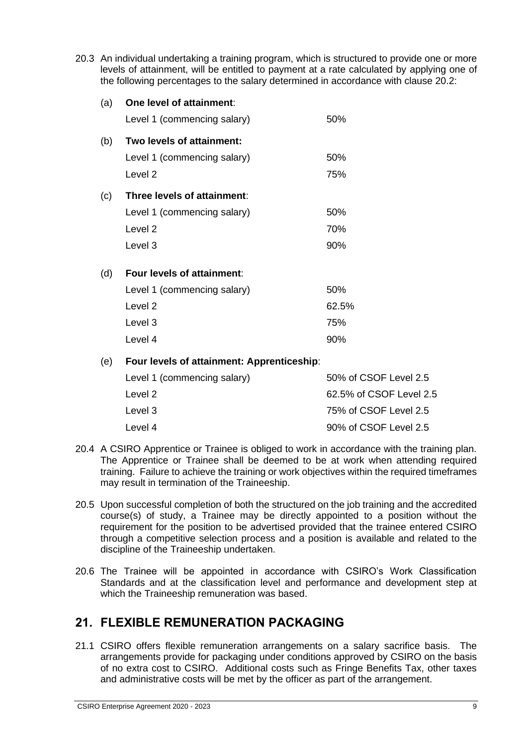20.3 An individual undertaking a training program, which is structured to provide one or more levels of attainment, will be entitled to payment at a rate calculated by applying one of the following percentages to the salary determined in accordance with clause 20.2:

(a) **One level of attainment**:

| | |
|---|---|
| Level 1 (commencing salary) | 50% |

(b) **Two levels of attainment:**

| | |
|---|---|
| Level 1 (commencing salary) | 50% |
| Level 2 | 75% |

(c) **Three levels of attainment**:

| | |
|---|---|
| Level 1 (commencing salary) | 50% |
| Level 2 | 70% |
| Level 3 | 90% |

(d) **Four levels of attainment**:

| | |
|---|---|
| Level 1 (commencing salary) | 50% |
| Level 2 | 62.5% |
| Level 3 | 75% |
| Level 4 | 90% |

(e) **Four levels of attainment: Apprenticeship**:

| | |
|---|---|
| Level 1 (commencing salary) | 50% of CSOF Level 2.5 |
| Level 2 | 62.5% of CSOF Level 2.5 |
| Level 3 | 75% of CSOF Level 2.5 |
| Level 4 | 90% of CSOF Level 2.5 |

20.4 A CSIRO Apprentice or Trainee is obliged to work in accordance with the training plan. The Apprentice or Trainee shall be deemed to be at work when attending required training. Failure to achieve the training or work objectives within the required timeframes may result in termination of the Traineeship.

20.5 Upon successful completion of both the structured on the job training and the accredited course(s) of study, a Trainee may be directly appointed to a position without the requirement for the position to be advertised provided that the trainee entered CSIRO through a competitive selection process and a position is available and related to the discipline of the Traineeship undertaken.

20.6 The Trainee will be appointed in accordance with CSIRO's Work Classification Standards and at the classification level and performance and development step at which the Traineeship remuneration was based.

## 21. FLEXIBLE REMUNERATION PACKAGING

21.1 CSIRO offers flexible remuneration arrangements on a salary sacrifice basis. The arrangements provide for packaging under conditions approved by CSIRO on the basis of no extra cost to CSIRO. Additional costs such as Fringe Benefits Tax, other taxes and administrative costs will be met by the officer as part of the arrangement.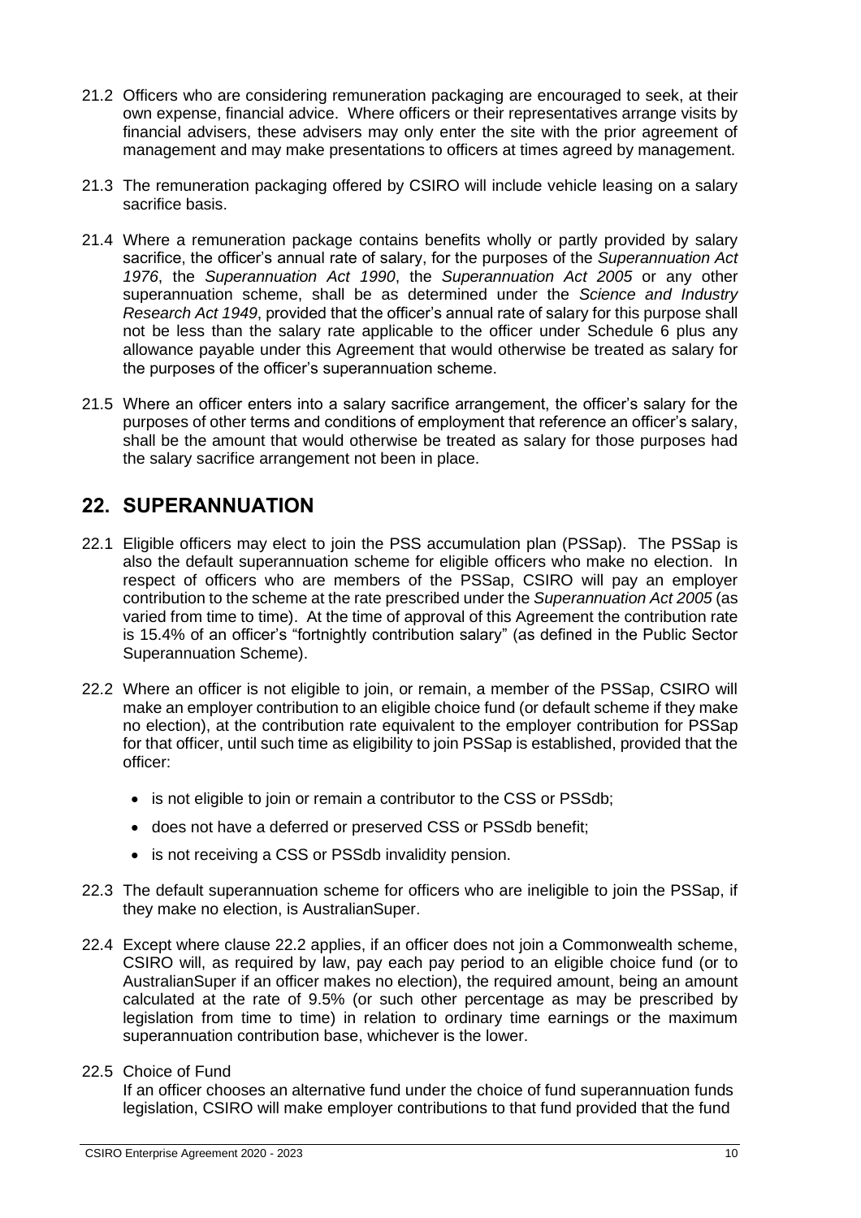21.2 Officers who are considering remuneration packaging are encouraged to seek, at their own expense, financial advice. Where officers or their representatives arrange visits by financial advisers, these advisers may only enter the site with the prior agreement of management and may make presentations to officers at times agreed by management.

21.3 The remuneration packaging offered by CSIRO will include vehicle leasing on a salary sacrifice basis.

21.4 Where a remuneration package contains benefits wholly or partly provided by salary sacrifice, the officer's annual rate of salary, for the purposes of the *Superannuation Act 1976*, the *Superannuation Act 1990*, the *Superannuation Act 2005* or any other superannuation scheme, shall be as determined under the *Science and Industry Research Act 1949*, provided that the officer's annual rate of salary for this purpose shall not be less than the salary rate applicable to the officer under Schedule 6 plus any allowance payable under this Agreement that would otherwise be treated as salary for the purposes of the officer's superannuation scheme.

21.5 Where an officer enters into a salary sacrifice arrangement, the officer's salary for the purposes of other terms and conditions of employment that reference an officer's salary, shall be the amount that would otherwise be treated as salary for those purposes had the salary sacrifice arrangement not been in place.

## 22. SUPERANNUATION

22.1 Eligible officers may elect to join the PSS accumulation plan (PSSap). The PSSap is also the default superannuation scheme for eligible officers who make no election. In respect of officers who are members of the PSSap, CSIRO will pay an employer contribution to the scheme at the rate prescribed under the *Superannuation Act 2005* (as varied from time to time). At the time of approval of this Agreement the contribution rate is 15.4% of an officer's "fortnightly contribution salary" (as defined in the Public Sector Superannuation Scheme).

22.2 Where an officer is not eligible to join, or remain, a member of the PSSap, CSIRO will make an employer contribution to an eligible choice fund (or default scheme if they make no election), at the contribution rate equivalent to the employer contribution for PSSap for that officer, until such time as eligibility to join PSSap is established, provided that the officer:

- is not eligible to join or remain a contributor to the CSS or PSSdb;
- does not have a deferred or preserved CSS or PSSdb benefit;
- is not receiving a CSS or PSSdb invalidity pension.

22.3 The default superannuation scheme for officers who are ineligible to join the PSSap, if they make no election, is AustralianSuper.

22.4 Except where clause 22.2 applies, if an officer does not join a Commonwealth scheme, CSIRO will, as required by law, pay each pay period to an eligible choice fund (or to AustralianSuper if an officer makes no election), the required amount, being an amount calculated at the rate of 9.5% (or such other percentage as may be prescribed by legislation from time to time) in relation to ordinary time earnings or the maximum superannuation contribution base, whichever is the lower.

22.5 Choice of Fund

If an officer chooses an alternative fund under the choice of fund superannuation funds legislation, CSIRO will make employer contributions to that fund provided that the fund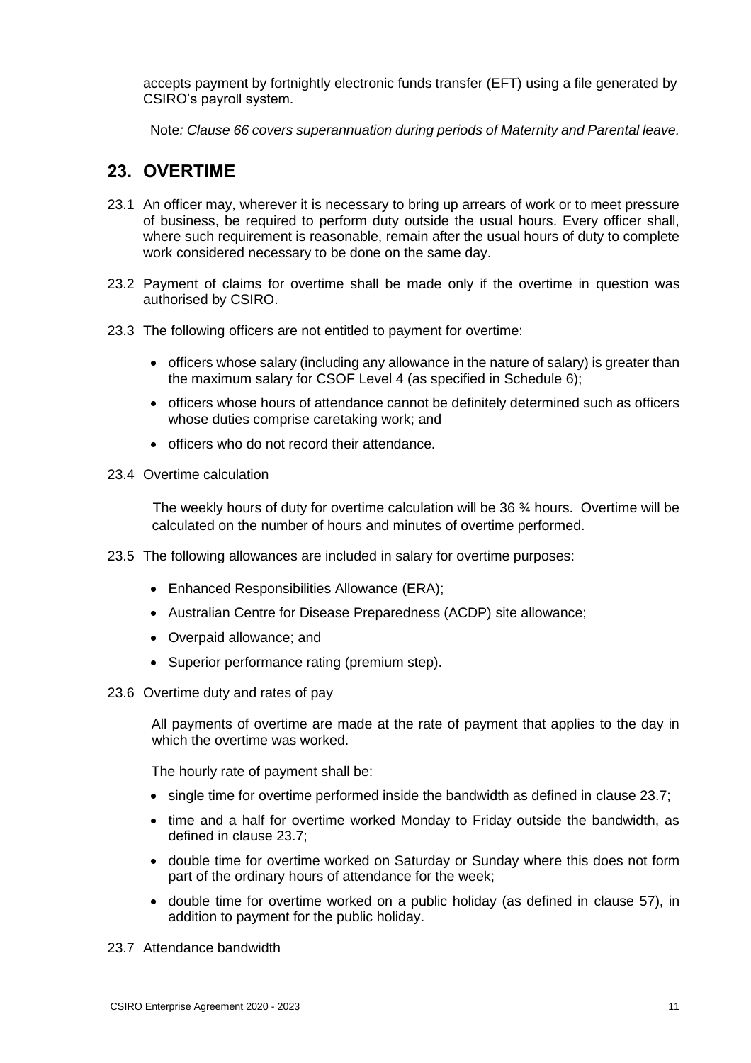accepts payment by fortnightly electronic funds transfer (EFT) using a file generated by CSIRO's payroll system.

Note*: Clause 66 covers superannuation during periods of Maternity and Parental leave.*

## 23. OVERTIME

23.1 An officer may, wherever it is necessary to bring up arrears of work or to meet pressure of business, be required to perform duty outside the usual hours. Every officer shall, where such requirement is reasonable, remain after the usual hours of duty to complete work considered necessary to be done on the same day.

23.2 Payment of claims for overtime shall be made only if the overtime in question was authorised by CSIRO.

23.3 The following officers are not entitled to payment for overtime:

- officers whose salary (including any allowance in the nature of salary) is greater than the maximum salary for CSOF Level 4 (as specified in Schedule 6);
- officers whose hours of attendance cannot be definitely determined such as officers whose duties comprise caretaking work; and
- officers who do not record their attendance.

23.4 Overtime calculation

The weekly hours of duty for overtime calculation will be 36 ¾ hours. Overtime will be calculated on the number of hours and minutes of overtime performed.

23.5 The following allowances are included in salary for overtime purposes:

- Enhanced Responsibilities Allowance (ERA);
- Australian Centre for Disease Preparedness (ACDP) site allowance;
- Overpaid allowance; and
- Superior performance rating (premium step).

23.6 Overtime duty and rates of pay

All payments of overtime are made at the rate of payment that applies to the day in which the overtime was worked.

The hourly rate of payment shall be:

- single time for overtime performed inside the bandwidth as defined in clause 23.7;
- time and a half for overtime worked Monday to Friday outside the bandwidth, as defined in clause 23.7;
- double time for overtime worked on Saturday or Sunday where this does not form part of the ordinary hours of attendance for the week;
- double time for overtime worked on a public holiday (as defined in clause 57), in addition to payment for the public holiday.

23.7 Attendance bandwidth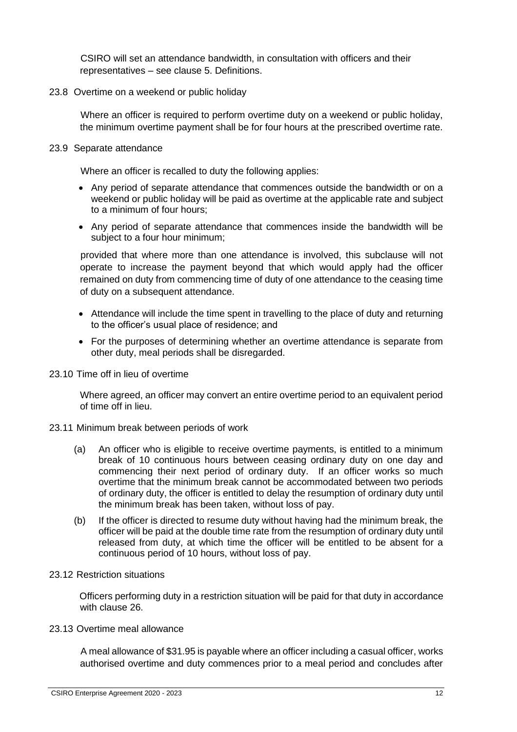CSIRO will set an attendance bandwidth, in consultation with officers and their representatives – see clause 5. Definitions.

### 23.8 Overtime on a weekend or public holiday

Where an officer is required to perform overtime duty on a weekend or public holiday, the minimum overtime payment shall be for four hours at the prescribed overtime rate.

### 23.9 Separate attendance

Where an officer is recalled to duty the following applies:

- Any period of separate attendance that commences outside the bandwidth or on a weekend or public holiday will be paid as overtime at the applicable rate and subject to a minimum of four hours;
- Any period of separate attendance that commences inside the bandwidth will be subject to a four hour minimum;

provided that where more than one attendance is involved, this subclause will not operate to increase the payment beyond that which would apply had the officer remained on duty from commencing time of duty of one attendance to the ceasing time of duty on a subsequent attendance.

- Attendance will include the time spent in travelling to the place of duty and returning to the officer's usual place of residence; and
- For the purposes of determining whether an overtime attendance is separate from other duty, meal periods shall be disregarded.

### 23.10 Time off in lieu of overtime

Where agreed, an officer may convert an entire overtime period to an equivalent period of time off in lieu.

### 23.11 Minimum break between periods of work

(a) An officer who is eligible to receive overtime payments, is entitled to a minimum break of 10 continuous hours between ceasing ordinary duty on one day and commencing their next period of ordinary duty. If an officer works so much overtime that the minimum break cannot be accommodated between two periods of ordinary duty, the officer is entitled to delay the resumption of ordinary duty until the minimum break has been taken, without loss of pay.

(b) If the officer is directed to resume duty without having had the minimum break, the officer will be paid at the double time rate from the resumption of ordinary duty until released from duty, at which time the officer will be entitled to be absent for a continuous period of 10 hours, without loss of pay.

### 23.12 Restriction situations

Officers performing duty in a restriction situation will be paid for that duty in accordance with clause 26.

### 23.13 Overtime meal allowance

A meal allowance of $31.95 is payable where an officer including a casual officer, works authorised overtime and duty commences prior to a meal period and concludes after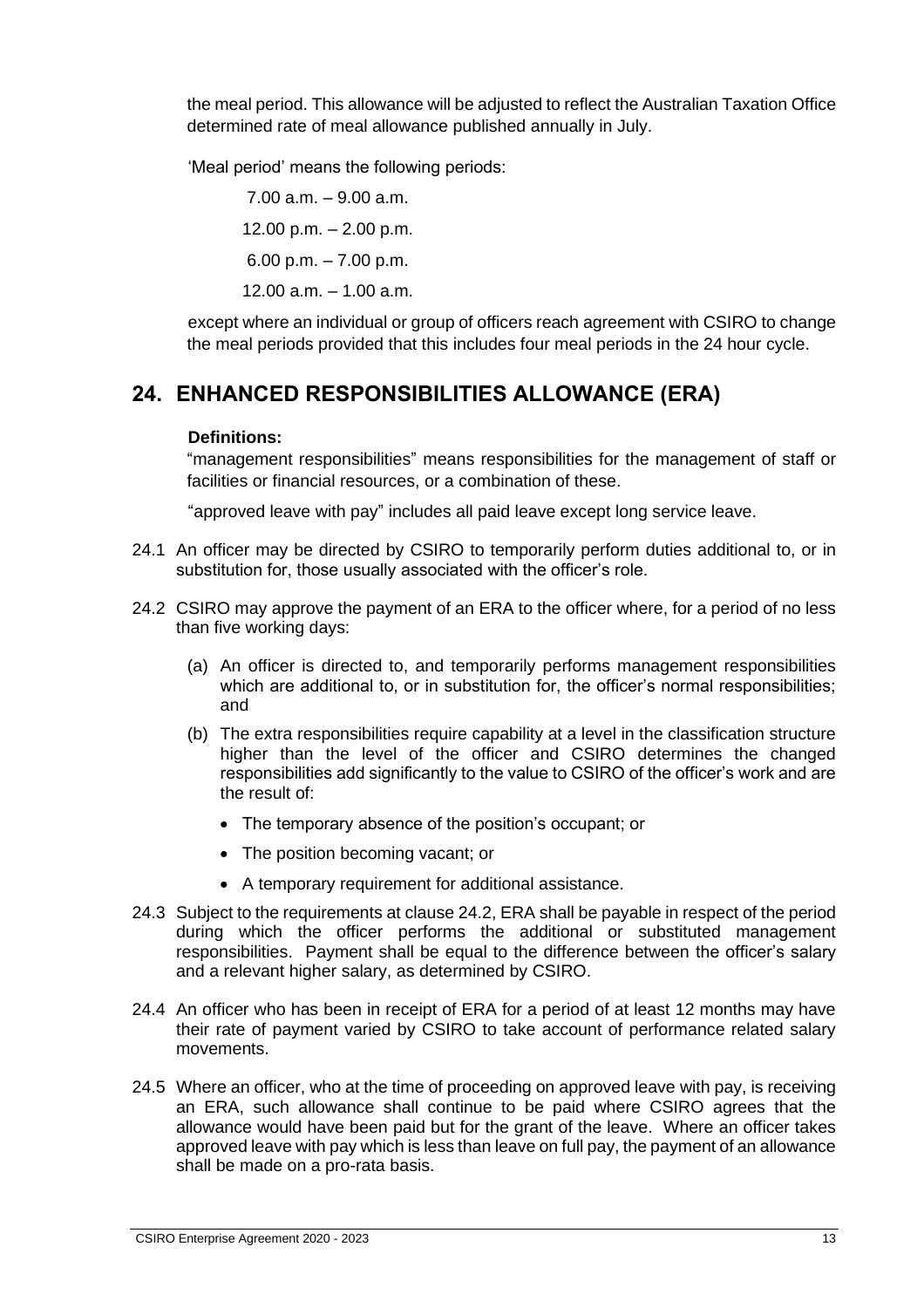the meal period. This allowance will be adjusted to reflect the Australian Taxation Office determined rate of meal allowance published annually in July.

'Meal period' means the following periods:

7.00 a.m. – 9.00 a.m.

12.00 p.m. – 2.00 p.m.

6.00 p.m. – 7.00 p.m.

12.00 a.m. – 1.00 a.m.

except where an individual or group of officers reach agreement with CSIRO to change the meal periods provided that this includes four meal periods in the 24 hour cycle.

## 24. ENHANCED RESPONSIBILITIES ALLOWANCE (ERA)

**Definitions:**

"management responsibilities" means responsibilities for the management of staff or facilities or financial resources, or a combination of these.

"approved leave with pay" includes all paid leave except long service leave.

24.1 An officer may be directed by CSIRO to temporarily perform duties additional to, or in substitution for, those usually associated with the officer's role.

24.2 CSIRO may approve the payment of an ERA to the officer where, for a period of no less than five working days:

(a) An officer is directed to, and temporarily performs management responsibilities which are additional to, or in substitution for, the officer's normal responsibilities; and

(b) The extra responsibilities require capability at a level in the classification structure higher than the level of the officer and CSIRO determines the changed responsibilities add significantly to the value to CSIRO of the officer's work and are the result of:

- The temporary absence of the position's occupant; or
- The position becoming vacant; or
- A temporary requirement for additional assistance.

24.3 Subject to the requirements at clause 24.2, ERA shall be payable in respect of the period during which the officer performs the additional or substituted management responsibilities. Payment shall be equal to the difference between the officer's salary and a relevant higher salary, as determined by CSIRO.

24.4 An officer who has been in receipt of ERA for a period of at least 12 months may have their rate of payment varied by CSIRO to take account of performance related salary movements.

24.5 Where an officer, who at the time of proceeding on approved leave with pay, is receiving an ERA, such allowance shall continue to be paid where CSIRO agrees that the allowance would have been paid but for the grant of the leave. Where an officer takes approved leave with pay which is less than leave on full pay, the payment of an allowance shall be made on a pro-rata basis.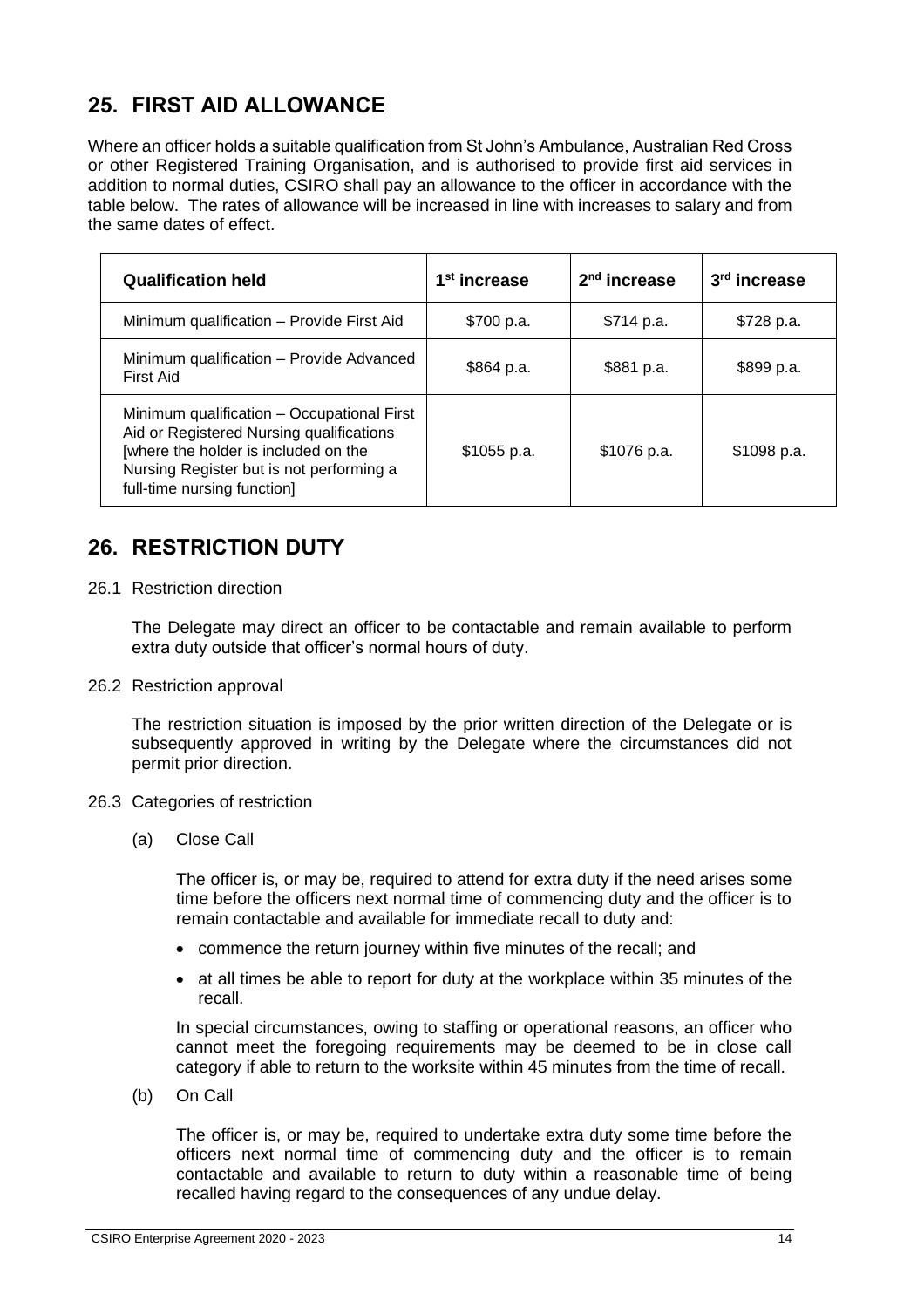## 25. FIRST AID ALLOWANCE

Where an officer holds a suitable qualification from St John's Ambulance, Australian Red Cross or other Registered Training Organisation, and is authorised to provide first aid services in addition to normal duties, CSIRO shall pay an allowance to the officer in accordance with the table below. The rates of allowance will be increased in line with increases to salary and from the same dates of effect.

| Qualification held | 1st increase | 2nd increase | 3rd increase |
|---|---|---|---|
| Minimum qualification – Provide First Aid | \$700 p.a. | \$714 p.a. | \$728 p.a. |
| Minimum qualification – Provide Advanced First Aid | \$864 p.a. | \$881 p.a. | \$899 p.a. |
| Minimum qualification – Occupational First Aid or Registered Nursing qualifications [where the holder is included on the Nursing Register but is not performing a full-time nursing function] | \$1055 p.a. | \$1076 p.a. | \$1098 p.a. |

## 26. RESTRICTION DUTY

26.1 Restriction direction

The Delegate may direct an officer to be contactable and remain available to perform extra duty outside that officer's normal hours of duty.

26.2 Restriction approval

The restriction situation is imposed by the prior written direction of the Delegate or is subsequently approved in writing by the Delegate where the circumstances did not permit prior direction.

26.3 Categories of restriction

(a) Close Call

The officer is, or may be, required to attend for extra duty if the need arises some time before the officers next normal time of commencing duty and the officer is to remain contactable and available for immediate recall to duty and:

- commence the return journey within five minutes of the recall; and
- at all times be able to report for duty at the workplace within 35 minutes of the recall.

In special circumstances, owing to staffing or operational reasons, an officer who cannot meet the foregoing requirements may be deemed to be in close call category if able to return to the worksite within 45 minutes from the time of recall.

(b) On Call

The officer is, or may be, required to undertake extra duty some time before the officers next normal time of commencing duty and the officer is to remain contactable and available to return to duty within a reasonable time of being recalled having regard to the consequences of any undue delay.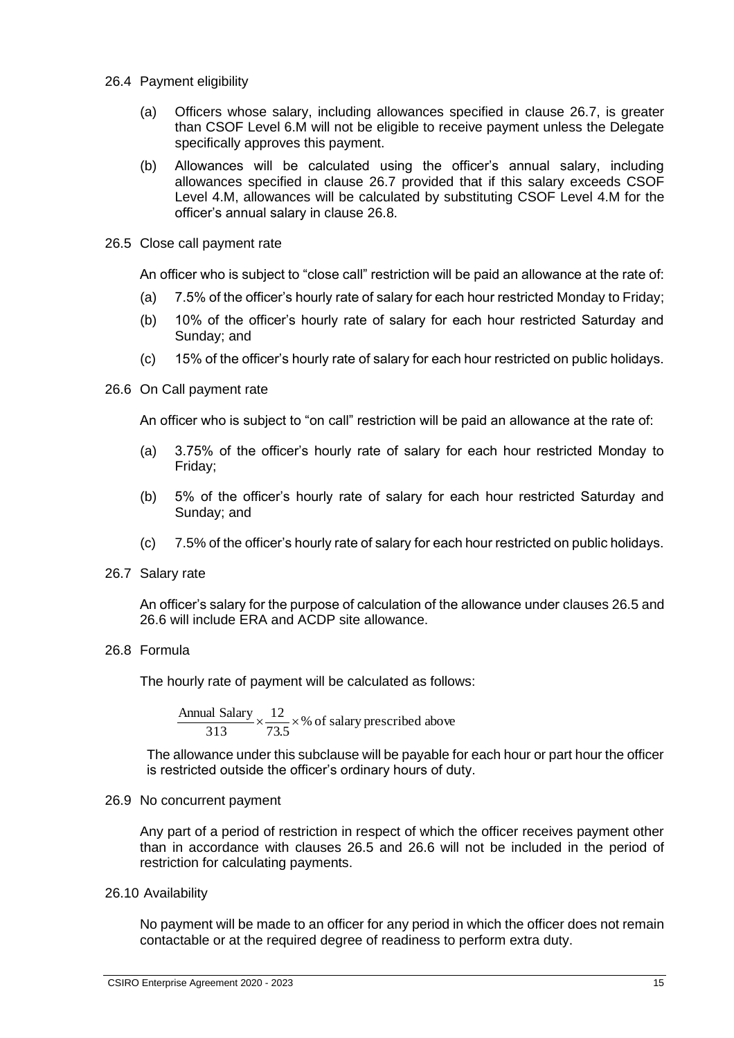26.4 Payment eligibility

(a) Officers whose salary, including allowances specified in clause 26.7, is greater than CSOF Level 6.M will not be eligible to receive payment unless the Delegate specifically approves this payment.

(b) Allowances will be calculated using the officer's annual salary, including allowances specified in clause 26.7 provided that if this salary exceeds CSOF Level 4.M, allowances will be calculated by substituting CSOF Level 4.M for the officer's annual salary in clause 26.8.

26.5 Close call payment rate

An officer who is subject to "close call" restriction will be paid an allowance at the rate of:

(a) 7.5% of the officer's hourly rate of salary for each hour restricted Monday to Friday;

(b) 10% of the officer's hourly rate of salary for each hour restricted Saturday and Sunday; and

(c) 15% of the officer's hourly rate of salary for each hour restricted on public holidays.

26.6 On Call payment rate

An officer who is subject to "on call" restriction will be paid an allowance at the rate of:

(a) 3.75% of the officer's hourly rate of salary for each hour restricted Monday to Friday;

(b) 5% of the officer's hourly rate of salary for each hour restricted Saturday and Sunday; and

(c) 7.5% of the officer's hourly rate of salary for each hour restricted on public holidays.

26.7 Salary rate

An officer's salary for the purpose of calculation of the allowance under clauses 26.5 and 26.6 will include ERA and ACDP site allowance.

26.8 Formula

The hourly rate of payment will be calculated as follows:

$$\frac{\text{Annual Salary}}{313} \times \frac{12}{73.5} \times \% \text{ of salary prescribed above}$$

The allowance under this subclause will be payable for each hour or part hour the officer is restricted outside the officer's ordinary hours of duty.

26.9 No concurrent payment

Any part of a period of restriction in respect of which the officer receives payment other than in accordance with clauses 26.5 and 26.6 will not be included in the period of restriction for calculating payments.

26.10 Availability

No payment will be made to an officer for any period in which the officer does not remain contactable or at the required degree of readiness to perform extra duty.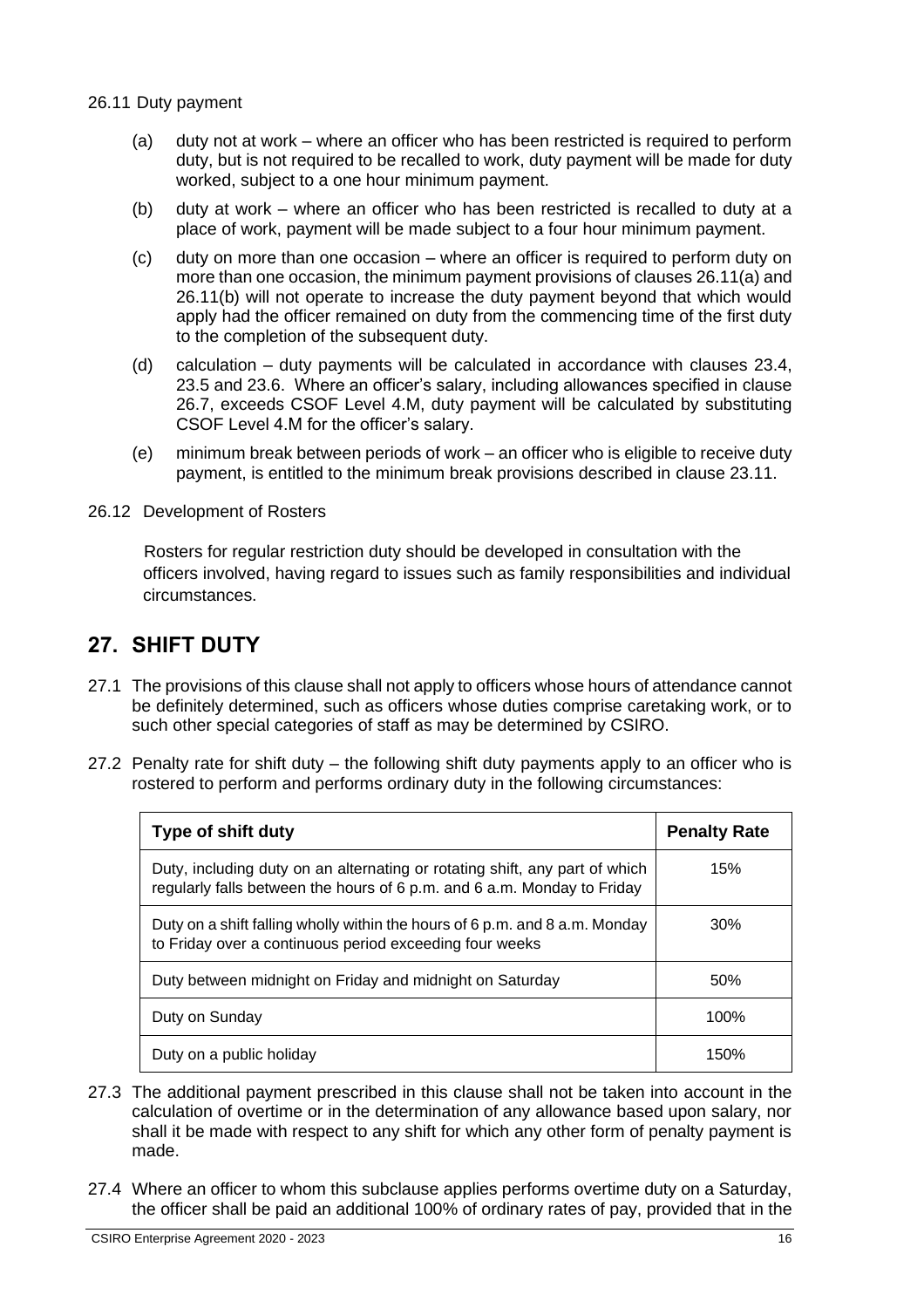26.11 Duty payment

(a) duty not at work – where an officer who has been restricted is required to perform duty, but is not required to be recalled to work, duty payment will be made for duty worked, subject to a one hour minimum payment.

(b) duty at work – where an officer who has been restricted is recalled to duty at a place of work, payment will be made subject to a four hour minimum payment.

(c) duty on more than one occasion – where an officer is required to perform duty on more than one occasion, the minimum payment provisions of clauses 26.11(a) and 26.11(b) will not operate to increase the duty payment beyond that which would apply had the officer remained on duty from the commencing time of the first duty to the completion of the subsequent duty.

(d) calculation – duty payments will be calculated in accordance with clauses 23.4, 23.5 and 23.6. Where an officer's salary, including allowances specified in clause 26.7, exceeds CSOF Level 4.M, duty payment will be calculated by substituting CSOF Level 4.M for the officer's salary.

(e) minimum break between periods of work – an officer who is eligible to receive duty payment, is entitled to the minimum break provisions described in clause 23.11.

26.12 Development of Rosters

Rosters for regular restriction duty should be developed in consultation with the officers involved, having regard to issues such as family responsibilities and individual circumstances.

## 27. SHIFT DUTY

27.1 The provisions of this clause shall not apply to officers whose hours of attendance cannot be definitely determined, such as officers whose duties comprise caretaking work, or to such other special categories of staff as may be determined by CSIRO.

27.2 Penalty rate for shift duty – the following shift duty payments apply to an officer who is rostered to perform and performs ordinary duty in the following circumstances:

| Type of shift duty | Penalty Rate |
|---|---|
| Duty, including duty on an alternating or rotating shift, any part of which regularly falls between the hours of 6 p.m. and 6 a.m. Monday to Friday | 15% |
| Duty on a shift falling wholly within the hours of 6 p.m. and 8 a.m. Monday to Friday over a continuous period exceeding four weeks | 30% |
| Duty between midnight on Friday and midnight on Saturday | 50% |
| Duty on Sunday | 100% |
| Duty on a public holiday | 150% |

27.3 The additional payment prescribed in this clause shall not be taken into account in the calculation of overtime or in the determination of any allowance based upon salary, nor shall it be made with respect to any shift for which any other form of penalty payment is made.

27.4 Where an officer to whom this subclause applies performs overtime duty on a Saturday, the officer shall be paid an additional 100% of ordinary rates of pay, provided that in the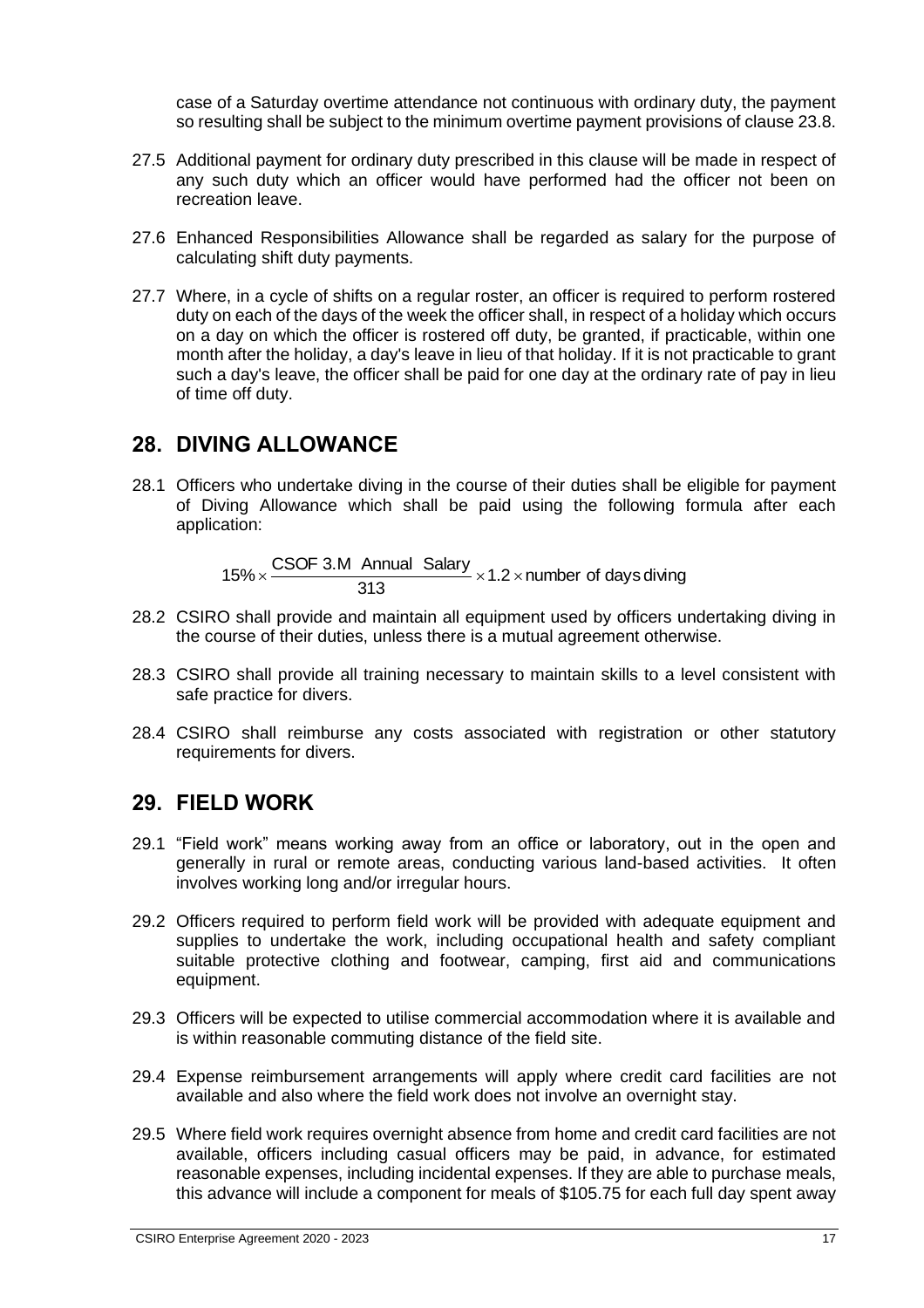case of a Saturday overtime attendance not continuous with ordinary duty, the payment so resulting shall be subject to the minimum overtime payment provisions of clause 23.8.

27.5 Additional payment for ordinary duty prescribed in this clause will be made in respect of any such duty which an officer would have performed had the officer not been on recreation leave.

27.6 Enhanced Responsibilities Allowance shall be regarded as salary for the purpose of calculating shift duty payments.

27.7 Where, in a cycle of shifts on a regular roster, an officer is required to perform rostered duty on each of the days of the week the officer shall, in respect of a holiday which occurs on a day on which the officer is rostered off duty, be granted, if practicable, within one month after the holiday, a day's leave in lieu of that holiday. If it is not practicable to grant such a day's leave, the officer shall be paid for one day at the ordinary rate of pay in lieu of time off duty.

## 28. DIVING ALLOWANCE

28.1 Officers who undertake diving in the course of their duties shall be eligible for payment of Diving Allowance which shall be paid using the following formula after each application:

$$15\% \times \frac{\text{CSOF 3.M Annual Salary}}{313} \times 1.2 \times \text{number of days diving}$$

28.2 CSIRO shall provide and maintain all equipment used by officers undertaking diving in the course of their duties, unless there is a mutual agreement otherwise.

28.3 CSIRO shall provide all training necessary to maintain skills to a level consistent with safe practice for divers.

28.4 CSIRO shall reimburse any costs associated with registration or other statutory requirements for divers.

## 29. FIELD WORK

29.1 "Field work" means working away from an office or laboratory, out in the open and generally in rural or remote areas, conducting various land-based activities. It often involves working long and/or irregular hours.

29.2 Officers required to perform field work will be provided with adequate equipment and supplies to undertake the work, including occupational health and safety compliant suitable protective clothing and footwear, camping, first aid and communications equipment.

29.3 Officers will be expected to utilise commercial accommodation where it is available and is within reasonable commuting distance of the field site.

29.4 Expense reimbursement arrangements will apply where credit card facilities are not available and also where the field work does not involve an overnight stay.

29.5 Where field work requires overnight absence from home and credit card facilities are not available, officers including casual officers may be paid, in advance, for estimated reasonable expenses, including incidental expenses. If they are able to purchase meals, this advance will include a component for meals of $105.75 for each full day spent away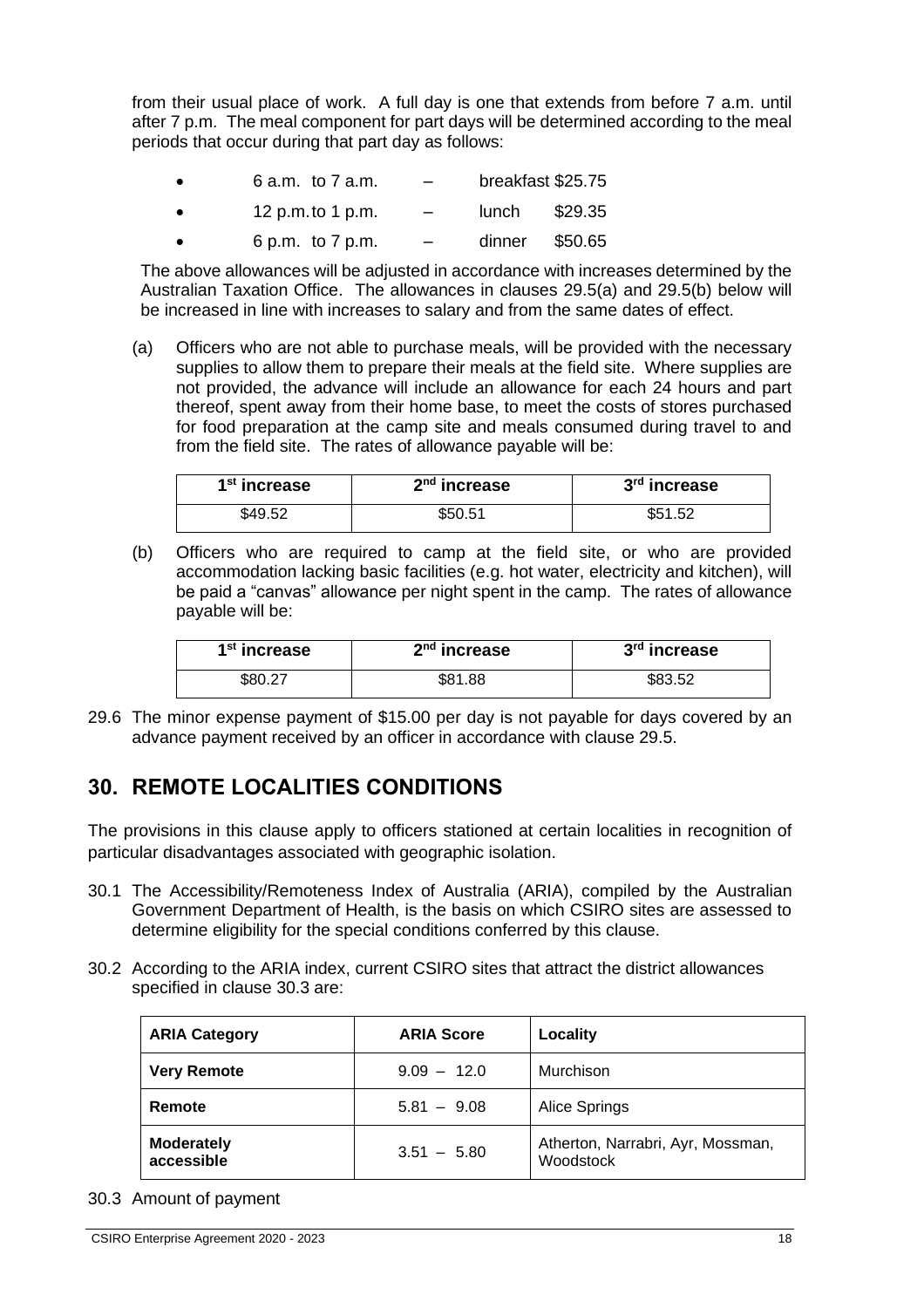from their usual place of work. A full day is one that extends from before 7 a.m. until after 7 p.m. The meal component for part days will be determined according to the meal periods that occur during that part day as follows:

- 6 a.m. to 7 a.m. – breakfast $25.75
- 12 p.m. to 1 p.m. – lunch $29.35
- 6 p.m. to 7 p.m. – dinner $50.65

The above allowances will be adjusted in accordance with increases determined by the Australian Taxation Office. The allowances in clauses 29.5(a) and 29.5(b) below will be increased in line with increases to salary and from the same dates of effect.

(a) Officers who are not able to purchase meals, will be provided with the necessary supplies to allow them to prepare their meals at the field site. Where supplies are not provided, the advance will include an allowance for each 24 hours and part thereof, spent away from their home base, to meet the costs of stores purchased for food preparation at the camp site and meals consumed during travel to and from the field site. The rates of allowance payable will be:

| 1st increase | 2nd increase | 3rd increase |
|---|---|---|
| $49.52 | $50.51 | $51.52 |

(b) Officers who are required to camp at the field site, or who are provided accommodation lacking basic facilities (e.g. hot water, electricity and kitchen), will be paid a "canvas" allowance per night spent in the camp. The rates of allowance payable will be:

| 1st increase | 2nd increase | 3rd increase |
|---|---|---|
| $80.27 | $81.88 | $83.52 |

29.6 The minor expense payment of $15.00 per day is not payable for days covered by an advance payment received by an officer in accordance with clause 29.5.

## 30. REMOTE LOCALITIES CONDITIONS

The provisions in this clause apply to officers stationed at certain localities in recognition of particular disadvantages associated with geographic isolation.

30.1 The Accessibility/Remoteness Index of Australia (ARIA), compiled by the Australian Government Department of Health, is the basis on which CSIRO sites are assessed to determine eligibility for the special conditions conferred by this clause.

30.2 According to the ARIA index, current CSIRO sites that attract the district allowances specified in clause 30.3 are:

| ARIA Category | ARIA Score | Locality |
|---|---|---|
| **Very Remote** | 9.09 – 12.0 | Murchison |
| **Remote** | 5.81 – 9.08 | Alice Springs |
| **Moderately accessible** | 3.51 – 5.80 | Atherton, Narrabri, Ayr, Mossman, Woodstock |

30.3 Amount of payment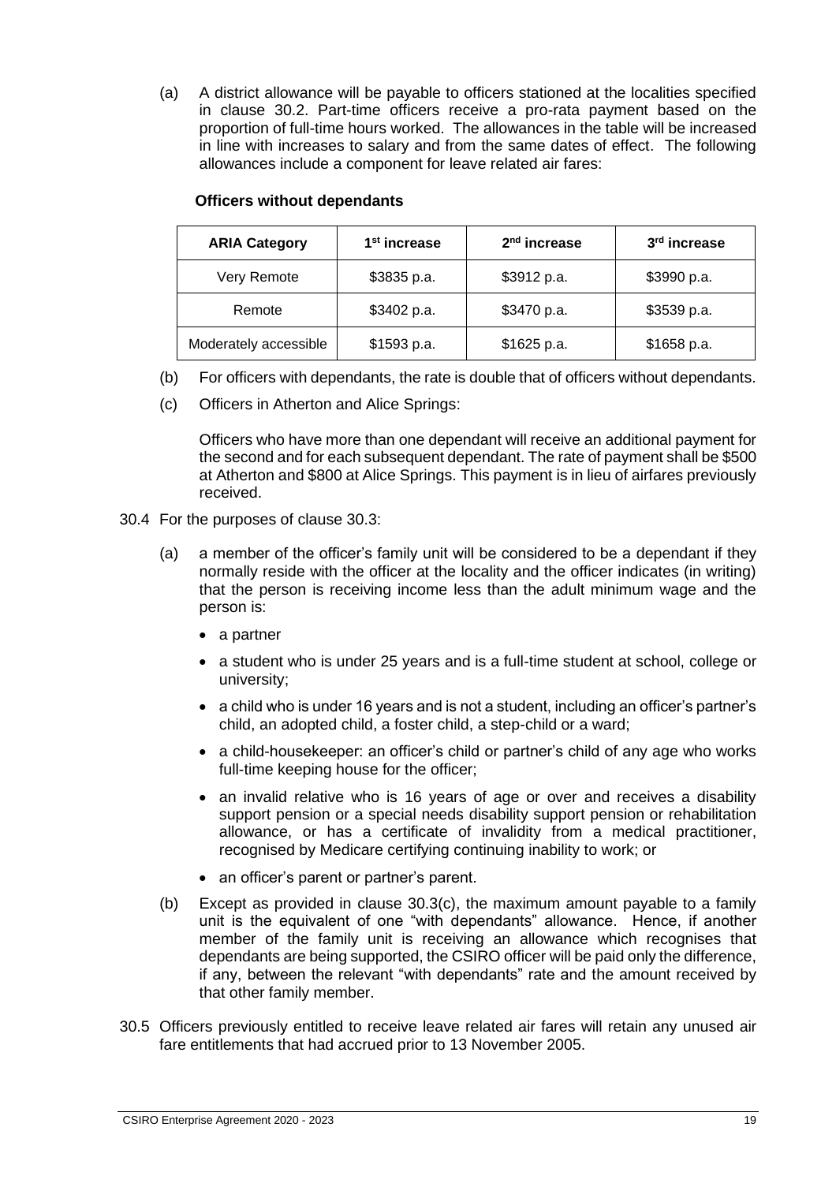(a) A district allowance will be payable to officers stationed at the localities specified in clause 30.2. Part-time officers receive a pro-rata payment based on the proportion of full-time hours worked. The allowances in the table will be increased in line with increases to salary and from the same dates of effect. The following allowances include a component for leave related air fares:

**Officers without dependants**

| ARIA Category | 1st increase | 2nd increase | 3rd increase |
|---|---|---|---|
| Very Remote | $3835 p.a. | $3912 p.a. | $3990 p.a. |
| Remote | $3402 p.a. | $3470 p.a. | $3539 p.a. |
| Moderately accessible | $1593 p.a. | $1625 p.a. | $1658 p.a. |

(b) For officers with dependants, the rate is double that of officers without dependants.

(c) Officers in Atherton and Alice Springs:

Officers who have more than one dependant will receive an additional payment for the second and for each subsequent dependant. The rate of payment shall be $500 at Atherton and $800 at Alice Springs. This payment is in lieu of airfares previously received.

30.4 For the purposes of clause 30.3:

(a) a member of the officer's family unit will be considered to be a dependant if they normally reside with the officer at the locality and the officer indicates (in writing) that the person is receiving income less than the adult minimum wage and the person is:

- a partner
- a student who is under 25 years and is a full-time student at school, college or university;
- a child who is under 16 years and is not a student, including an officer's partner's child, an adopted child, a foster child, a step-child or a ward;
- a child-housekeeper: an officer's child or partner's child of any age who works full-time keeping house for the officer;
- an invalid relative who is 16 years of age or over and receives a disability support pension or a special needs disability support pension or rehabilitation allowance, or has a certificate of invalidity from a medical practitioner, recognised by Medicare certifying continuing inability to work; or
- an officer's parent or partner's parent.

(b) Except as provided in clause 30.3(c), the maximum amount payable to a family unit is the equivalent of one "with dependants" allowance. Hence, if another member of the family unit is receiving an allowance which recognises that dependants are being supported, the CSIRO officer will be paid only the difference, if any, between the relevant "with dependants" rate and the amount received by that other family member.

30.5 Officers previously entitled to receive leave related air fares will retain any unused air fare entitlements that had accrued prior to 13 November 2005.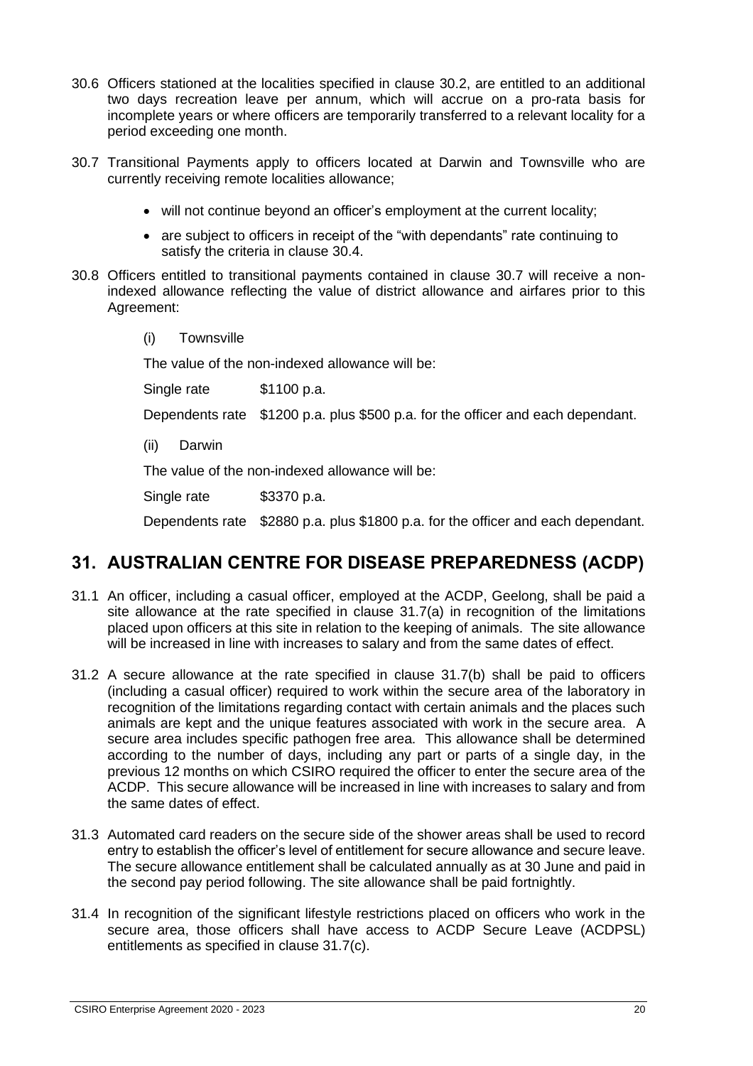30.6 Officers stationed at the localities specified in clause 30.2, are entitled to an additional two days recreation leave per annum, which will accrue on a pro-rata basis for incomplete years or where officers are temporarily transferred to a relevant locality for a period exceeding one month.

30.7 Transitional Payments apply to officers located at Darwin and Townsville who are currently receiving remote localities allowance;

- will not continue beyond an officer's employment at the current locality;
- are subject to officers in receipt of the "with dependants" rate continuing to satisfy the criteria in clause 30.4.

30.8 Officers entitled to transitional payments contained in clause 30.7 will receive a non-indexed allowance reflecting the value of district allowance and airfares prior to this Agreement:

(i) Townsville

The value of the non-indexed allowance will be:

Single rate $1100 p.a.

Dependents rate $1200 p.a. plus $500 p.a. for the officer and each dependant.

(ii) Darwin

The value of the non-indexed allowance will be:

Single rate $3370 p.a.

Dependents rate $2880 p.a. plus $1800 p.a. for the officer and each dependant.

## 31. AUSTRALIAN CENTRE FOR DISEASE PREPAREDNESS (ACDP)

31.1 An officer, including a casual officer, employed at the ACDP, Geelong, shall be paid a site allowance at the rate specified in clause 31.7(a) in recognition of the limitations placed upon officers at this site in relation to the keeping of animals. The site allowance will be increased in line with increases to salary and from the same dates of effect.

31.2 A secure allowance at the rate specified in clause 31.7(b) shall be paid to officers (including a casual officer) required to work within the secure area of the laboratory in recognition of the limitations regarding contact with certain animals and the places such animals are kept and the unique features associated with work in the secure area. A secure area includes specific pathogen free area. This allowance shall be determined according to the number of days, including any part or parts of a single day, in the previous 12 months on which CSIRO required the officer to enter the secure area of the ACDP. This secure allowance will be increased in line with increases to salary and from the same dates of effect.

31.3 Automated card readers on the secure side of the shower areas shall be used to record entry to establish the officer's level of entitlement for secure allowance and secure leave. The secure allowance entitlement shall be calculated annually as at 30 June and paid in the second pay period following. The site allowance shall be paid fortnightly.

31.4 In recognition of the significant lifestyle restrictions placed on officers who work in the secure area, those officers shall have access to ACDP Secure Leave (ACDPSL) entitlements as specified in clause 31.7(c).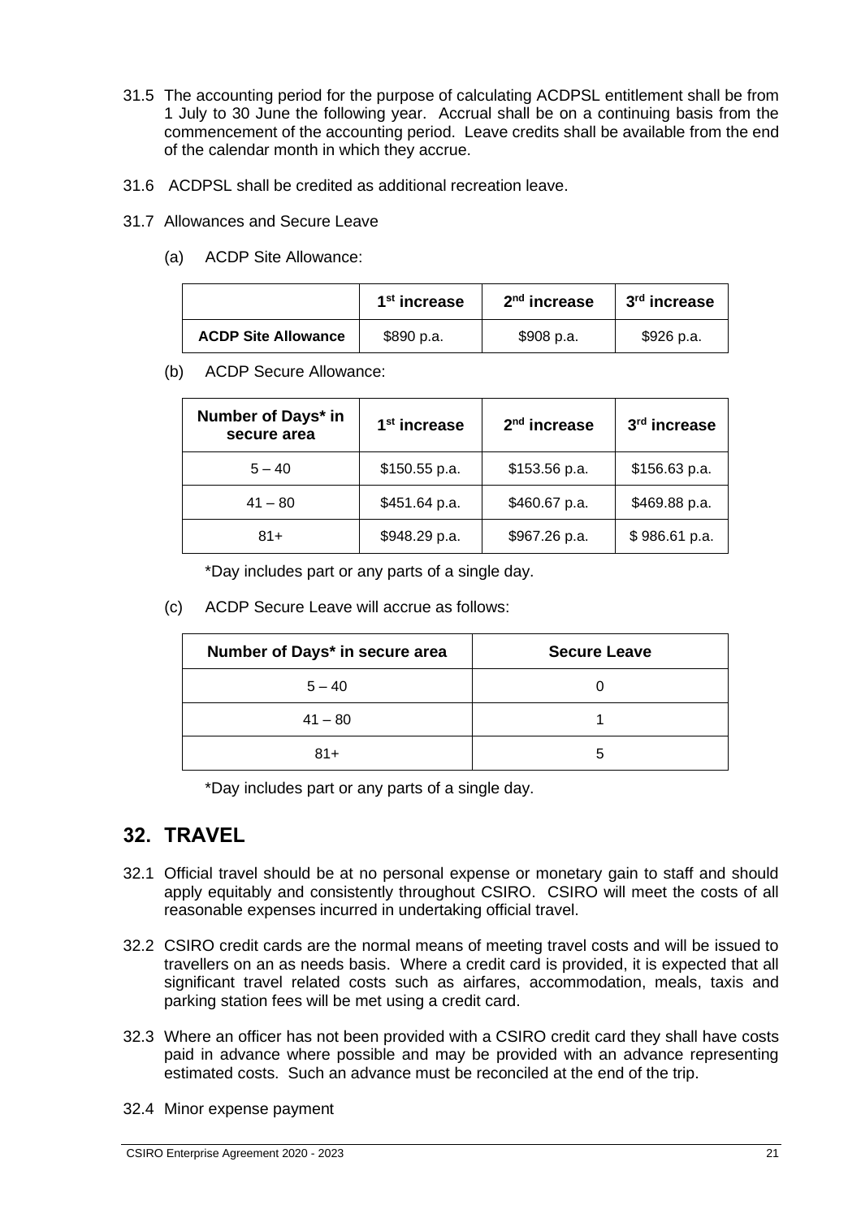31.5 The accounting period for the purpose of calculating ACDPSL entitlement shall be from 1 July to 30 June the following year. Accrual shall be on a continuing basis from the commencement of the accounting period. Leave credits shall be available from the end of the calendar month in which they accrue.

31.6 ACDPSL shall be credited as additional recreation leave.

31.7 Allowances and Secure Leave

(a) ACDP Site Allowance:

| | 1st increase | 2nd increase | 3rd increase |
|---|---|---|---|
| **ACDP Site Allowance** | $890 p.a. | $908 p.a. | $926 p.a. |

(b) ACDP Secure Allowance:

| Number of Days* in secure area | 1st increase | 2nd increase | 3rd increase |
|---|---|---|---|
| 5 – 40 | $150.55 p.a. | $153.56 p.a. | $156.63 p.a. |
| 41 – 80 | $451.64 p.a. | $460.67 p.a. | $469.88 p.a. |
| 81+ | $948.29 p.a. | $967.26 p.a. | $ 986.61 p.a. |

*Day includes part or any parts of a single day.

(c) ACDP Secure Leave will accrue as follows:

| Number of Days* in secure area | Secure Leave |
|---|---|
| 5 – 40 | 0 |
| 41 – 80 | 1 |
| 81+ | 5 |

*Day includes part or any parts of a single day.

## 32. TRAVEL

32.1 Official travel should be at no personal expense or monetary gain to staff and should apply equitably and consistently throughout CSIRO. CSIRO will meet the costs of all reasonable expenses incurred in undertaking official travel.

32.2 CSIRO credit cards are the normal means of meeting travel costs and will be issued to travellers on an as needs basis. Where a credit card is provided, it is expected that all significant travel related costs such as airfares, accommodation, meals, taxis and parking station fees will be met using a credit card.

32.3 Where an officer has not been provided with a CSIRO credit card they shall have costs paid in advance where possible and may be provided with an advance representing estimated costs. Such an advance must be reconciled at the end of the trip.

32.4 Minor expense payment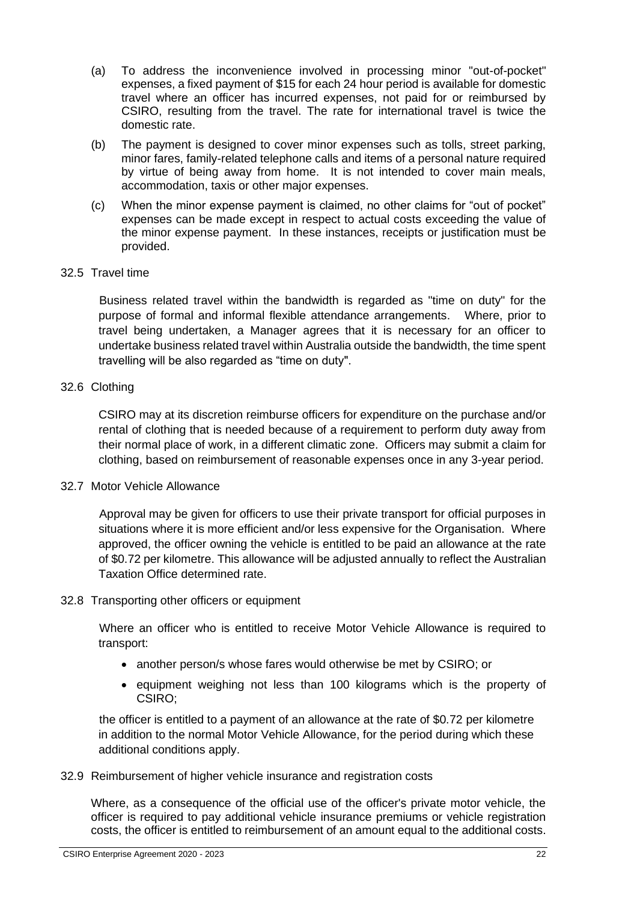(a) To address the inconvenience involved in processing minor "out-of-pocket" expenses, a fixed payment of $15 for each 24 hour period is available for domestic travel where an officer has incurred expenses, not paid for or reimbursed by CSIRO, resulting from the travel. The rate for international travel is twice the domestic rate.

(b) The payment is designed to cover minor expenses such as tolls, street parking, minor fares, family-related telephone calls and items of a personal nature required by virtue of being away from home. It is not intended to cover main meals, accommodation, taxis or other major expenses.

(c) When the minor expense payment is claimed, no other claims for "out of pocket" expenses can be made except in respect to actual costs exceeding the value of the minor expense payment. In these instances, receipts or justification must be provided.

### 32.5 Travel time

Business related travel within the bandwidth is regarded as "time on duty" for the purpose of formal and informal flexible attendance arrangements. Where, prior to travel being undertaken, a Manager agrees that it is necessary for an officer to undertake business related travel within Australia outside the bandwidth, the time spent travelling will be also regarded as "time on duty".

### 32.6 Clothing

CSIRO may at its discretion reimburse officers for expenditure on the purchase and/or rental of clothing that is needed because of a requirement to perform duty away from their normal place of work, in a different climatic zone. Officers may submit a claim for clothing, based on reimbursement of reasonable expenses once in any 3-year period.

### 32.7 Motor Vehicle Allowance

Approval may be given for officers to use their private transport for official purposes in situations where it is more efficient and/or less expensive for the Organisation. Where approved, the officer owning the vehicle is entitled to be paid an allowance at the rate of $0.72 per kilometre. This allowance will be adjusted annually to reflect the Australian Taxation Office determined rate.

### 32.8 Transporting other officers or equipment

Where an officer who is entitled to receive Motor Vehicle Allowance is required to transport:

- another person/s whose fares would otherwise be met by CSIRO; or
- equipment weighing not less than 100 kilograms which is the property of CSIRO;

the officer is entitled to a payment of an allowance at the rate of $0.72 per kilometre in addition to the normal Motor Vehicle Allowance, for the period during which these additional conditions apply.

### 32.9 Reimbursement of higher vehicle insurance and registration costs

Where, as a consequence of the official use of the officer's private motor vehicle, the officer is required to pay additional vehicle insurance premiums or vehicle registration costs, the officer is entitled to reimbursement of an amount equal to the additional costs.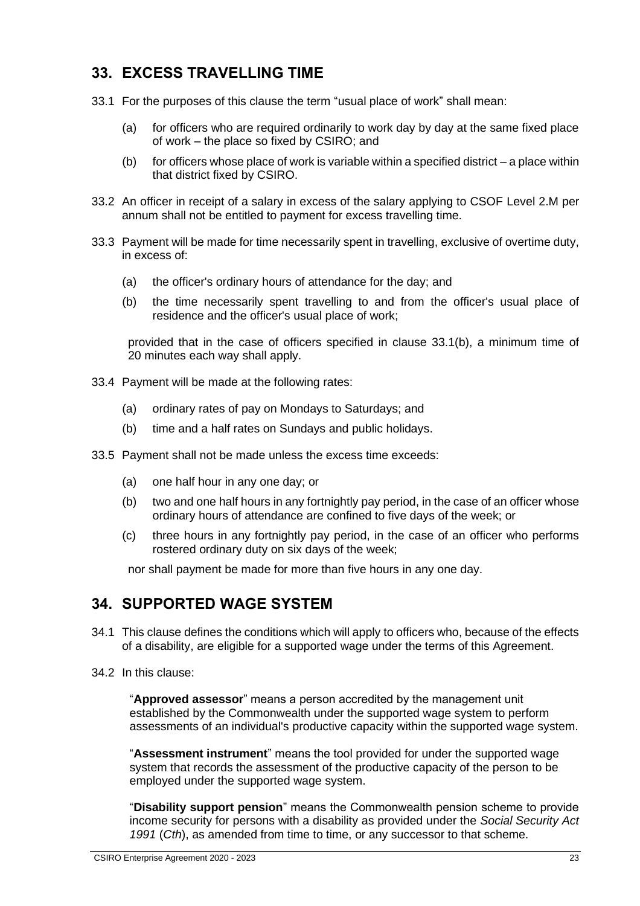## 33. EXCESS TRAVELLING TIME

33.1 For the purposes of this clause the term "usual place of work" shall mean:

(a) for officers who are required ordinarily to work day by day at the same fixed place of work – the place so fixed by CSIRO; and

(b) for officers whose place of work is variable within a specified district – a place within that district fixed by CSIRO.

33.2 An officer in receipt of a salary in excess of the salary applying to CSOF Level 2.M per annum shall not be entitled to payment for excess travelling time.

33.3 Payment will be made for time necessarily spent in travelling, exclusive of overtime duty, in excess of:

(a) the officer's ordinary hours of attendance for the day; and

(b) the time necessarily spent travelling to and from the officer's usual place of residence and the officer's usual place of work;

provided that in the case of officers specified in clause 33.1(b), a minimum time of 20 minutes each way shall apply.

33.4 Payment will be made at the following rates:

(a) ordinary rates of pay on Mondays to Saturdays; and

(b) time and a half rates on Sundays and public holidays.

33.5 Payment shall not be made unless the excess time exceeds:

(a) one half hour in any one day; or

(b) two and one half hours in any fortnightly pay period, in the case of an officer whose ordinary hours of attendance are confined to five days of the week; or

(c) three hours in any fortnightly pay period, in the case of an officer who performs rostered ordinary duty on six days of the week;

nor shall payment be made for more than five hours in any one day.

## 34. SUPPORTED WAGE SYSTEM

34.1 This clause defines the conditions which will apply to officers who, because of the effects of a disability, are eligible for a supported wage under the terms of this Agreement.

34.2 In this clause:

"**Approved assessor**" means a person accredited by the management unit established by the Commonwealth under the supported wage system to perform assessments of an individual's productive capacity within the supported wage system.

"**Assessment instrument**" means the tool provided for under the supported wage system that records the assessment of the productive capacity of the person to be employed under the supported wage system.

"**Disability support pension**" means the Commonwealth pension scheme to provide income security for persons with a disability as provided under the *Social Security Act 1991* (*Cth*), as amended from time to time, or any successor to that scheme.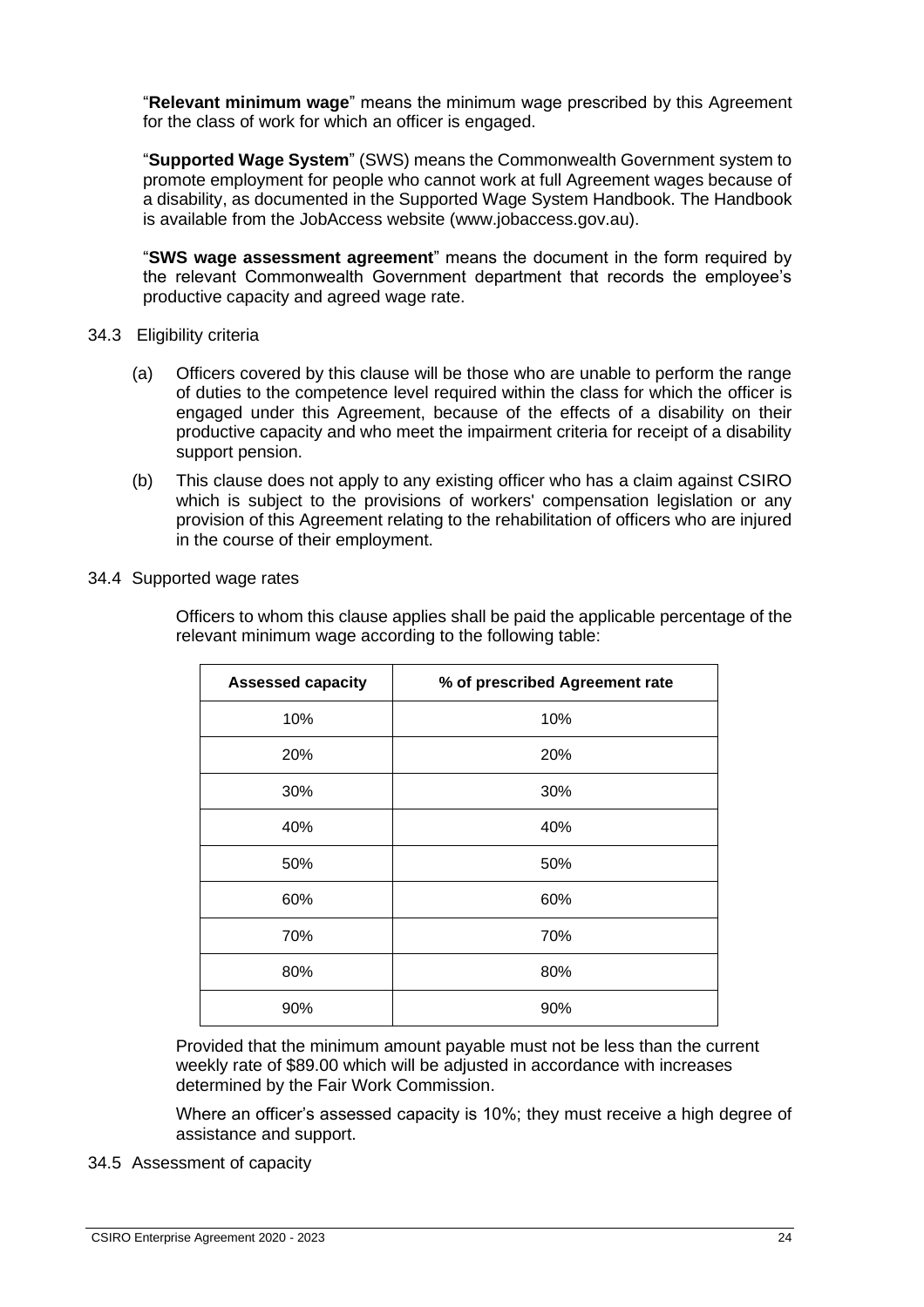"**Relevant minimum wage**" means the minimum wage prescribed by this Agreement for the class of work for which an officer is engaged.

"**Supported Wage System**" (SWS) means the Commonwealth Government system to promote employment for people who cannot work at full Agreement wages because of a disability, as documented in the Supported Wage System Handbook. The Handbook is available from the JobAccess website (www.jobaccess.gov.au).

"**SWS wage assessment agreement**" means the document in the form required by the relevant Commonwealth Government department that records the employee's productive capacity and agreed wage rate.

34.3 Eligibility criteria

(a) Officers covered by this clause will be those who are unable to perform the range of duties to the competence level required within the class for which the officer is engaged under this Agreement, because of the effects of a disability on their productive capacity and who meet the impairment criteria for receipt of a disability support pension.

(b) This clause does not apply to any existing officer who has a claim against CSIRO which is subject to the provisions of workers' compensation legislation or any provision of this Agreement relating to the rehabilitation of officers who are injured in the course of their employment.

34.4 Supported wage rates

Officers to whom this clause applies shall be paid the applicable percentage of the relevant minimum wage according to the following table:

| Assessed capacity | % of prescribed Agreement rate |
|---|---|
| 10% | 10% |
| 20% | 20% |
| 30% | 30% |
| 40% | 40% |
| 50% | 50% |
| 60% | 60% |
| 70% | 70% |
| 80% | 80% |
| 90% | 90% |

Provided that the minimum amount payable must not be less than the current weekly rate of $89.00 which will be adjusted in accordance with increases determined by the Fair Work Commission.

Where an officer's assessed capacity is 10%; they must receive a high degree of assistance and support.

34.5 Assessment of capacity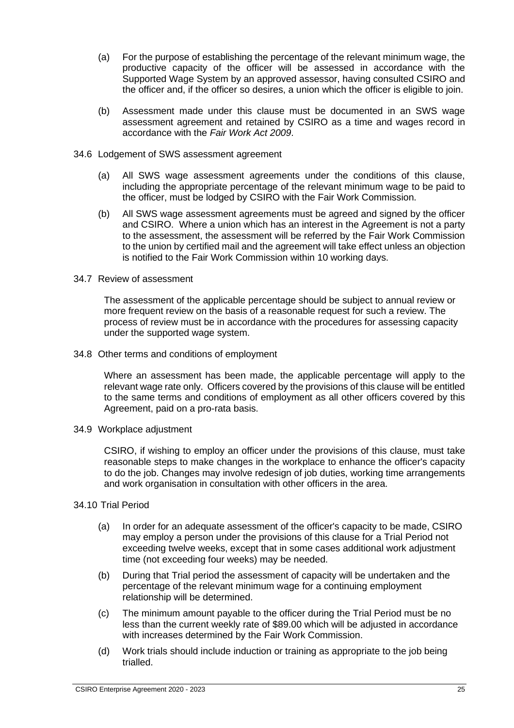(a) For the purpose of establishing the percentage of the relevant minimum wage, the productive capacity of the officer will be assessed in accordance with the Supported Wage System by an approved assessor, having consulted CSIRO and the officer and, if the officer so desires, a union which the officer is eligible to join.

(b) Assessment made under this clause must be documented in an SWS wage assessment agreement and retained by CSIRO as a time and wages record in accordance with the *Fair Work Act 2009*.

34.6 Lodgement of SWS assessment agreement

(a) All SWS wage assessment agreements under the conditions of this clause, including the appropriate percentage of the relevant minimum wage to be paid to the officer, must be lodged by CSIRO with the Fair Work Commission.

(b) All SWS wage assessment agreements must be agreed and signed by the officer and CSIRO. Where a union which has an interest in the Agreement is not a party to the assessment, the assessment will be referred by the Fair Work Commission to the union by certified mail and the agreement will take effect unless an objection is notified to the Fair Work Commission within 10 working days.

34.7 Review of assessment

The assessment of the applicable percentage should be subject to annual review or more frequent review on the basis of a reasonable request for such a review. The process of review must be in accordance with the procedures for assessing capacity under the supported wage system.

34.8 Other terms and conditions of employment

Where an assessment has been made, the applicable percentage will apply to the relevant wage rate only. Officers covered by the provisions of this clause will be entitled to the same terms and conditions of employment as all other officers covered by this Agreement, paid on a pro-rata basis.

34.9 Workplace adjustment

CSIRO, if wishing to employ an officer under the provisions of this clause, must take reasonable steps to make changes in the workplace to enhance the officer's capacity to do the job. Changes may involve redesign of job duties, working time arrangements and work organisation in consultation with other officers in the area.

34.10 Trial Period

(a) In order for an adequate assessment of the officer's capacity to be made, CSIRO may employ a person under the provisions of this clause for a Trial Period not exceeding twelve weeks, except that in some cases additional work adjustment time (not exceeding four weeks) may be needed.

(b) During that Trial period the assessment of capacity will be undertaken and the percentage of the relevant minimum wage for a continuing employment relationship will be determined.

(c) The minimum amount payable to the officer during the Trial Period must be no less than the current weekly rate of $89.00 which will be adjusted in accordance with increases determined by the Fair Work Commission.

(d) Work trials should include induction or training as appropriate to the job being trialled.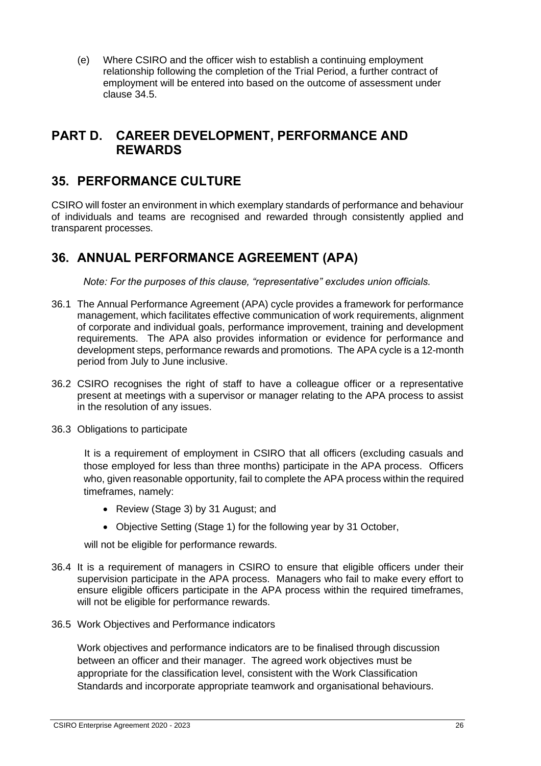(e) Where CSIRO and the officer wish to establish a continuing employment relationship following the completion of the Trial Period, a further contract of employment will be entered into based on the outcome of assessment under clause 34.5.

# PART D. CAREER DEVELOPMENT, PERFORMANCE AND REWARDS

## 35. PERFORMANCE CULTURE

CSIRO will foster an environment in which exemplary standards of performance and behaviour of individuals and teams are recognised and rewarded through consistently applied and transparent processes.

## 36. ANNUAL PERFORMANCE AGREEMENT (APA)

*Note: For the purposes of this clause, "representative" excludes union officials.*

36.1 The Annual Performance Agreement (APA) cycle provides a framework for performance management, which facilitates effective communication of work requirements, alignment of corporate and individual goals, performance improvement, training and development requirements. The APA also provides information or evidence for performance and development steps, performance rewards and promotions. The APA cycle is a 12-month period from July to June inclusive.

36.2 CSIRO recognises the right of staff to have a colleague officer or a representative present at meetings with a supervisor or manager relating to the APA process to assist in the resolution of any issues.

36.3 Obligations to participate

It is a requirement of employment in CSIRO that all officers (excluding casuals and those employed for less than three months) participate in the APA process. Officers who, given reasonable opportunity, fail to complete the APA process within the required timeframes, namely:

- Review (Stage 3) by 31 August; and
- Objective Setting (Stage 1) for the following year by 31 October,

will not be eligible for performance rewards.

36.4 It is a requirement of managers in CSIRO to ensure that eligible officers under their supervision participate in the APA process. Managers who fail to make every effort to ensure eligible officers participate in the APA process within the required timeframes, will not be eligible for performance rewards.

36.5 Work Objectives and Performance indicators

Work objectives and performance indicators are to be finalised through discussion between an officer and their manager. The agreed work objectives must be appropriate for the classification level, consistent with the Work Classification Standards and incorporate appropriate teamwork and organisational behaviours.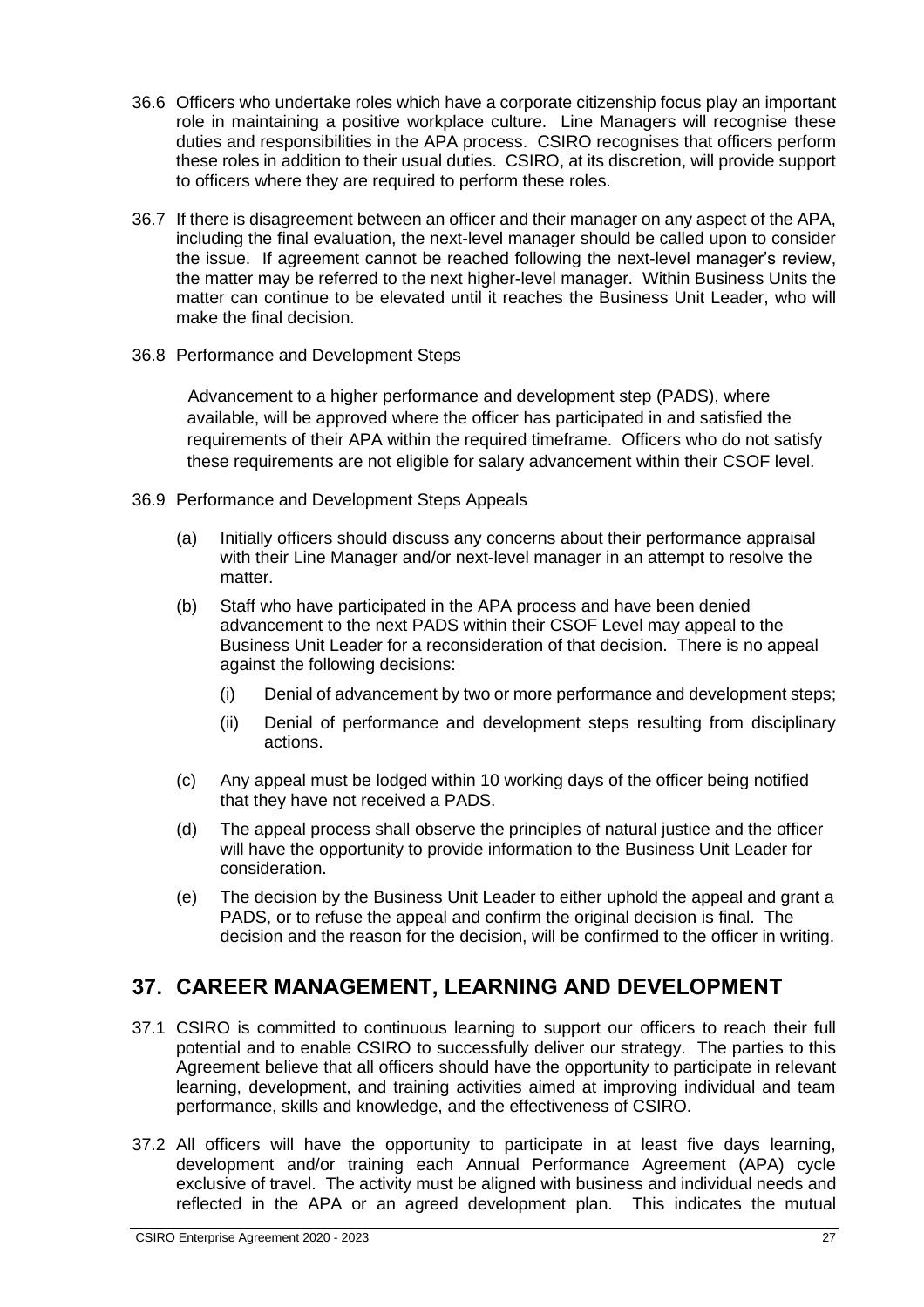36.6 Officers who undertake roles which have a corporate citizenship focus play an important role in maintaining a positive workplace culture. Line Managers will recognise these duties and responsibilities in the APA process. CSIRO recognises that officers perform these roles in addition to their usual duties. CSIRO, at its discretion, will provide support to officers where they are required to perform these roles.

36.7 If there is disagreement between an officer and their manager on any aspect of the APA, including the final evaluation, the next-level manager should be called upon to consider the issue. If agreement cannot be reached following the next-level manager's review, the matter may be referred to the next higher-level manager. Within Business Units the matter can continue to be elevated until it reaches the Business Unit Leader, who will make the final decision.

36.8 Performance and Development Steps

Advancement to a higher performance and development step (PADS), where available, will be approved where the officer has participated in and satisfied the requirements of their APA within the required timeframe. Officers who do not satisfy these requirements are not eligible for salary advancement within their CSOF level.

36.9 Performance and Development Steps Appeals

(a) Initially officers should discuss any concerns about their performance appraisal with their Line Manager and/or next-level manager in an attempt to resolve the matter.

(b) Staff who have participated in the APA process and have been denied advancement to the next PADS within their CSOF Level may appeal to the Business Unit Leader for a reconsideration of that decision. There is no appeal against the following decisions:

   (i) Denial of advancement by two or more performance and development steps;

   (ii) Denial of performance and development steps resulting from disciplinary actions.

(c) Any appeal must be lodged within 10 working days of the officer being notified that they have not received a PADS.

(d) The appeal process shall observe the principles of natural justice and the officer will have the opportunity to provide information to the Business Unit Leader for consideration.

(e) The decision by the Business Unit Leader to either uphold the appeal and grant a PADS, or to refuse the appeal and confirm the original decision is final. The decision and the reason for the decision, will be confirmed to the officer in writing.

## 37. CAREER MANAGEMENT, LEARNING AND DEVELOPMENT

37.1 CSIRO is committed to continuous learning to support our officers to reach their full potential and to enable CSIRO to successfully deliver our strategy. The parties to this Agreement believe that all officers should have the opportunity to participate in relevant learning, development, and training activities aimed at improving individual and team performance, skills and knowledge, and the effectiveness of CSIRO.

37.2 All officers will have the opportunity to participate in at least five days learning, development and/or training each Annual Performance Agreement (APA) cycle exclusive of travel. The activity must be aligned with business and individual needs and reflected in the APA or an agreed development plan. This indicates the mutual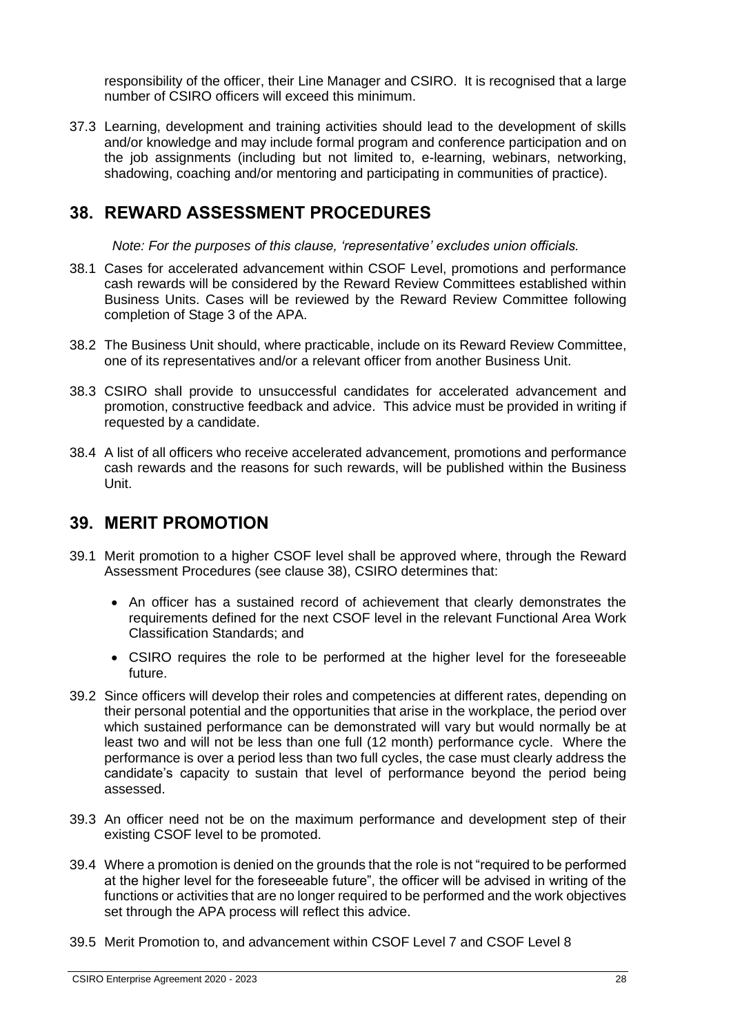responsibility of the officer, their Line Manager and CSIRO. It is recognised that a large number of CSIRO officers will exceed this minimum.

37.3 Learning, development and training activities should lead to the development of skills and/or knowledge and may include formal program and conference participation and on the job assignments (including but not limited to, e-learning, webinars, networking, shadowing, coaching and/or mentoring and participating in communities of practice).

## 38. REWARD ASSESSMENT PROCEDURES

*Note: For the purposes of this clause, 'representative' excludes union officials.*

38.1 Cases for accelerated advancement within CSOF Level, promotions and performance cash rewards will be considered by the Reward Review Committees established within Business Units. Cases will be reviewed by the Reward Review Committee following completion of Stage 3 of the APA.

38.2 The Business Unit should, where practicable, include on its Reward Review Committee, one of its representatives and/or a relevant officer from another Business Unit.

38.3 CSIRO shall provide to unsuccessful candidates for accelerated advancement and promotion, constructive feedback and advice. This advice must be provided in writing if requested by a candidate.

38.4 A list of all officers who receive accelerated advancement, promotions and performance cash rewards and the reasons for such rewards, will be published within the Business Unit.

## 39. MERIT PROMOTION

39.1 Merit promotion to a higher CSOF level shall be approved where, through the Reward Assessment Procedures (see clause 38), CSIRO determines that:

- An officer has a sustained record of achievement that clearly demonstrates the requirements defined for the next CSOF level in the relevant Functional Area Work Classification Standards; and
- CSIRO requires the role to be performed at the higher level for the foreseeable future.

39.2 Since officers will develop their roles and competencies at different rates, depending on their personal potential and the opportunities that arise in the workplace, the period over which sustained performance can be demonstrated will vary but would normally be at least two and will not be less than one full (12 month) performance cycle. Where the performance is over a period less than two full cycles, the case must clearly address the candidate's capacity to sustain that level of performance beyond the period being assessed.

39.3 An officer need not be on the maximum performance and development step of their existing CSOF level to be promoted.

39.4 Where a promotion is denied on the grounds that the role is not "required to be performed at the higher level for the foreseeable future", the officer will be advised in writing of the functions or activities that are no longer required to be performed and the work objectives set through the APA process will reflect this advice.

39.5 Merit Promotion to, and advancement within CSOF Level 7 and CSOF Level 8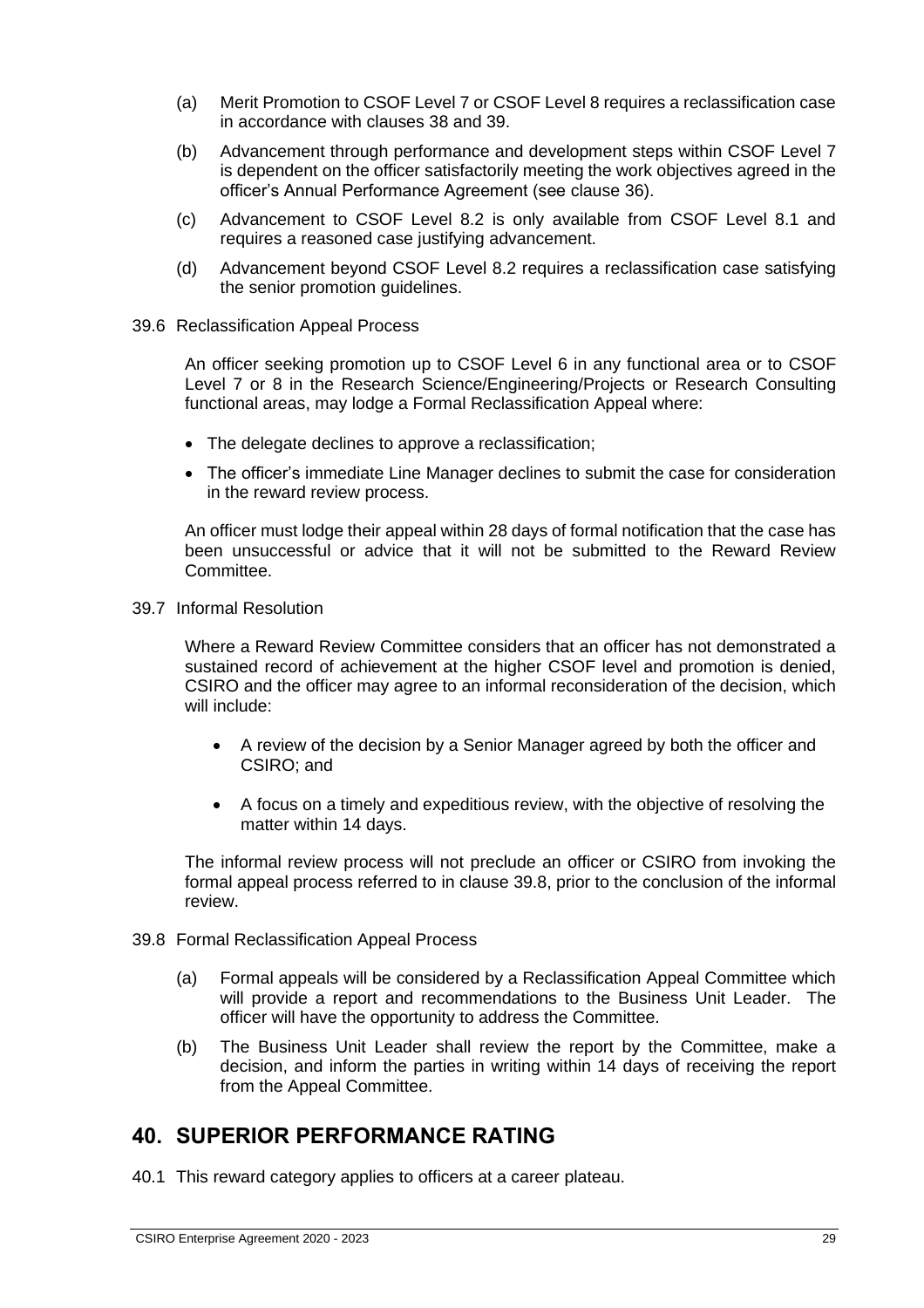(a) Merit Promotion to CSOF Level 7 or CSOF Level 8 requires a reclassification case in accordance with clauses 38 and 39.

(b) Advancement through performance and development steps within CSOF Level 7 is dependent on the officer satisfactorily meeting the work objectives agreed in the officer's Annual Performance Agreement (see clause 36).

(c) Advancement to CSOF Level 8.2 is only available from CSOF Level 8.1 and requires a reasoned case justifying advancement.

(d) Advancement beyond CSOF Level 8.2 requires a reclassification case satisfying the senior promotion guidelines.

39.6 Reclassification Appeal Process

An officer seeking promotion up to CSOF Level 6 in any functional area or to CSOF Level 7 or 8 in the Research Science/Engineering/Projects or Research Consulting functional areas, may lodge a Formal Reclassification Appeal where:

- The delegate declines to approve a reclassification;
- The officer's immediate Line Manager declines to submit the case for consideration in the reward review process.

An officer must lodge their appeal within 28 days of formal notification that the case has been unsuccessful or advice that it will not be submitted to the Reward Review Committee.

39.7 Informal Resolution

Where a Reward Review Committee considers that an officer has not demonstrated a sustained record of achievement at the higher CSOF level and promotion is denied, CSIRO and the officer may agree to an informal reconsideration of the decision, which will include:

- A review of the decision by a Senior Manager agreed by both the officer and CSIRO; and
- A focus on a timely and expeditious review, with the objective of resolving the matter within 14 days.

The informal review process will not preclude an officer or CSIRO from invoking the formal appeal process referred to in clause 39.8, prior to the conclusion of the informal review.

39.8 Formal Reclassification Appeal Process

(a) Formal appeals will be considered by a Reclassification Appeal Committee which will provide a report and recommendations to the Business Unit Leader. The officer will have the opportunity to address the Committee.

(b) The Business Unit Leader shall review the report by the Committee, make a decision, and inform the parties in writing within 14 days of receiving the report from the Appeal Committee.

## 40. SUPERIOR PERFORMANCE RATING

40.1 This reward category applies to officers at a career plateau.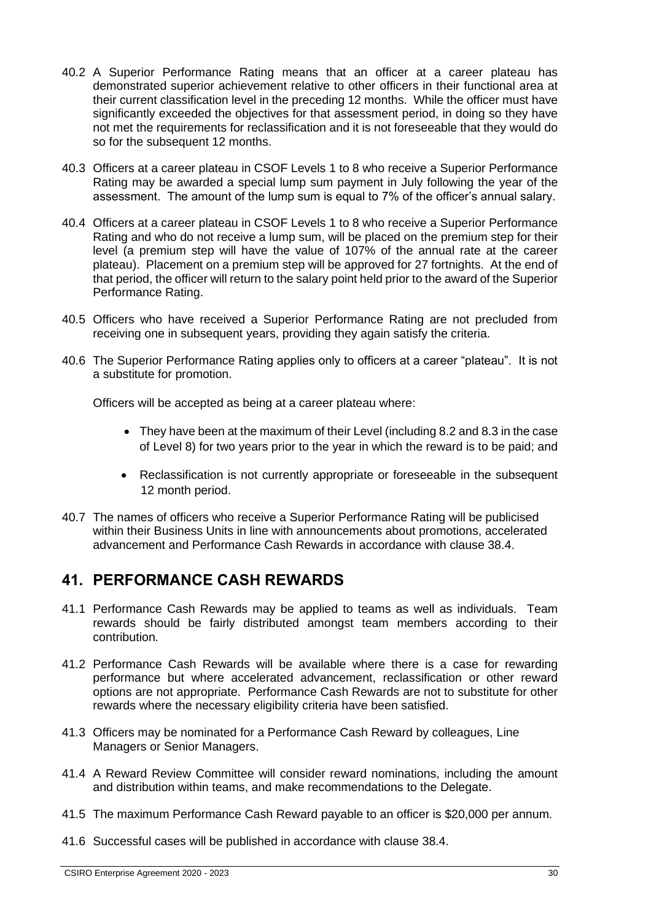40.2 A Superior Performance Rating means that an officer at a career plateau has demonstrated superior achievement relative to other officers in their functional area at their current classification level in the preceding 12 months. While the officer must have significantly exceeded the objectives for that assessment period, in doing so they have not met the requirements for reclassification and it is not foreseeable that they would do so for the subsequent 12 months.

40.3 Officers at a career plateau in CSOF Levels 1 to 8 who receive a Superior Performance Rating may be awarded a special lump sum payment in July following the year of the assessment. The amount of the lump sum is equal to 7% of the officer's annual salary.

40.4 Officers at a career plateau in CSOF Levels 1 to 8 who receive a Superior Performance Rating and who do not receive a lump sum, will be placed on the premium step for their level (a premium step will have the value of 107% of the annual rate at the career plateau). Placement on a premium step will be approved for 27 fortnights. At the end of that period, the officer will return to the salary point held prior to the award of the Superior Performance Rating.

40.5 Officers who have received a Superior Performance Rating are not precluded from receiving one in subsequent years, providing they again satisfy the criteria.

40.6 The Superior Performance Rating applies only to officers at a career "plateau". It is not a substitute for promotion.

Officers will be accepted as being at a career plateau where:

- They have been at the maximum of their Level (including 8.2 and 8.3 in the case of Level 8) for two years prior to the year in which the reward is to be paid; and
- Reclassification is not currently appropriate or foreseeable in the subsequent 12 month period.

40.7 The names of officers who receive a Superior Performance Rating will be publicised within their Business Units in line with announcements about promotions, accelerated advancement and Performance Cash Rewards in accordance with clause 38.4.

## 41. PERFORMANCE CASH REWARDS

41.1 Performance Cash Rewards may be applied to teams as well as individuals. Team rewards should be fairly distributed amongst team members according to their contribution.

41.2 Performance Cash Rewards will be available where there is a case for rewarding performance but where accelerated advancement, reclassification or other reward options are not appropriate. Performance Cash Rewards are not to substitute for other rewards where the necessary eligibility criteria have been satisfied.

41.3 Officers may be nominated for a Performance Cash Reward by colleagues, Line Managers or Senior Managers.

41.4 A Reward Review Committee will consider reward nominations, including the amount and distribution within teams, and make recommendations to the Delegate.

41.5 The maximum Performance Cash Reward payable to an officer is $20,000 per annum.

41.6 Successful cases will be published in accordance with clause 38.4.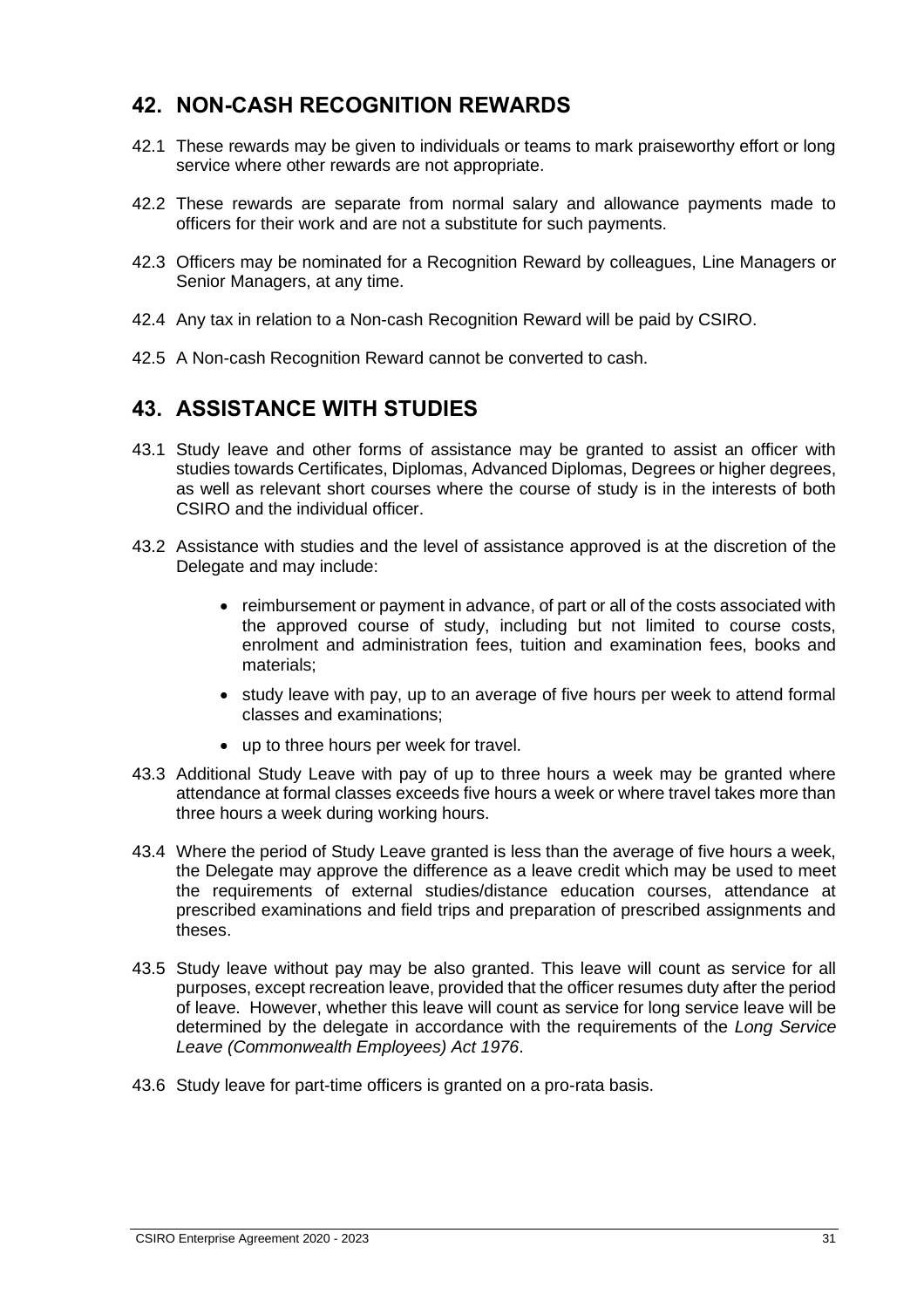## 42. NON-CASH RECOGNITION REWARDS

42.1 These rewards may be given to individuals or teams to mark praiseworthy effort or long service where other rewards are not appropriate.

42.2 These rewards are separate from normal salary and allowance payments made to officers for their work and are not a substitute for such payments.

42.3 Officers may be nominated for a Recognition Reward by colleagues, Line Managers or Senior Managers, at any time.

42.4 Any tax in relation to a Non-cash Recognition Reward will be paid by CSIRO.

42.5 A Non-cash Recognition Reward cannot be converted to cash.

## 43. ASSISTANCE WITH STUDIES

43.1 Study leave and other forms of assistance may be granted to assist an officer with studies towards Certificates, Diplomas, Advanced Diplomas, Degrees or higher degrees, as well as relevant short courses where the course of study is in the interests of both CSIRO and the individual officer.

43.2 Assistance with studies and the level of assistance approved is at the discretion of the Delegate and may include:

- reimbursement or payment in advance, of part or all of the costs associated with the approved course of study, including but not limited to course costs, enrolment and administration fees, tuition and examination fees, books and materials;
- study leave with pay, up to an average of five hours per week to attend formal classes and examinations;
- up to three hours per week for travel.

43.3 Additional Study Leave with pay of up to three hours a week may be granted where attendance at formal classes exceeds five hours a week or where travel takes more than three hours a week during working hours.

43.4 Where the period of Study Leave granted is less than the average of five hours a week, the Delegate may approve the difference as a leave credit which may be used to meet the requirements of external studies/distance education courses, attendance at prescribed examinations and field trips and preparation of prescribed assignments and theses.

43.5 Study leave without pay may be also granted. This leave will count as service for all purposes, except recreation leave, provided that the officer resumes duty after the period of leave. However, whether this leave will count as service for long service leave will be determined by the delegate in accordance with the requirements of the *Long Service Leave (Commonwealth Employees) Act 1976*.

43.6 Study leave for part-time officers is granted on a pro-rata basis.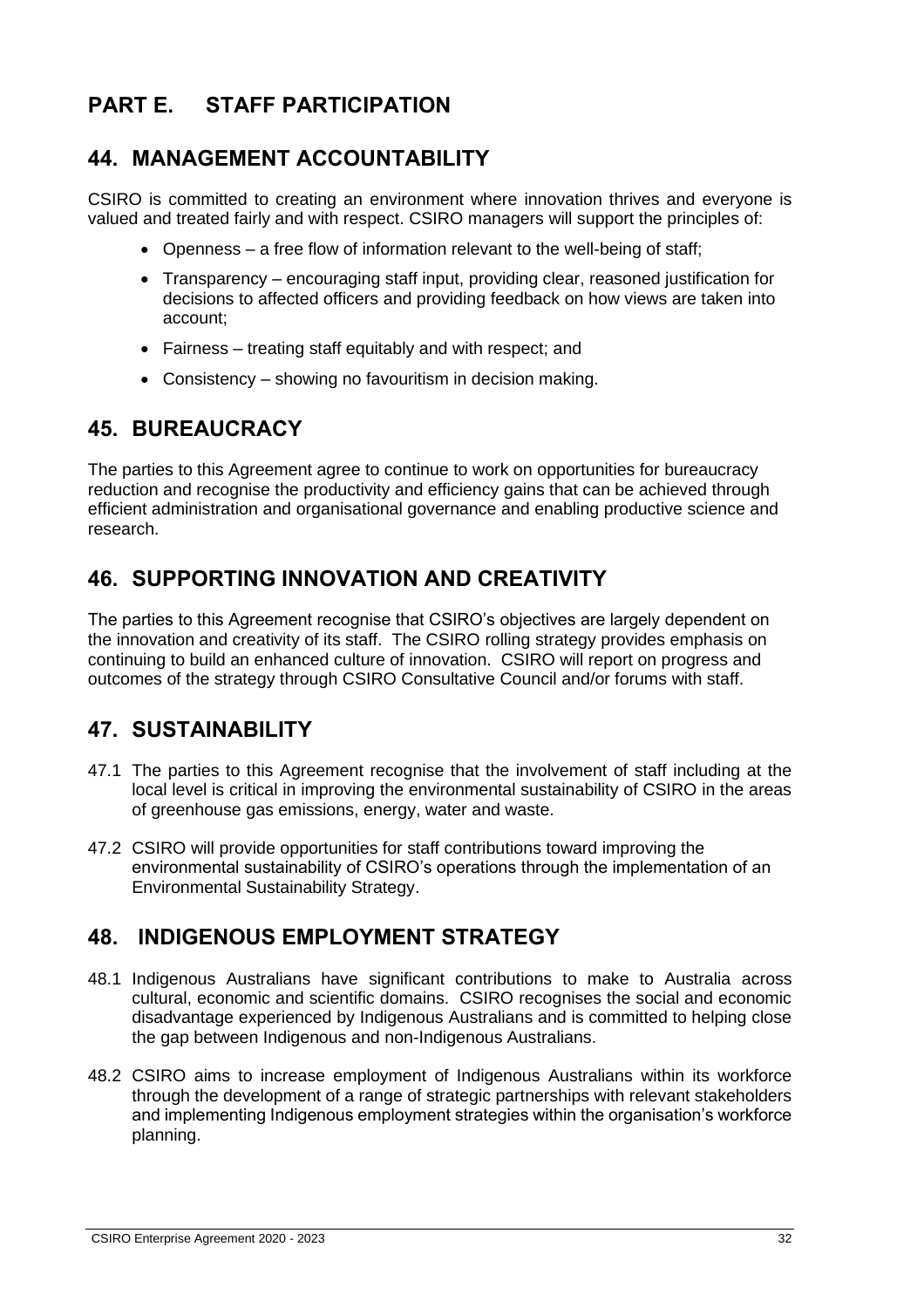# PART E. STAFF PARTICIPATION

## 44. MANAGEMENT ACCOUNTABILITY

CSIRO is committed to creating an environment where innovation thrives and everyone is valued and treated fairly and with respect. CSIRO managers will support the principles of:

- Openness – a free flow of information relevant to the well-being of staff;
- Transparency – encouraging staff input, providing clear, reasoned justification for decisions to affected officers and providing feedback on how views are taken into account;
- Fairness – treating staff equitably and with respect; and
- Consistency – showing no favouritism in decision making.

## 45. BUREAUCRACY

The parties to this Agreement agree to continue to work on opportunities for bureaucracy reduction and recognise the productivity and efficiency gains that can be achieved through efficient administration and organisational governance and enabling productive science and research.

## 46. SUPPORTING INNOVATION AND CREATIVITY

The parties to this Agreement recognise that CSIRO's objectives are largely dependent on the innovation and creativity of its staff. The CSIRO rolling strategy provides emphasis on continuing to build an enhanced culture of innovation. CSIRO will report on progress and outcomes of the strategy through CSIRO Consultative Council and/or forums with staff.

## 47. SUSTAINABILITY

47.1 The parties to this Agreement recognise that the involvement of staff including at the local level is critical in improving the environmental sustainability of CSIRO in the areas of greenhouse gas emissions, energy, water and waste.

47.2 CSIRO will provide opportunities for staff contributions toward improving the environmental sustainability of CSIRO's operations through the implementation of an Environmental Sustainability Strategy.

## 48. INDIGENOUS EMPLOYMENT STRATEGY

48.1 Indigenous Australians have significant contributions to make to Australia across cultural, economic and scientific domains. CSIRO recognises the social and economic disadvantage experienced by Indigenous Australians and is committed to helping close the gap between Indigenous and non-Indigenous Australians.

48.2 CSIRO aims to increase employment of Indigenous Australians within its workforce through the development of a range of strategic partnerships with relevant stakeholders and implementing Indigenous employment strategies within the organisation's workforce planning.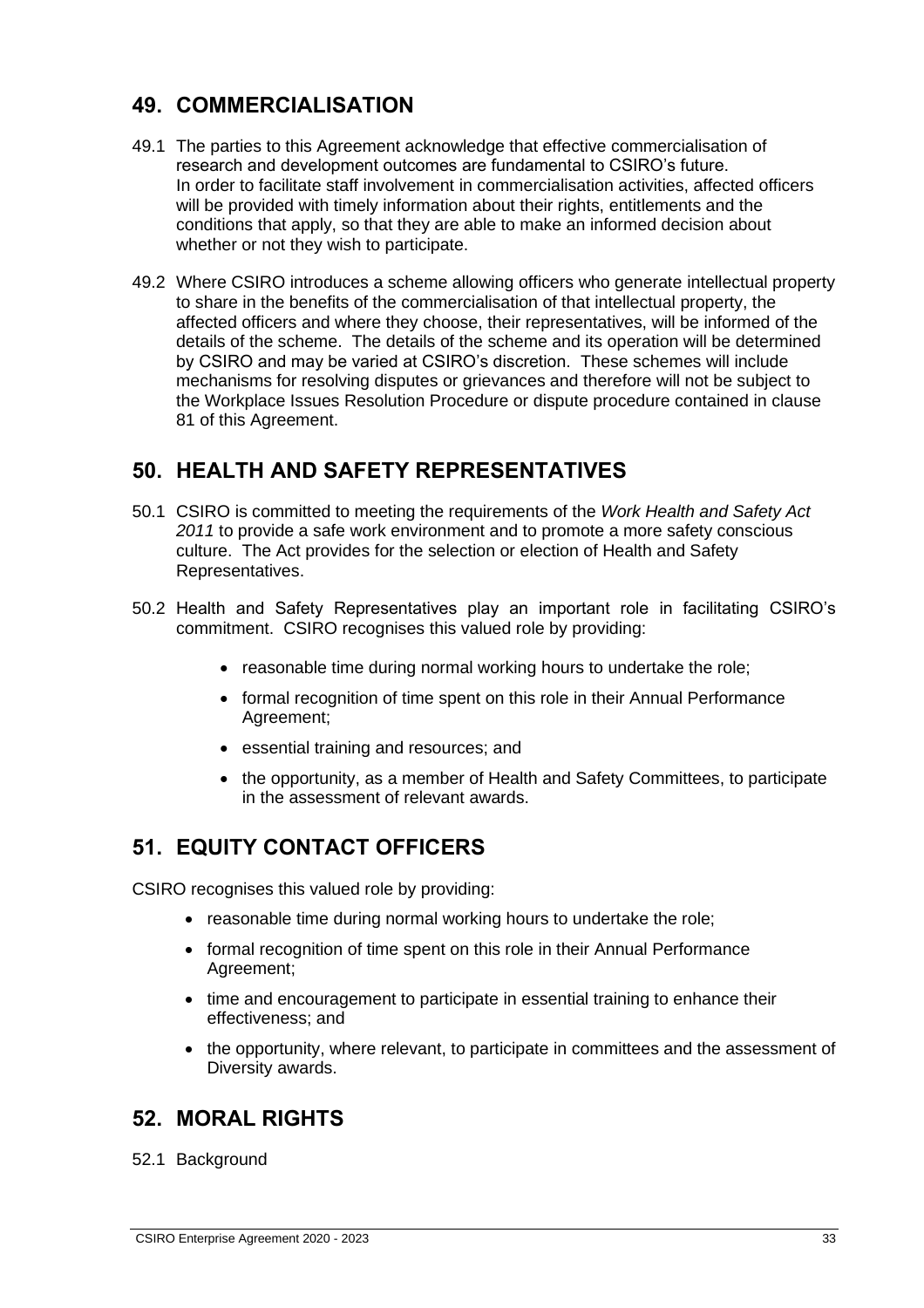## 49. COMMERCIALISATION

49.1 The parties to this Agreement acknowledge that effective commercialisation of research and development outcomes are fundamental to CSIRO's future. In order to facilitate staff involvement in commercialisation activities, affected officers will be provided with timely information about their rights, entitlements and the conditions that apply, so that they are able to make an informed decision about whether or not they wish to participate.

49.2 Where CSIRO introduces a scheme allowing officers who generate intellectual property to share in the benefits of the commercialisation of that intellectual property, the affected officers and where they choose, their representatives, will be informed of the details of the scheme. The details of the scheme and its operation will be determined by CSIRO and may be varied at CSIRO's discretion. These schemes will include mechanisms for resolving disputes or grievances and therefore will not be subject to the Workplace Issues Resolution Procedure or dispute procedure contained in clause 81 of this Agreement.

## 50. HEALTH AND SAFETY REPRESENTATIVES

50.1 CSIRO is committed to meeting the requirements of the *Work Health and Safety Act 2011* to provide a safe work environment and to promote a more safety conscious culture. The Act provides for the selection or election of Health and Safety Representatives.

50.2 Health and Safety Representatives play an important role in facilitating CSIRO's commitment. CSIRO recognises this valued role by providing:

- reasonable time during normal working hours to undertake the role;
- formal recognition of time spent on this role in their Annual Performance Agreement;
- essential training and resources; and
- the opportunity, as a member of Health and Safety Committees, to participate in the assessment of relevant awards.

## 51. EQUITY CONTACT OFFICERS

CSIRO recognises this valued role by providing:

- reasonable time during normal working hours to undertake the role;
- formal recognition of time spent on this role in their Annual Performance Agreement;
- time and encouragement to participate in essential training to enhance their effectiveness; and
- the opportunity, where relevant, to participate in committees and the assessment of Diversity awards.

## 52. MORAL RIGHTS

52.1 Background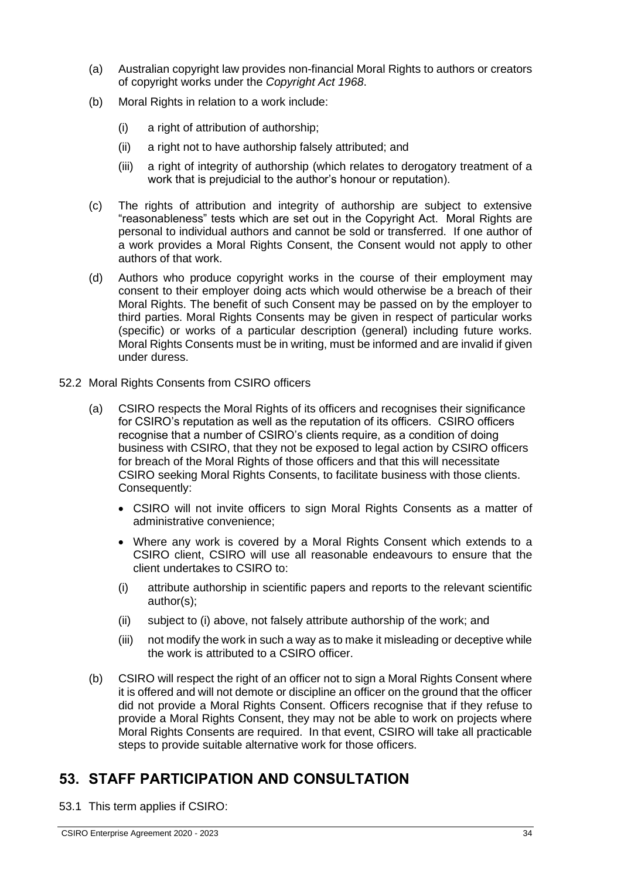(a) Australian copyright law provides non-financial Moral Rights to authors or creators of copyright works under the *Copyright Act 1968*.

(b) Moral Rights in relation to a work include:

   (i) a right of attribution of authorship;

   (ii) a right not to have authorship falsely attributed; and

   (iii) a right of integrity of authorship (which relates to derogatory treatment of a work that is prejudicial to the author's honour or reputation).

(c) The rights of attribution and integrity of authorship are subject to extensive "reasonableness" tests which are set out in the Copyright Act. Moral Rights are personal to individual authors and cannot be sold or transferred. If one author of a work provides a Moral Rights Consent, the Consent would not apply to other authors of that work.

(d) Authors who produce copyright works in the course of their employment may consent to their employer doing acts which would otherwise be a breach of their Moral Rights. The benefit of such Consent may be passed on by the employer to third parties. Moral Rights Consents may be given in respect of particular works (specific) or works of a particular description (general) including future works. Moral Rights Consents must be in writing, must be informed and are invalid if given under duress.

52.2 Moral Rights Consents from CSIRO officers

(a) CSIRO respects the Moral Rights of its officers and recognises their significance for CSIRO's reputation as well as the reputation of its officers. CSIRO officers recognise that a number of CSIRO's clients require, as a condition of doing business with CSIRO, that they not be exposed to legal action by CSIRO officers for breach of the Moral Rights of those officers and that this will necessitate CSIRO seeking Moral Rights Consents, to facilitate business with those clients. Consequently:

- CSIRO will not invite officers to sign Moral Rights Consents as a matter of administrative convenience;
- Where any work is covered by a Moral Rights Consent which extends to a CSIRO client, CSIRO will use all reasonable endeavours to ensure that the client undertakes to CSIRO to:

   (i) attribute authorship in scientific papers and reports to the relevant scientific author(s);

   (ii) subject to (i) above, not falsely attribute authorship of the work; and

   (iii) not modify the work in such a way as to make it misleading or deceptive while the work is attributed to a CSIRO officer.

(b) CSIRO will respect the right of an officer not to sign a Moral Rights Consent where it is offered and will not demote or discipline an officer on the ground that the officer did not provide a Moral Rights Consent. Officers recognise that if they refuse to provide a Moral Rights Consent, they may not be able to work on projects where Moral Rights Consents are required. In that event, CSIRO will take all practicable steps to provide suitable alternative work for those officers.

## 53. STAFF PARTICIPATION AND CONSULTATION

53.1 This term applies if CSIRO: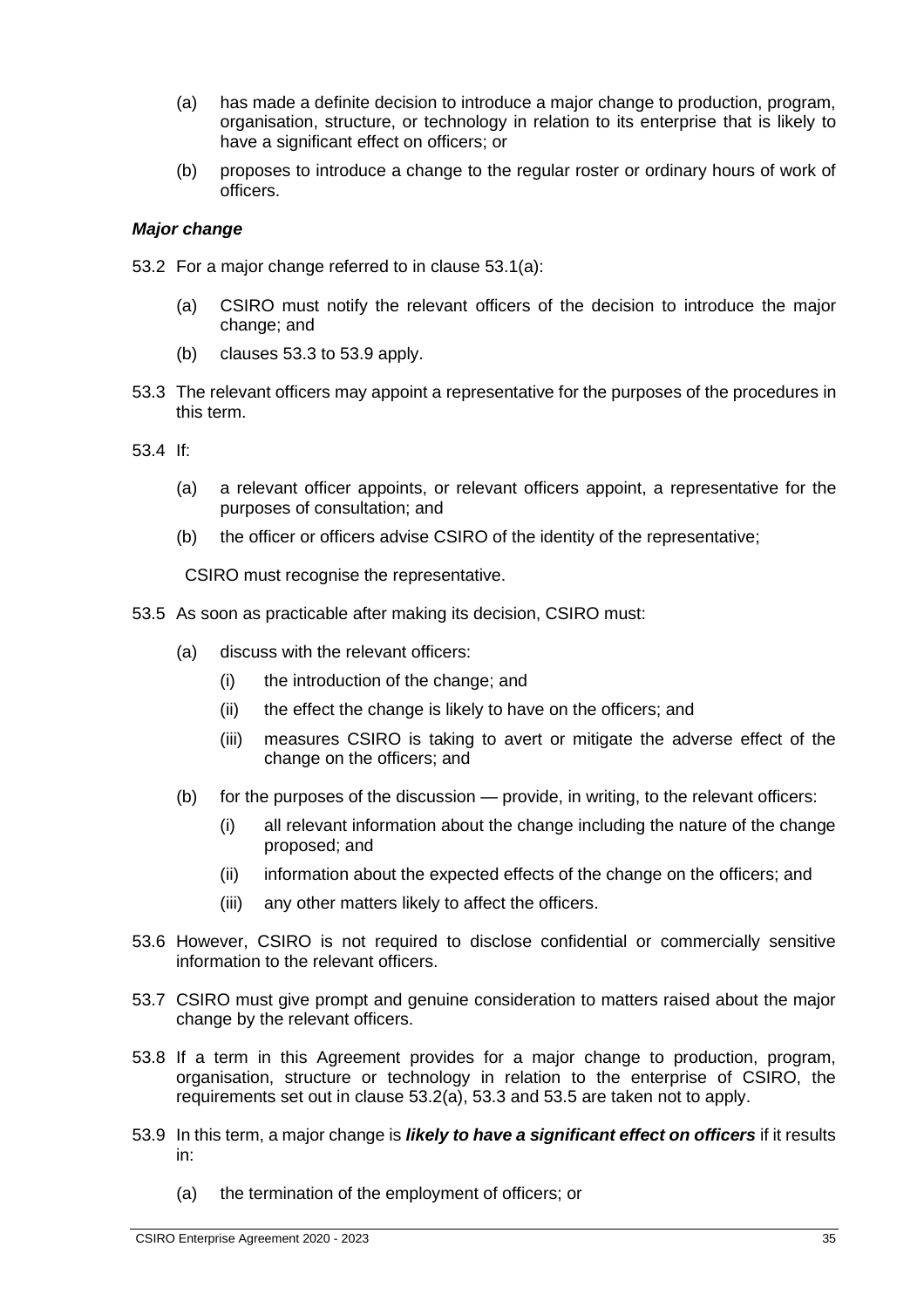(a) has made a definite decision to introduce a major change to production, program, organisation, structure, or technology in relation to its enterprise that is likely to have a significant effect on officers; or

(b) proposes to introduce a change to the regular roster or ordinary hours of work of officers.

***Major change***

53.2 For a major change referred to in clause 53.1(a):

(a) CSIRO must notify the relevant officers of the decision to introduce the major change; and

(b) clauses 53.3 to 53.9 apply.

53.3 The relevant officers may appoint a representative for the purposes of the procedures in this term.

53.4 If:

(a) a relevant officer appoints, or relevant officers appoint, a representative for the purposes of consultation; and

(b) the officer or officers advise CSIRO of the identity of the representative;

CSIRO must recognise the representative.

53.5 As soon as practicable after making its decision, CSIRO must:

(a) discuss with the relevant officers:

(i) the introduction of the change; and

(ii) the effect the change is likely to have on the officers; and

(iii) measures CSIRO is taking to avert or mitigate the adverse effect of the change on the officers; and

(b) for the purposes of the discussion — provide, in writing, to the relevant officers:

(i) all relevant information about the change including the nature of the change proposed; and

(ii) information about the expected effects of the change on the officers; and

(iii) any other matters likely to affect the officers.

53.6 However, CSIRO is not required to disclose confidential or commercially sensitive information to the relevant officers.

53.7 CSIRO must give prompt and genuine consideration to matters raised about the major change by the relevant officers.

53.8 If a term in this Agreement provides for a major change to production, program, organisation, structure or technology in relation to the enterprise of CSIRO, the requirements set out in clause 53.2(a), 53.3 and 53.5 are taken not to apply.

53.9 In this term, a major change is ***likely to have a significant effect on officers*** if it results in:

(a) the termination of the employment of officers; or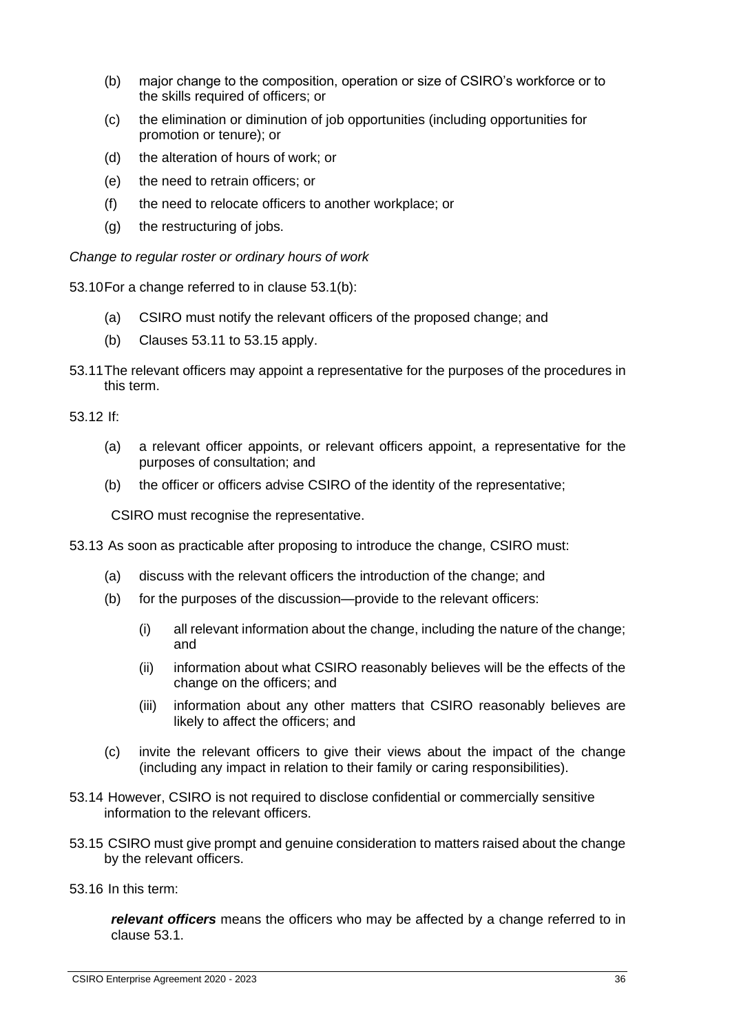(b) major change to the composition, operation or size of CSIRO's workforce or to the skills required of officers; or

(c) the elimination or diminution of job opportunities (including opportunities for promotion or tenure); or

(d) the alteration of hours of work; or

(e) the need to retrain officers; or

(f) the need to relocate officers to another workplace; or

(g) the restructuring of jobs.

*Change to regular roster or ordinary hours of work*

53.10 For a change referred to in clause 53.1(b):

(a) CSIRO must notify the relevant officers of the proposed change; and

(b) Clauses 53.11 to 53.15 apply.

53.11 The relevant officers may appoint a representative for the purposes of the procedures in this term.

53.12 If:

(a) a relevant officer appoints, or relevant officers appoint, a representative for the purposes of consultation; and

(b) the officer or officers advise CSIRO of the identity of the representative;

CSIRO must recognise the representative.

53.13 As soon as practicable after proposing to introduce the change, CSIRO must:

(a) discuss with the relevant officers the introduction of the change; and

(b) for the purposes of the discussion—provide to the relevant officers:

(i) all relevant information about the change, including the nature of the change; and

(ii) information about what CSIRO reasonably believes will be the effects of the change on the officers; and

(iii) information about any other matters that CSIRO reasonably believes are likely to affect the officers; and

(c) invite the relevant officers to give their views about the impact of the change (including any impact in relation to their family or caring responsibilities).

53.14 However, CSIRO is not required to disclose confidential or commercially sensitive information to the relevant officers.

53.15 CSIRO must give prompt and genuine consideration to matters raised about the change by the relevant officers.

53.16 In this term:

***relevant officers*** means the officers who may be affected by a change referred to in clause 53.1.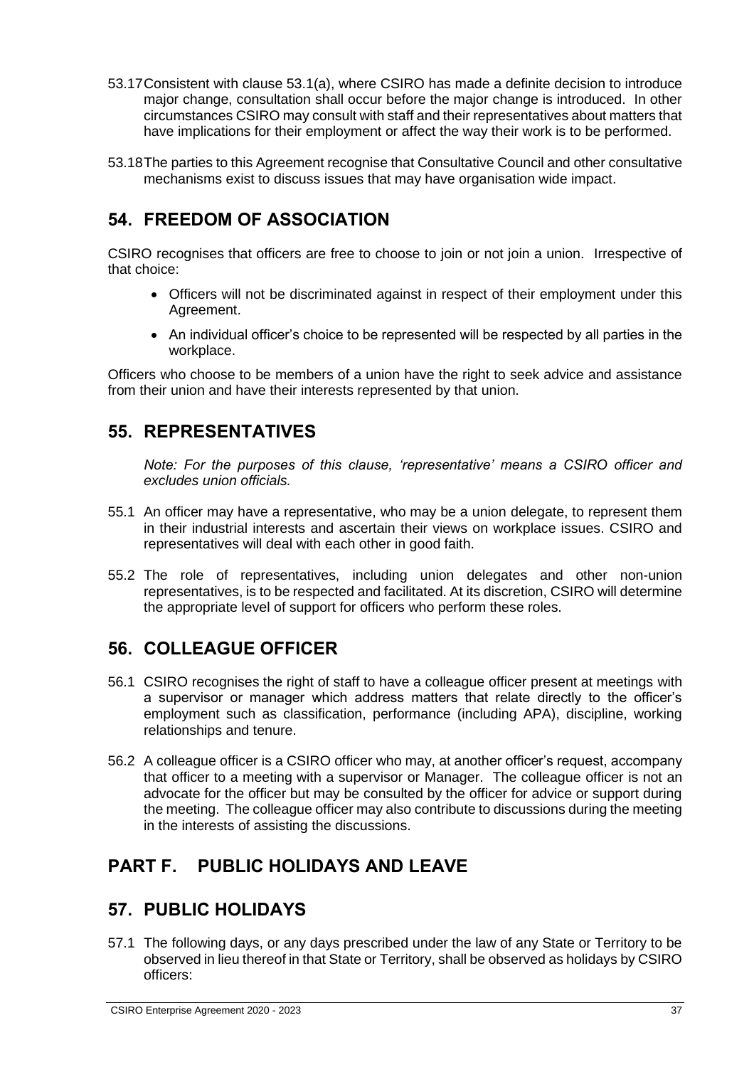53.17 Consistent with clause 53.1(a), where CSIRO has made a definite decision to introduce major change, consultation shall occur before the major change is introduced. In other circumstances CSIRO may consult with staff and their representatives about matters that have implications for their employment or affect the way their work is to be performed.

53.18 The parties to this Agreement recognise that Consultative Council and other consultative mechanisms exist to discuss issues that may have organisation wide impact.

## 54. FREEDOM OF ASSOCIATION

CSIRO recognises that officers are free to choose to join or not join a union. Irrespective of that choice:

- Officers will not be discriminated against in respect of their employment under this Agreement.
- An individual officer's choice to be represented will be respected by all parties in the workplace.

Officers who choose to be members of a union have the right to seek advice and assistance from their union and have their interests represented by that union.

## 55. REPRESENTATIVES

*Note: For the purposes of this clause, 'representative' means a CSIRO officer and excludes union officials.*

55.1 An officer may have a representative, who may be a union delegate, to represent them in their industrial interests and ascertain their views on workplace issues. CSIRO and representatives will deal with each other in good faith.

55.2 The role of representatives, including union delegates and other non-union representatives, is to be respected and facilitated. At its discretion, CSIRO will determine the appropriate level of support for officers who perform these roles.

## 56. COLLEAGUE OFFICER

56.1 CSIRO recognises the right of staff to have a colleague officer present at meetings with a supervisor or manager which address matters that relate directly to the officer's employment such as classification, performance (including APA), discipline, working relationships and tenure.

56.2 A colleague officer is a CSIRO officer who may, at another officer's request, accompany that officer to a meeting with a supervisor or Manager. The colleague officer is not an advocate for the officer but may be consulted by the officer for advice or support during the meeting. The colleague officer may also contribute to discussions during the meeting in the interests of assisting the discussions.

# PART F. PUBLIC HOLIDAYS AND LEAVE

## 57. PUBLIC HOLIDAYS

57.1 The following days, or any days prescribed under the law of any State or Territory to be observed in lieu thereof in that State or Territory, shall be observed as holidays by CSIRO officers: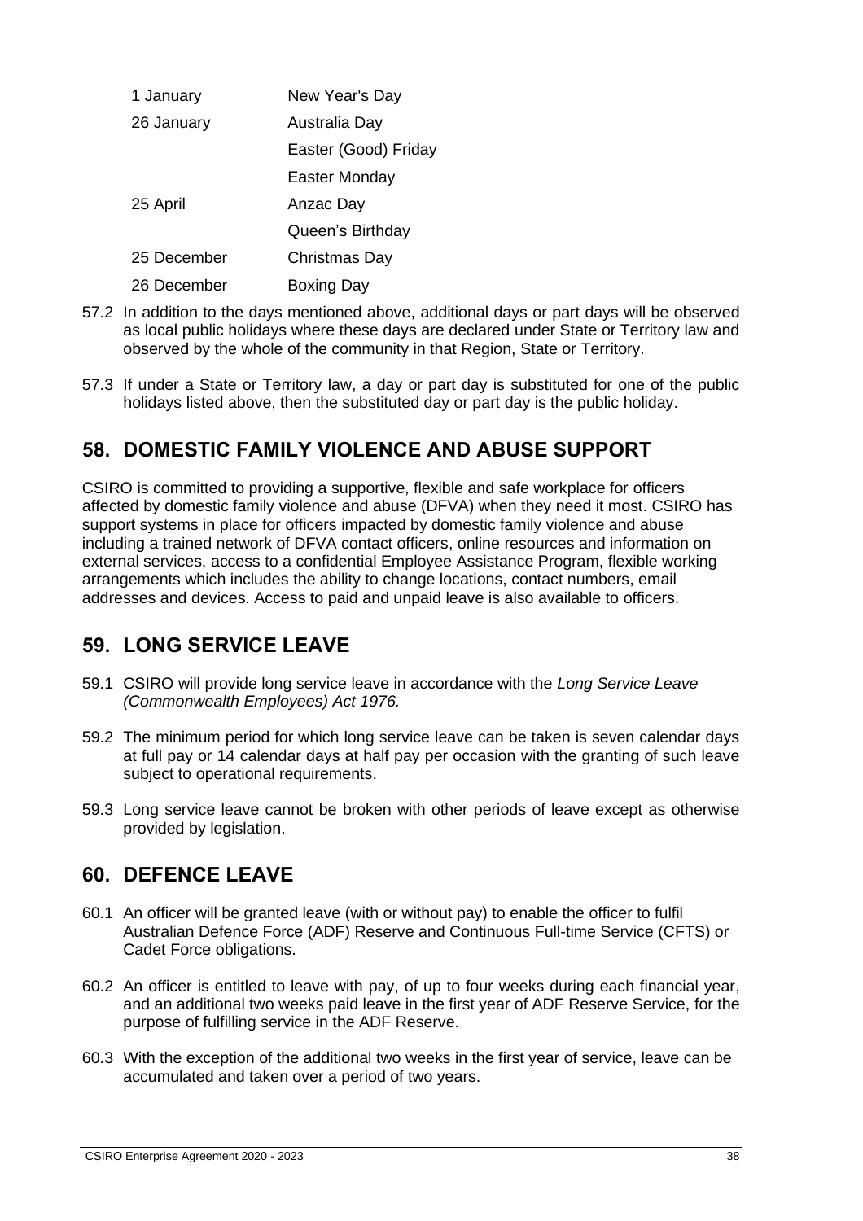| | |
|---|---|
| 1 January | New Year's Day |
| 26 January | Australia Day |
| | Easter (Good) Friday |
| | Easter Monday |
| 25 April | Anzac Day |
| | Queen's Birthday |
| 25 December | Christmas Day |
| 26 December | Boxing Day |

57.2 In addition to the days mentioned above, additional days or part days will be observed as local public holidays where these days are declared under State or Territory law and observed by the whole of the community in that Region, State or Territory.

57.3 If under a State or Territory law, a day or part day is substituted for one of the public holidays listed above, then the substituted day or part day is the public holiday.

## 58. DOMESTIC FAMILY VIOLENCE AND ABUSE SUPPORT

CSIRO is committed to providing a supportive, flexible and safe workplace for officers affected by domestic family violence and abuse (DFVA) when they need it most. CSIRO has support systems in place for officers impacted by domestic family violence and abuse including a trained network of DFVA contact officers, online resources and information on external services, access to a confidential Employee Assistance Program, flexible working arrangements which includes the ability to change locations, contact numbers, email addresses and devices. Access to paid and unpaid leave is also available to officers.

## 59. LONG SERVICE LEAVE

59.1 CSIRO will provide long service leave in accordance with the *Long Service Leave (Commonwealth Employees) Act 1976.*

59.2 The minimum period for which long service leave can be taken is seven calendar days at full pay or 14 calendar days at half pay per occasion with the granting of such leave subject to operational requirements.

59.3 Long service leave cannot be broken with other periods of leave except as otherwise provided by legislation.

## 60. DEFENCE LEAVE

60.1 An officer will be granted leave (with or without pay) to enable the officer to fulfil Australian Defence Force (ADF) Reserve and Continuous Full-time Service (CFTS) or Cadet Force obligations.

60.2 An officer is entitled to leave with pay, of up to four weeks during each financial year, and an additional two weeks paid leave in the first year of ADF Reserve Service, for the purpose of fulfilling service in the ADF Reserve.

60.3 With the exception of the additional two weeks in the first year of service, leave can be accumulated and taken over a period of two years.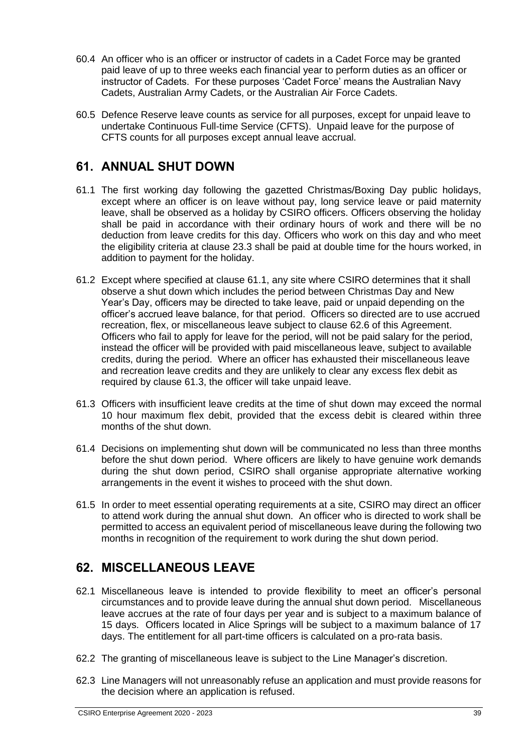60.4 An officer who is an officer or instructor of cadets in a Cadet Force may be granted paid leave of up to three weeks each financial year to perform duties as an officer or instructor of Cadets. For these purposes 'Cadet Force' means the Australian Navy Cadets, Australian Army Cadets, or the Australian Air Force Cadets.

60.5 Defence Reserve leave counts as service for all purposes, except for unpaid leave to undertake Continuous Full-time Service (CFTS). Unpaid leave for the purpose of CFTS counts for all purposes except annual leave accrual.

## 61. ANNUAL SHUT DOWN

61.1 The first working day following the gazetted Christmas/Boxing Day public holidays, except where an officer is on leave without pay, long service leave or paid maternity leave, shall be observed as a holiday by CSIRO officers. Officers observing the holiday shall be paid in accordance with their ordinary hours of work and there will be no deduction from leave credits for this day. Officers who work on this day and who meet the eligibility criteria at clause 23.3 shall be paid at double time for the hours worked, in addition to payment for the holiday.

61.2 Except where specified at clause 61.1, any site where CSIRO determines that it shall observe a shut down which includes the period between Christmas Day and New Year's Day, officers may be directed to take leave, paid or unpaid depending on the officer's accrued leave balance, for that period. Officers so directed are to use accrued recreation, flex, or miscellaneous leave subject to clause 62.6 of this Agreement. Officers who fail to apply for leave for the period, will not be paid salary for the period, instead the officer will be provided with paid miscellaneous leave, subject to available credits, during the period. Where an officer has exhausted their miscellaneous leave and recreation leave credits and they are unlikely to clear any excess flex debit as required by clause 61.3, the officer will take unpaid leave.

61.3 Officers with insufficient leave credits at the time of shut down may exceed the normal 10 hour maximum flex debit, provided that the excess debit is cleared within three months of the shut down.

61.4 Decisions on implementing shut down will be communicated no less than three months before the shut down period. Where officers are likely to have genuine work demands during the shut down period, CSIRO shall organise appropriate alternative working arrangements in the event it wishes to proceed with the shut down.

61.5 In order to meet essential operating requirements at a site, CSIRO may direct an officer to attend work during the annual shut down. An officer who is directed to work shall be permitted to access an equivalent period of miscellaneous leave during the following two months in recognition of the requirement to work during the shut down period.

## 62. MISCELLANEOUS LEAVE

62.1 Miscellaneous leave is intended to provide flexibility to meet an officer's personal circumstances and to provide leave during the annual shut down period. Miscellaneous leave accrues at the rate of four days per year and is subject to a maximum balance of 15 days. Officers located in Alice Springs will be subject to a maximum balance of 17 days. The entitlement for all part-time officers is calculated on a pro-rata basis.

62.2 The granting of miscellaneous leave is subject to the Line Manager's discretion.

62.3 Line Managers will not unreasonably refuse an application and must provide reasons for the decision where an application is refused.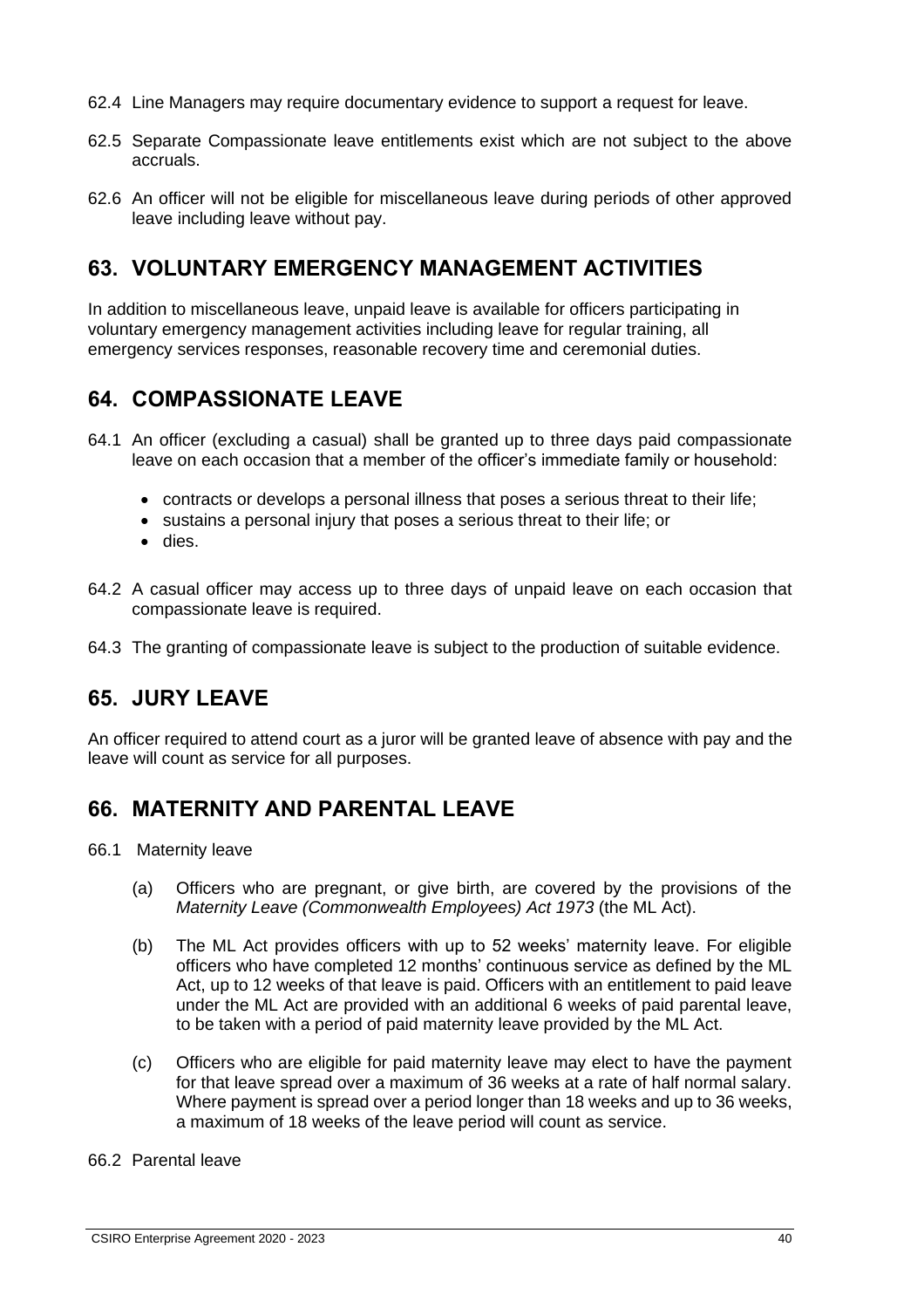62.4 Line Managers may require documentary evidence to support a request for leave.

62.5 Separate Compassionate leave entitlements exist which are not subject to the above accruals.

62.6 An officer will not be eligible for miscellaneous leave during periods of other approved leave including leave without pay.

## 63. VOLUNTARY EMERGENCY MANAGEMENT ACTIVITIES

In addition to miscellaneous leave, unpaid leave is available for officers participating in voluntary emergency management activities including leave for regular training, all emergency services responses, reasonable recovery time and ceremonial duties.

## 64. COMPASSIONATE LEAVE

64.1 An officer (excluding a casual) shall be granted up to three days paid compassionate leave on each occasion that a member of the officer's immediate family or household:

- contracts or develops a personal illness that poses a serious threat to their life;
- sustains a personal injury that poses a serious threat to their life; or
- dies.

64.2 A casual officer may access up to three days of unpaid leave on each occasion that compassionate leave is required.

64.3 The granting of compassionate leave is subject to the production of suitable evidence.

## 65. JURY LEAVE

An officer required to attend court as a juror will be granted leave of absence with pay and the leave will count as service for all purposes.

## 66. MATERNITY AND PARENTAL LEAVE

66.1 Maternity leave

(a) Officers who are pregnant, or give birth, are covered by the provisions of the *Maternity Leave (Commonwealth Employees) Act 1973* (the ML Act).

(b) The ML Act provides officers with up to 52 weeks' maternity leave. For eligible officers who have completed 12 months' continuous service as defined by the ML Act, up to 12 weeks of that leave is paid. Officers with an entitlement to paid leave under the ML Act are provided with an additional 6 weeks of paid parental leave, to be taken with a period of paid maternity leave provided by the ML Act.

(c) Officers who are eligible for paid maternity leave may elect to have the payment for that leave spread over a maximum of 36 weeks at a rate of half normal salary. Where payment is spread over a period longer than 18 weeks and up to 36 weeks, a maximum of 18 weeks of the leave period will count as service.

66.2 Parental leave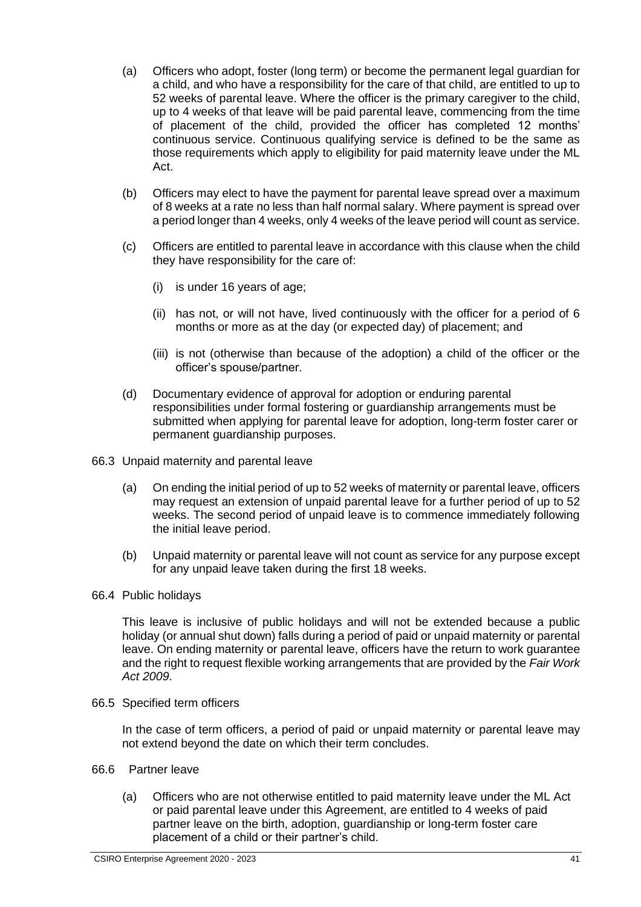(a) Officers who adopt, foster (long term) or become the permanent legal guardian for a child, and who have a responsibility for the care of that child, are entitled to up to 52 weeks of parental leave. Where the officer is the primary caregiver to the child, up to 4 weeks of that leave will be paid parental leave, commencing from the time of placement of the child, provided the officer has completed 12 months' continuous service. Continuous qualifying service is defined to be the same as those requirements which apply to eligibility for paid maternity leave under the ML Act.

(b) Officers may elect to have the payment for parental leave spread over a maximum of 8 weeks at a rate no less than half normal salary. Where payment is spread over a period longer than 4 weeks, only 4 weeks of the leave period will count as service.

(c) Officers are entitled to parental leave in accordance with this clause when the child they have responsibility for the care of:

   (i) is under 16 years of age;

   (ii) has not, or will not have, lived continuously with the officer for a period of 6 months or more as at the day (or expected day) of placement; and

   (iii) is not (otherwise than because of the adoption) a child of the officer or the officer's spouse/partner.

(d) Documentary evidence of approval for adoption or enduring parental responsibilities under formal fostering or guardianship arrangements must be submitted when applying for parental leave for adoption, long-term foster carer or permanent guardianship purposes.

66.3 Unpaid maternity and parental leave

(a) On ending the initial period of up to 52 weeks of maternity or parental leave, officers may request an extension of unpaid parental leave for a further period of up to 52 weeks. The second period of unpaid leave is to commence immediately following the initial leave period.

(b) Unpaid maternity or parental leave will not count as service for any purpose except for any unpaid leave taken during the first 18 weeks.

66.4 Public holidays

This leave is inclusive of public holidays and will not be extended because a public holiday (or annual shut down) falls during a period of paid or unpaid maternity or parental leave. On ending maternity or parental leave, officers have the return to work guarantee and the right to request flexible working arrangements that are provided by the *Fair Work Act 2009*.

66.5 Specified term officers

In the case of term officers, a period of paid or unpaid maternity or parental leave may not extend beyond the date on which their term concludes.

66.6 Partner leave

(a) Officers who are not otherwise entitled to paid maternity leave under the ML Act or paid parental leave under this Agreement, are entitled to 4 weeks of paid partner leave on the birth, adoption, guardianship or long-term foster care placement of a child or their partner's child.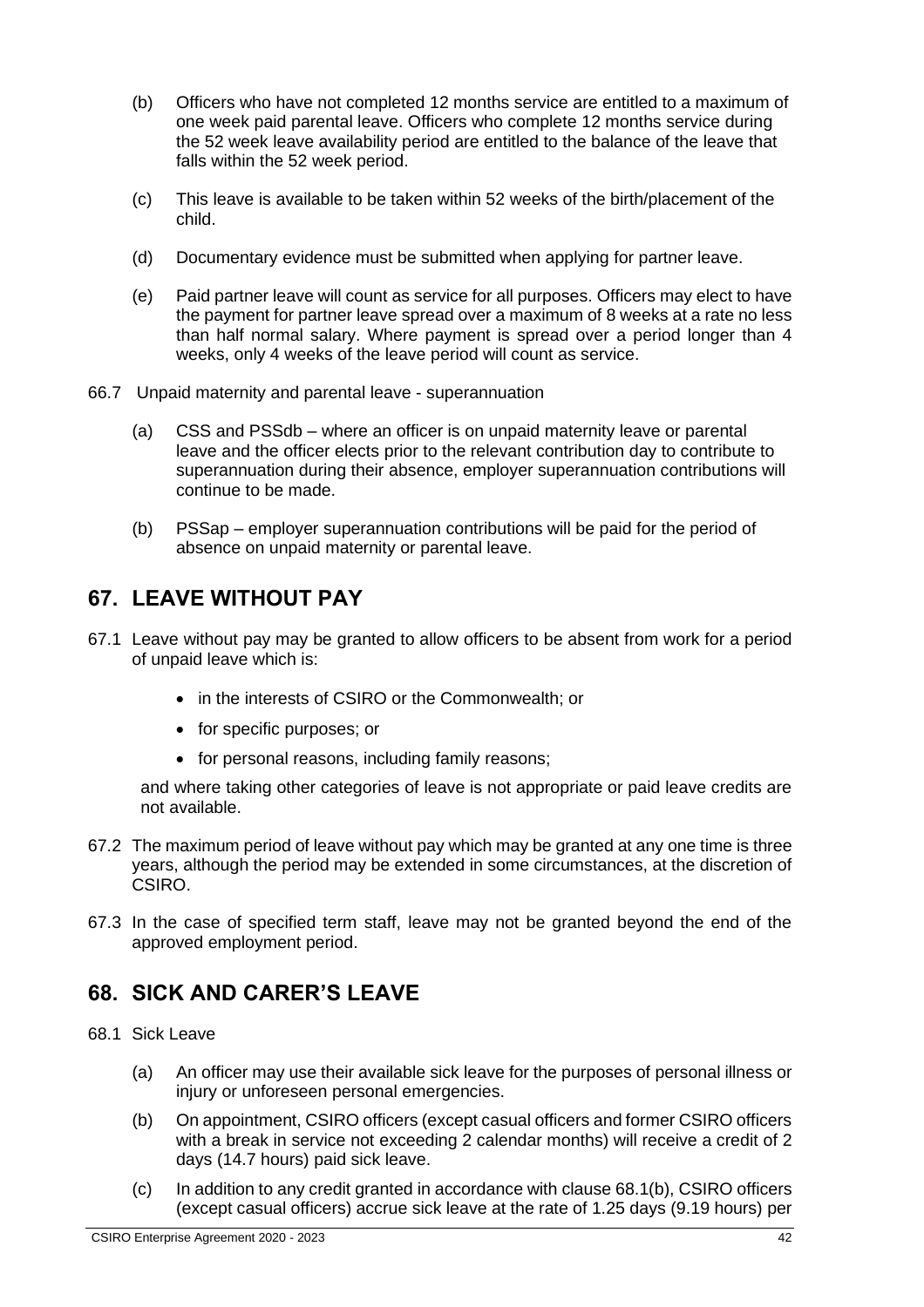(b) Officers who have not completed 12 months service are entitled to a maximum of one week paid parental leave. Officers who complete 12 months service during the 52 week leave availability period are entitled to the balance of the leave that falls within the 52 week period.

(c) This leave is available to be taken within 52 weeks of the birth/placement of the child.

(d) Documentary evidence must be submitted when applying for partner leave.

(e) Paid partner leave will count as service for all purposes. Officers may elect to have the payment for partner leave spread over a maximum of 8 weeks at a rate no less than half normal salary. Where payment is spread over a period longer than 4 weeks, only 4 weeks of the leave period will count as service.

66.7 Unpaid maternity and parental leave - superannuation

(a) CSS and PSSdb – where an officer is on unpaid maternity leave or parental leave and the officer elects prior to the relevant contribution day to contribute to superannuation during their absence, employer superannuation contributions will continue to be made.

(b) PSSap – employer superannuation contributions will be paid for the period of absence on unpaid maternity or parental leave.

## 67. LEAVE WITHOUT PAY

67.1 Leave without pay may be granted to allow officers to be absent from work for a period of unpaid leave which is:

- in the interests of CSIRO or the Commonwealth; or
- for specific purposes; or
- for personal reasons, including family reasons;

and where taking other categories of leave is not appropriate or paid leave credits are not available.

67.2 The maximum period of leave without pay which may be granted at any one time is three years, although the period may be extended in some circumstances, at the discretion of CSIRO.

67.3 In the case of specified term staff, leave may not be granted beyond the end of the approved employment period.

## 68. SICK AND CARER'S LEAVE

68.1 Sick Leave

(a) An officer may use their available sick leave for the purposes of personal illness or injury or unforeseen personal emergencies.

(b) On appointment, CSIRO officers (except casual officers and former CSIRO officers with a break in service not exceeding 2 calendar months) will receive a credit of 2 days (14.7 hours) paid sick leave.

(c) In addition to any credit granted in accordance with clause 68.1(b), CSIRO officers (except casual officers) accrue sick leave at the rate of 1.25 days (9.19 hours) per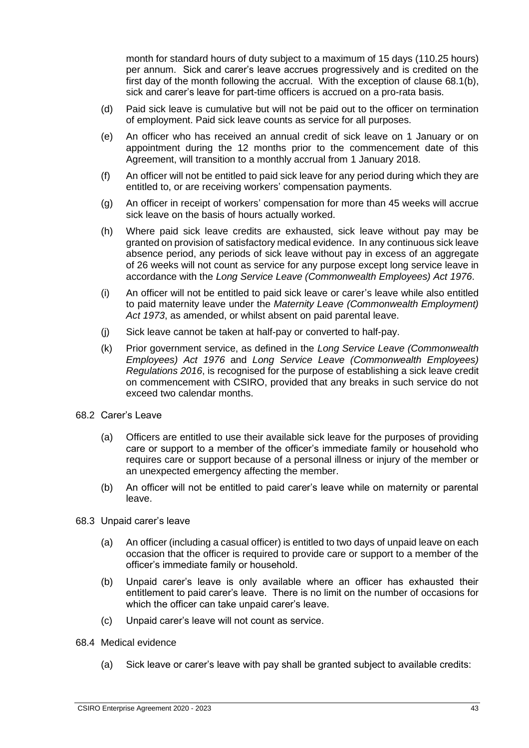month for standard hours of duty subject to a maximum of 15 days (110.25 hours) per annum. Sick and carer's leave accrues progressively and is credited on the first day of the month following the accrual. With the exception of clause 68.1(b), sick and carer's leave for part-time officers is accrued on a pro-rata basis.

(d) Paid sick leave is cumulative but will not be paid out to the officer on termination of employment. Paid sick leave counts as service for all purposes.

(e) An officer who has received an annual credit of sick leave on 1 January or on appointment during the 12 months prior to the commencement date of this Agreement, will transition to a monthly accrual from 1 January 2018.

(f) An officer will not be entitled to paid sick leave for any period during which they are entitled to, or are receiving workers' compensation payments.

(g) An officer in receipt of workers' compensation for more than 45 weeks will accrue sick leave on the basis of hours actually worked.

(h) Where paid sick leave credits are exhausted, sick leave without pay may be granted on provision of satisfactory medical evidence. In any continuous sick leave absence period, any periods of sick leave without pay in excess of an aggregate of 26 weeks will not count as service for any purpose except long service leave in accordance with the *Long Service Leave (Commonwealth Employees) Act 1976*.

(i) An officer will not be entitled to paid sick leave or carer's leave while also entitled to paid maternity leave under the *Maternity Leave (Commonwealth Employment) Act 1973*, as amended, or whilst absent on paid parental leave.

(j) Sick leave cannot be taken at half-pay or converted to half-pay.

(k) Prior government service, as defined in the *Long Service Leave (Commonwealth Employees) Act 1976* and *Long Service Leave (Commonwealth Employees) Regulations 2016*, is recognised for the purpose of establishing a sick leave credit on commencement with CSIRO, provided that any breaks in such service do not exceed two calendar months.

68.2 Carer's Leave

(a) Officers are entitled to use their available sick leave for the purposes of providing care or support to a member of the officer's immediate family or household who requires care or support because of a personal illness or injury of the member or an unexpected emergency affecting the member.

(b) An officer will not be entitled to paid carer's leave while on maternity or parental leave.

68.3 Unpaid carer's leave

(a) An officer (including a casual officer) is entitled to two days of unpaid leave on each occasion that the officer is required to provide care or support to a member of the officer's immediate family or household.

(b) Unpaid carer's leave is only available where an officer has exhausted their entitlement to paid carer's leave. There is no limit on the number of occasions for which the officer can take unpaid carer's leave.

(c) Unpaid carer's leave will not count as service.

68.4 Medical evidence

(a) Sick leave or carer's leave with pay shall be granted subject to available credits: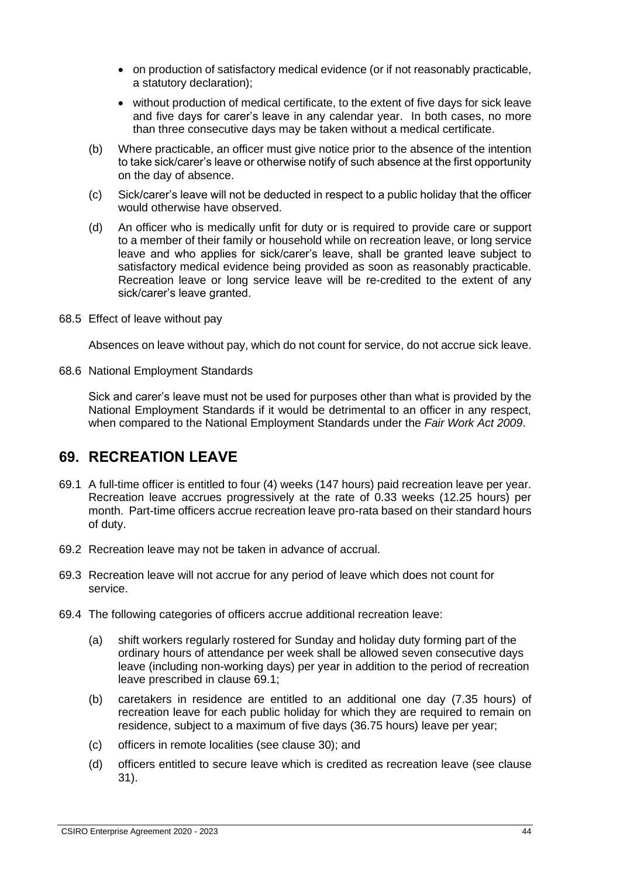- on production of satisfactory medical evidence (or if not reasonably practicable, a statutory declaration);
- without production of medical certificate, to the extent of five days for sick leave and five days for carer's leave in any calendar year. In both cases, no more than three consecutive days may be taken without a medical certificate.

(b) Where practicable, an officer must give notice prior to the absence of the intention to take sick/carer's leave or otherwise notify of such absence at the first opportunity on the day of absence.

(c) Sick/carer's leave will not be deducted in respect to a public holiday that the officer would otherwise have observed.

(d) An officer who is medically unfit for duty or is required to provide care or support to a member of their family or household while on recreation leave, or long service leave and who applies for sick/carer's leave, shall be granted leave subject to satisfactory medical evidence being provided as soon as reasonably practicable. Recreation leave or long service leave will be re-credited to the extent of any sick/carer's leave granted.

68.5 Effect of leave without pay

Absences on leave without pay, which do not count for service, do not accrue sick leave.

68.6 National Employment Standards

Sick and carer's leave must not be used for purposes other than what is provided by the National Employment Standards if it would be detrimental to an officer in any respect, when compared to the National Employment Standards under the *Fair Work Act 2009*.

## 69. RECREATION LEAVE

69.1 A full-time officer is entitled to four (4) weeks (147 hours) paid recreation leave per year. Recreation leave accrues progressively at the rate of 0.33 weeks (12.25 hours) per month. Part-time officers accrue recreation leave pro-rata based on their standard hours of duty.

69.2 Recreation leave may not be taken in advance of accrual.

69.3 Recreation leave will not accrue for any period of leave which does not count for service.

69.4 The following categories of officers accrue additional recreation leave:

(a) shift workers regularly rostered for Sunday and holiday duty forming part of the ordinary hours of attendance per week shall be allowed seven consecutive days leave (including non-working days) per year in addition to the period of recreation leave prescribed in clause 69.1;

(b) caretakers in residence are entitled to an additional one day (7.35 hours) of recreation leave for each public holiday for which they are required to remain on residence, subject to a maximum of five days (36.75 hours) leave per year;

(c) officers in remote localities (see clause 30); and

(d) officers entitled to secure leave which is credited as recreation leave (see clause 31).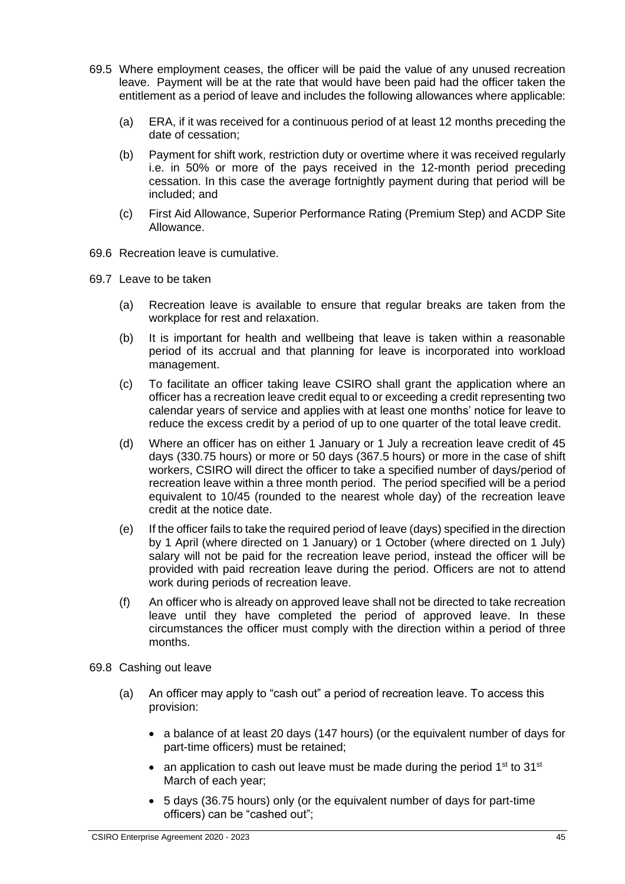69.5 Where employment ceases, the officer will be paid the value of any unused recreation leave. Payment will be at the rate that would have been paid had the officer taken the entitlement as a period of leave and includes the following allowances where applicable:

- (a) ERA, if it was received for a continuous period of at least 12 months preceding the date of cessation;
- (b) Payment for shift work, restriction duty or overtime where it was received regularly i.e. in 50% or more of the pays received in the 12-month period preceding cessation. In this case the average fortnightly payment during that period will be included; and
- (c) First Aid Allowance, Superior Performance Rating (Premium Step) and ACDP Site Allowance.

69.6 Recreation leave is cumulative.

69.7 Leave to be taken

- (a) Recreation leave is available to ensure that regular breaks are taken from the workplace for rest and relaxation.
- (b) It is important for health and wellbeing that leave is taken within a reasonable period of its accrual and that planning for leave is incorporated into workload management.
- (c) To facilitate an officer taking leave CSIRO shall grant the application where an officer has a recreation leave credit equal to or exceeding a credit representing two calendar years of service and applies with at least one months' notice for leave to reduce the excess credit by a period of up to one quarter of the total leave credit.
- (d) Where an officer has on either 1 January or 1 July a recreation leave credit of 45 days (330.75 hours) or more or 50 days (367.5 hours) or more in the case of shift workers, CSIRO will direct the officer to take a specified number of days/period of recreation leave within a three month period. The period specified will be a period equivalent to 10/45 (rounded to the nearest whole day) of the recreation leave credit at the notice date.
- (e) If the officer fails to take the required period of leave (days) specified in the direction by 1 April (where directed on 1 January) or 1 October (where directed on 1 July) salary will not be paid for the recreation leave period, instead the officer will be provided with paid recreation leave during the period. Officers are not to attend work during periods of recreation leave.
- (f) An officer who is already on approved leave shall not be directed to take recreation leave until they have completed the period of approved leave. In these circumstances the officer must comply with the direction within a period of three months.

69.8 Cashing out leave

- (a) An officer may apply to "cash out" a period of recreation leave. To access this provision:
  - a balance of at least 20 days (147 hours) (or the equivalent number of days for part-time officers) must be retained;
  - an application to cash out leave must be made during the period 1st to 31st March of each year;
  - 5 days (36.75 hours) only (or the equivalent number of days for part-time officers) can be "cashed out";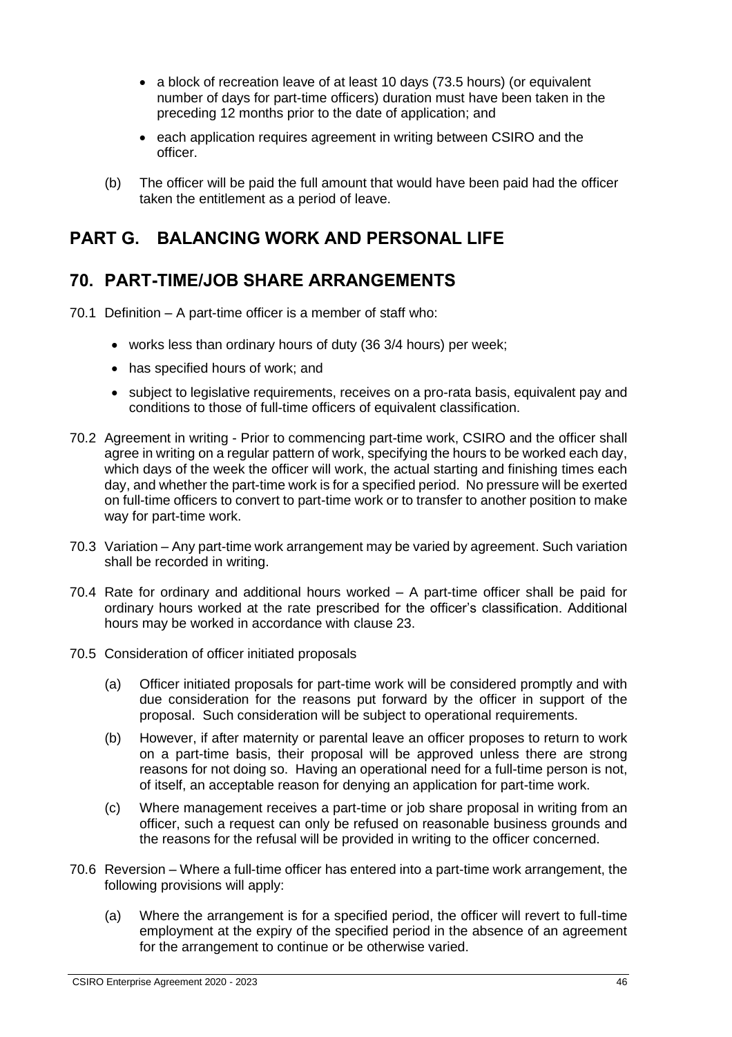- a block of recreation leave of at least 10 days (73.5 hours) (or equivalent number of days for part-time officers) duration must have been taken in the preceding 12 months prior to the date of application; and
- each application requires agreement in writing between CSIRO and the officer.

(b) The officer will be paid the full amount that would have been paid had the officer taken the entitlement as a period of leave.

# PART G. BALANCING WORK AND PERSONAL LIFE

## 70. PART-TIME/JOB SHARE ARRANGEMENTS

70.1 Definition – A part-time officer is a member of staff who:

- works less than ordinary hours of duty (36 3/4 hours) per week;
- has specified hours of work; and
- subject to legislative requirements, receives on a pro-rata basis, equivalent pay and conditions to those of full-time officers of equivalent classification.

70.2 Agreement in writing - Prior to commencing part-time work, CSIRO and the officer shall agree in writing on a regular pattern of work, specifying the hours to be worked each day, which days of the week the officer will work, the actual starting and finishing times each day, and whether the part-time work is for a specified period. No pressure will be exerted on full-time officers to convert to part-time work or to transfer to another position to make way for part-time work.

70.3 Variation – Any part-time work arrangement may be varied by agreement. Such variation shall be recorded in writing.

70.4 Rate for ordinary and additional hours worked – A part-time officer shall be paid for ordinary hours worked at the rate prescribed for the officer's classification. Additional hours may be worked in accordance with clause 23.

70.5 Consideration of officer initiated proposals

(a) Officer initiated proposals for part-time work will be considered promptly and with due consideration for the reasons put forward by the officer in support of the proposal. Such consideration will be subject to operational requirements.

(b) However, if after maternity or parental leave an officer proposes to return to work on a part-time basis, their proposal will be approved unless there are strong reasons for not doing so. Having an operational need for a full-time person is not, of itself, an acceptable reason for denying an application for part-time work.

(c) Where management receives a part-time or job share proposal in writing from an officer, such a request can only be refused on reasonable business grounds and the reasons for the refusal will be provided in writing to the officer concerned.

70.6 Reversion – Where a full-time officer has entered into a part-time work arrangement, the following provisions will apply:

(a) Where the arrangement is for a specified period, the officer will revert to full-time employment at the expiry of the specified period in the absence of an agreement for the arrangement to continue or be otherwise varied.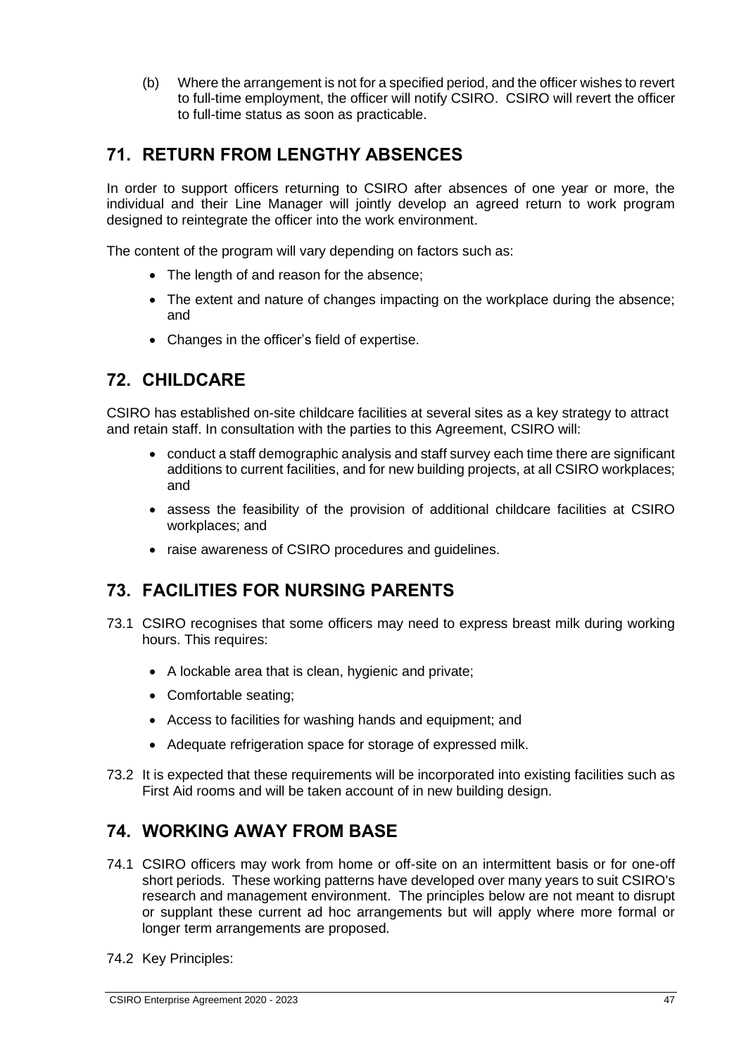(b) Where the arrangement is not for a specified period, and the officer wishes to revert to full-time employment, the officer will notify CSIRO. CSIRO will revert the officer to full-time status as soon as practicable.

## 71. RETURN FROM LENGTHY ABSENCES

In order to support officers returning to CSIRO after absences of one year or more, the individual and their Line Manager will jointly develop an agreed return to work program designed to reintegrate the officer into the work environment.

The content of the program will vary depending on factors such as:

- The length of and reason for the absence;
- The extent and nature of changes impacting on the workplace during the absence; and
- Changes in the officer's field of expertise.

## 72. CHILDCARE

CSIRO has established on-site childcare facilities at several sites as a key strategy to attract and retain staff. In consultation with the parties to this Agreement, CSIRO will:

- conduct a staff demographic analysis and staff survey each time there are significant additions to current facilities, and for new building projects, at all CSIRO workplaces; and
- assess the feasibility of the provision of additional childcare facilities at CSIRO workplaces; and
- raise awareness of CSIRO procedures and guidelines.

## 73. FACILITIES FOR NURSING PARENTS

73.1 CSIRO recognises that some officers may need to express breast milk during working hours. This requires:

- A lockable area that is clean, hygienic and private;
- Comfortable seating;
- Access to facilities for washing hands and equipment; and
- Adequate refrigeration space for storage of expressed milk.

73.2 It is expected that these requirements will be incorporated into existing facilities such as First Aid rooms and will be taken account of in new building design.

## 74. WORKING AWAY FROM BASE

74.1 CSIRO officers may work from home or off-site on an intermittent basis or for one-off short periods. These working patterns have developed over many years to suit CSIRO's research and management environment. The principles below are not meant to disrupt or supplant these current ad hoc arrangements but will apply where more formal or longer term arrangements are proposed.

74.2 Key Principles: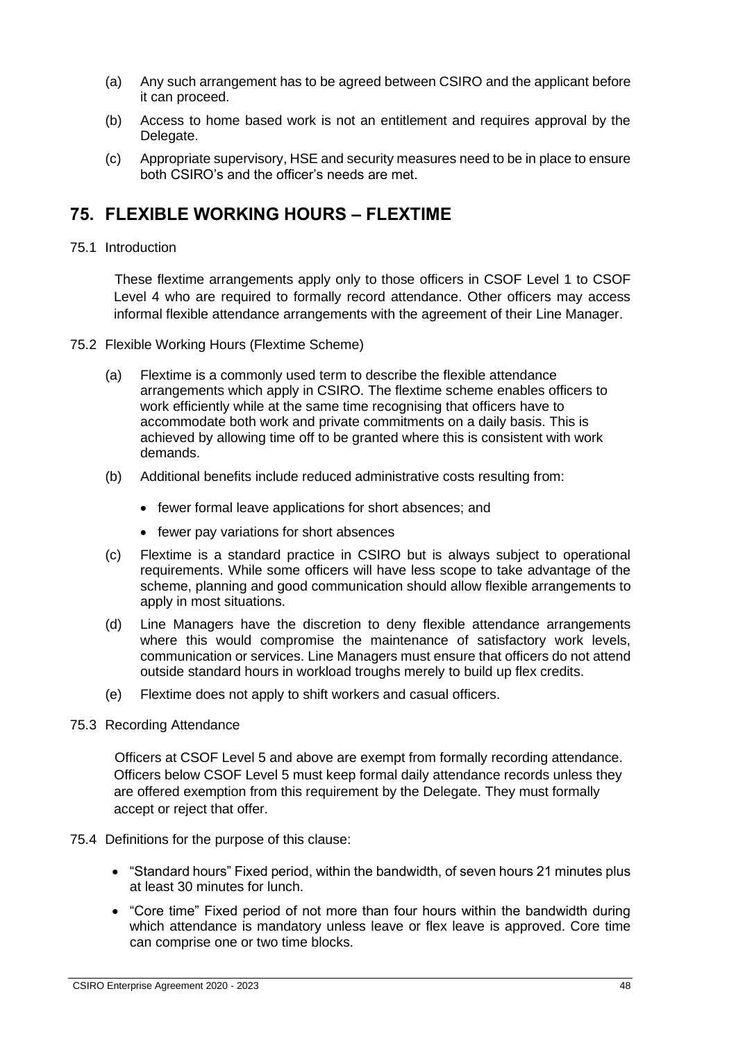(a) Any such arrangement has to be agreed between CSIRO and the applicant before it can proceed.

(b) Access to home based work is not an entitlement and requires approval by the Delegate.

(c) Appropriate supervisory, HSE and security measures need to be in place to ensure both CSIRO's and the officer's needs are met.

## 75. FLEXIBLE WORKING HOURS – FLEXTIME

75.1 Introduction

These flextime arrangements apply only to those officers in CSOF Level 1 to CSOF Level 4 who are required to formally record attendance. Other officers may access informal flexible attendance arrangements with the agreement of their Line Manager.

75.2 Flexible Working Hours (Flextime Scheme)

(a) Flextime is a commonly used term to describe the flexible attendance arrangements which apply in CSIRO. The flextime scheme enables officers to work efficiently while at the same time recognising that officers have to accommodate both work and private commitments on a daily basis. This is achieved by allowing time off to be granted where this is consistent with work demands.

(b) Additional benefits include reduced administrative costs resulting from:

- fewer formal leave applications for short absences; and
- fewer pay variations for short absences

(c) Flextime is a standard practice in CSIRO but is always subject to operational requirements. While some officers will have less scope to take advantage of the scheme, planning and good communication should allow flexible arrangements to apply in most situations.

(d) Line Managers have the discretion to deny flexible attendance arrangements where this would compromise the maintenance of satisfactory work levels, communication or services. Line Managers must ensure that officers do not attend outside standard hours in workload troughs merely to build up flex credits.

(e) Flextime does not apply to shift workers and casual officers.

75.3 Recording Attendance

Officers at CSOF Level 5 and above are exempt from formally recording attendance. Officers below CSOF Level 5 must keep formal daily attendance records unless they are offered exemption from this requirement by the Delegate. They must formally accept or reject that offer.

75.4 Definitions for the purpose of this clause:

- "Standard hours" Fixed period, within the bandwidth, of seven hours 21 minutes plus at least 30 minutes for lunch.
- "Core time" Fixed period of not more than four hours within the bandwidth during which attendance is mandatory unless leave or flex leave is approved. Core time can comprise one or two time blocks.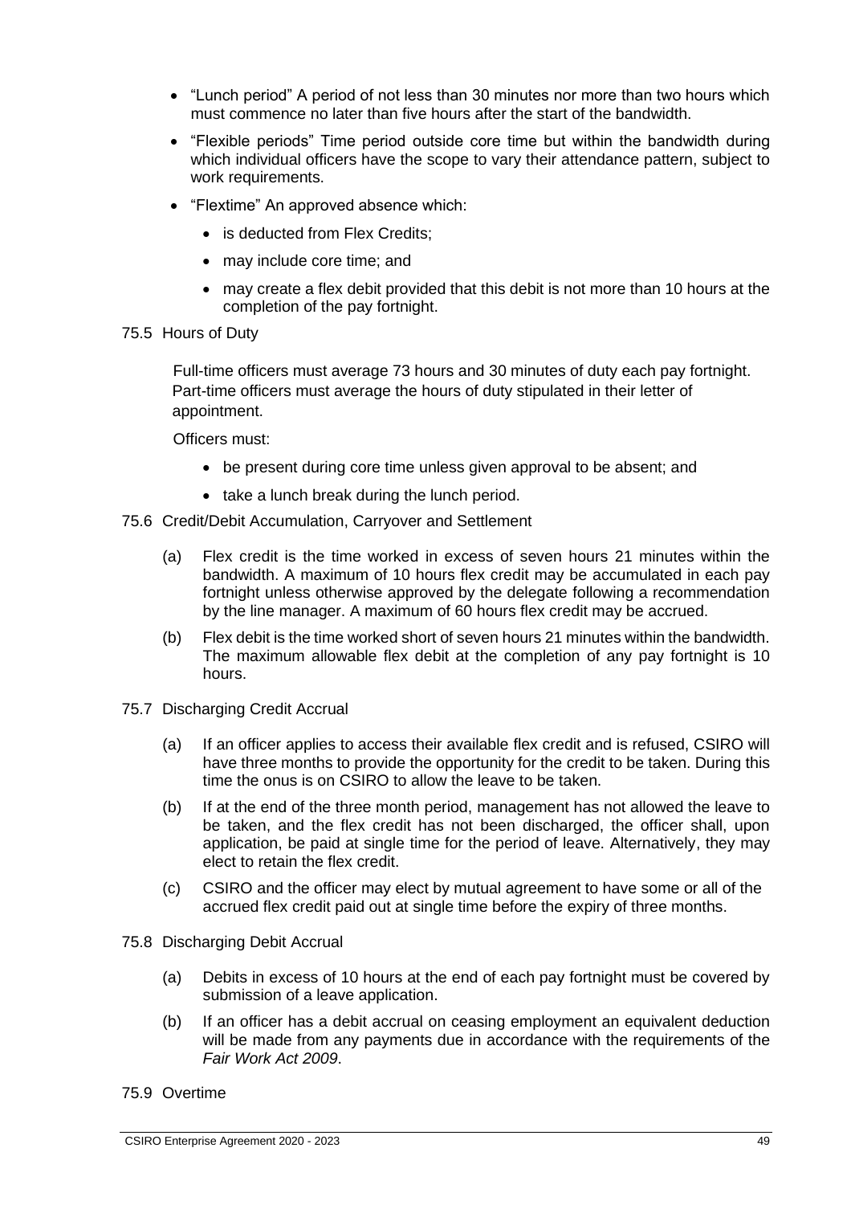- "Lunch period" A period of not less than 30 minutes nor more than two hours which must commence no later than five hours after the start of the bandwidth.
- "Flexible periods" Time period outside core time but within the bandwidth during which individual officers have the scope to vary their attendance pattern, subject to work requirements.
- "Flextime" An approved absence which:
  - is deducted from Flex Credits;
  - may include core time; and
  - may create a flex debit provided that this debit is not more than 10 hours at the completion of the pay fortnight.

75.5 Hours of Duty

Full-time officers must average 73 hours and 30 minutes of duty each pay fortnight. Part-time officers must average the hours of duty stipulated in their letter of appointment.

Officers must:

- be present during core time unless given approval to be absent; and
- take a lunch break during the lunch period.

75.6 Credit/Debit Accumulation, Carryover and Settlement

(a) Flex credit is the time worked in excess of seven hours 21 minutes within the bandwidth. A maximum of 10 hours flex credit may be accumulated in each pay fortnight unless otherwise approved by the delegate following a recommendation by the line manager. A maximum of 60 hours flex credit may be accrued.

(b) Flex debit is the time worked short of seven hours 21 minutes within the bandwidth. The maximum allowable flex debit at the completion of any pay fortnight is 10 hours.

75.7 Discharging Credit Accrual

(a) If an officer applies to access their available flex credit and is refused, CSIRO will have three months to provide the opportunity for the credit to be taken. During this time the onus is on CSIRO to allow the leave to be taken.

(b) If at the end of the three month period, management has not allowed the leave to be taken, and the flex credit has not been discharged, the officer shall, upon application, be paid at single time for the period of leave. Alternatively, they may elect to retain the flex credit.

(c) CSIRO and the officer may elect by mutual agreement to have some or all of the accrued flex credit paid out at single time before the expiry of three months.

75.8 Discharging Debit Accrual

(a) Debits in excess of 10 hours at the end of each pay fortnight must be covered by submission of a leave application.

(b) If an officer has a debit accrual on ceasing employment an equivalent deduction will be made from any payments due in accordance with the requirements of the *Fair Work Act 2009*.

75.9 Overtime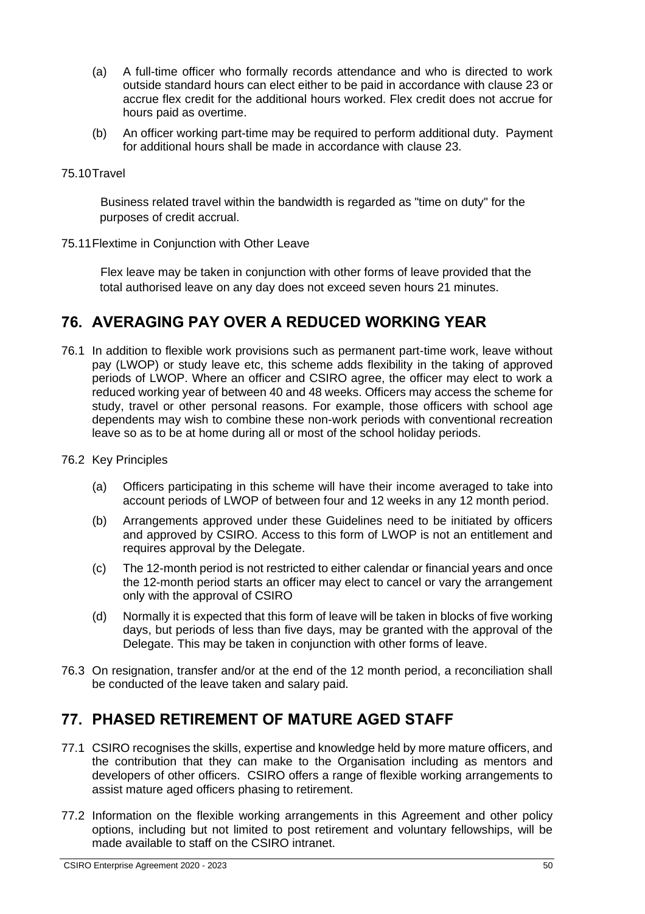(a) A full-time officer who formally records attendance and who is directed to work outside standard hours can elect either to be paid in accordance with clause 23 or accrue flex credit for the additional hours worked. Flex credit does not accrue for hours paid as overtime.

(b) An officer working part-time may be required to perform additional duty. Payment for additional hours shall be made in accordance with clause 23.

75.10 Travel

Business related travel within the bandwidth is regarded as "time on duty" for the purposes of credit accrual.

75.11 Flextime in Conjunction with Other Leave

Flex leave may be taken in conjunction with other forms of leave provided that the total authorised leave on any day does not exceed seven hours 21 minutes.

## 76. AVERAGING PAY OVER A REDUCED WORKING YEAR

76.1 In addition to flexible work provisions such as permanent part-time work, leave without pay (LWOP) or study leave etc, this scheme adds flexibility in the taking of approved periods of LWOP. Where an officer and CSIRO agree, the officer may elect to work a reduced working year of between 40 and 48 weeks. Officers may access the scheme for study, travel or other personal reasons. For example, those officers with school age dependents may wish to combine these non-work periods with conventional recreation leave so as to be at home during all or most of the school holiday periods.

76.2 Key Principles

(a) Officers participating in this scheme will have their income averaged to take into account periods of LWOP of between four and 12 weeks in any 12 month period.

(b) Arrangements approved under these Guidelines need to be initiated by officers and approved by CSIRO. Access to this form of LWOP is not an entitlement and requires approval by the Delegate.

(c) The 12-month period is not restricted to either calendar or financial years and once the 12-month period starts an officer may elect to cancel or vary the arrangement only with the approval of CSIRO

(d) Normally it is expected that this form of leave will be taken in blocks of five working days, but periods of less than five days, may be granted with the approval of the Delegate. This may be taken in conjunction with other forms of leave.

76.3 On resignation, transfer and/or at the end of the 12 month period, a reconciliation shall be conducted of the leave taken and salary paid.

## 77. PHASED RETIREMENT OF MATURE AGED STAFF

77.1 CSIRO recognises the skills, expertise and knowledge held by more mature officers, and the contribution that they can make to the Organisation including as mentors and developers of other officers. CSIRO offers a range of flexible working arrangements to assist mature aged officers phasing to retirement.

77.2 Information on the flexible working arrangements in this Agreement and other policy options, including but not limited to post retirement and voluntary fellowships, will be made available to staff on the CSIRO intranet.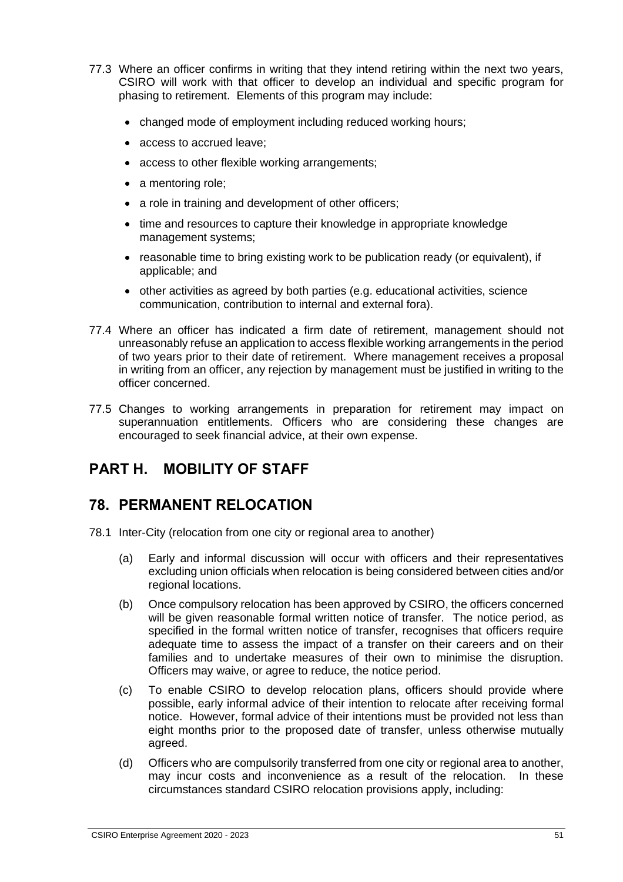77.3 Where an officer confirms in writing that they intend retiring within the next two years, CSIRO will work with that officer to develop an individual and specific program for phasing to retirement. Elements of this program may include:

- changed mode of employment including reduced working hours;
- access to accrued leave;
- access to other flexible working arrangements;
- a mentoring role;
- a role in training and development of other officers;
- time and resources to capture their knowledge in appropriate knowledge management systems;
- reasonable time to bring existing work to be publication ready (or equivalent), if applicable; and
- other activities as agreed by both parties (e.g. educational activities, science communication, contribution to internal and external fora).

77.4 Where an officer has indicated a firm date of retirement, management should not unreasonably refuse an application to access flexible working arrangements in the period of two years prior to their date of retirement. Where management receives a proposal in writing from an officer, any rejection by management must be justified in writing to the officer concerned.

77.5 Changes to working arrangements in preparation for retirement may impact on superannuation entitlements. Officers who are considering these changes are encouraged to seek financial advice, at their own expense.

# PART H. MOBILITY OF STAFF

## 78. PERMANENT RELOCATION

78.1 Inter-City (relocation from one city or regional area to another)

(a) Early and informal discussion will occur with officers and their representatives excluding union officials when relocation is being considered between cities and/or regional locations.

(b) Once compulsory relocation has been approved by CSIRO, the officers concerned will be given reasonable formal written notice of transfer. The notice period, as specified in the formal written notice of transfer, recognises that officers require adequate time to assess the impact of a transfer on their careers and on their families and to undertake measures of their own to minimise the disruption. Officers may waive, or agree to reduce, the notice period.

(c) To enable CSIRO to develop relocation plans, officers should provide where possible, early informal advice of their intention to relocate after receiving formal notice. However, formal advice of their intentions must be provided not less than eight months prior to the proposed date of transfer, unless otherwise mutually agreed.

(d) Officers who are compulsorily transferred from one city or regional area to another, may incur costs and inconvenience as a result of the relocation. In these circumstances standard CSIRO relocation provisions apply, including: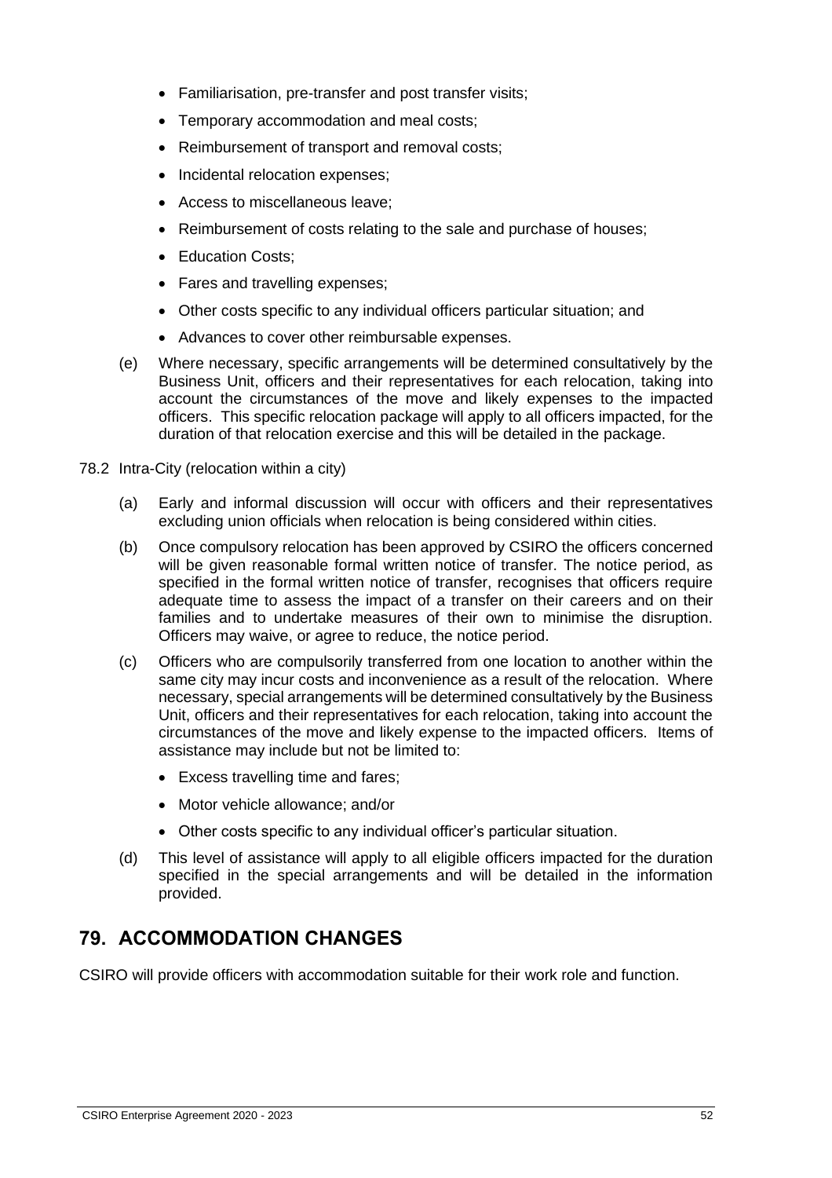- Familiarisation, pre-transfer and post transfer visits;
- Temporary accommodation and meal costs;
- Reimbursement of transport and removal costs;
- Incidental relocation expenses;
- Access to miscellaneous leave;
- Reimbursement of costs relating to the sale and purchase of houses;
- Education Costs;
- Fares and travelling expenses;
- Other costs specific to any individual officers particular situation; and
- Advances to cover other reimbursable expenses.

(e) Where necessary, specific arrangements will be determined consultatively by the Business Unit, officers and their representatives for each relocation, taking into account the circumstances of the move and likely expenses to the impacted officers. This specific relocation package will apply to all officers impacted, for the duration of that relocation exercise and this will be detailed in the package.

78.2 Intra-City (relocation within a city)

(a) Early and informal discussion will occur with officers and their representatives excluding union officials when relocation is being considered within cities.

(b) Once compulsory relocation has been approved by CSIRO the officers concerned will be given reasonable formal written notice of transfer. The notice period, as specified in the formal written notice of transfer, recognises that officers require adequate time to assess the impact of a transfer on their careers and on their families and to undertake measures of their own to minimise the disruption. Officers may waive, or agree to reduce, the notice period.

(c) Officers who are compulsorily transferred from one location to another within the same city may incur costs and inconvenience as a result of the relocation. Where necessary, special arrangements will be determined consultatively by the Business Unit, officers and their representatives for each relocation, taking into account the circumstances of the move and likely expense to the impacted officers. Items of assistance may include but not be limited to:

- Excess travelling time and fares;
- Motor vehicle allowance; and/or
- Other costs specific to any individual officer's particular situation.

(d) This level of assistance will apply to all eligible officers impacted for the duration specified in the special arrangements and will be detailed in the information provided.

## 79. ACCOMMODATION CHANGES

CSIRO will provide officers with accommodation suitable for their work role and function.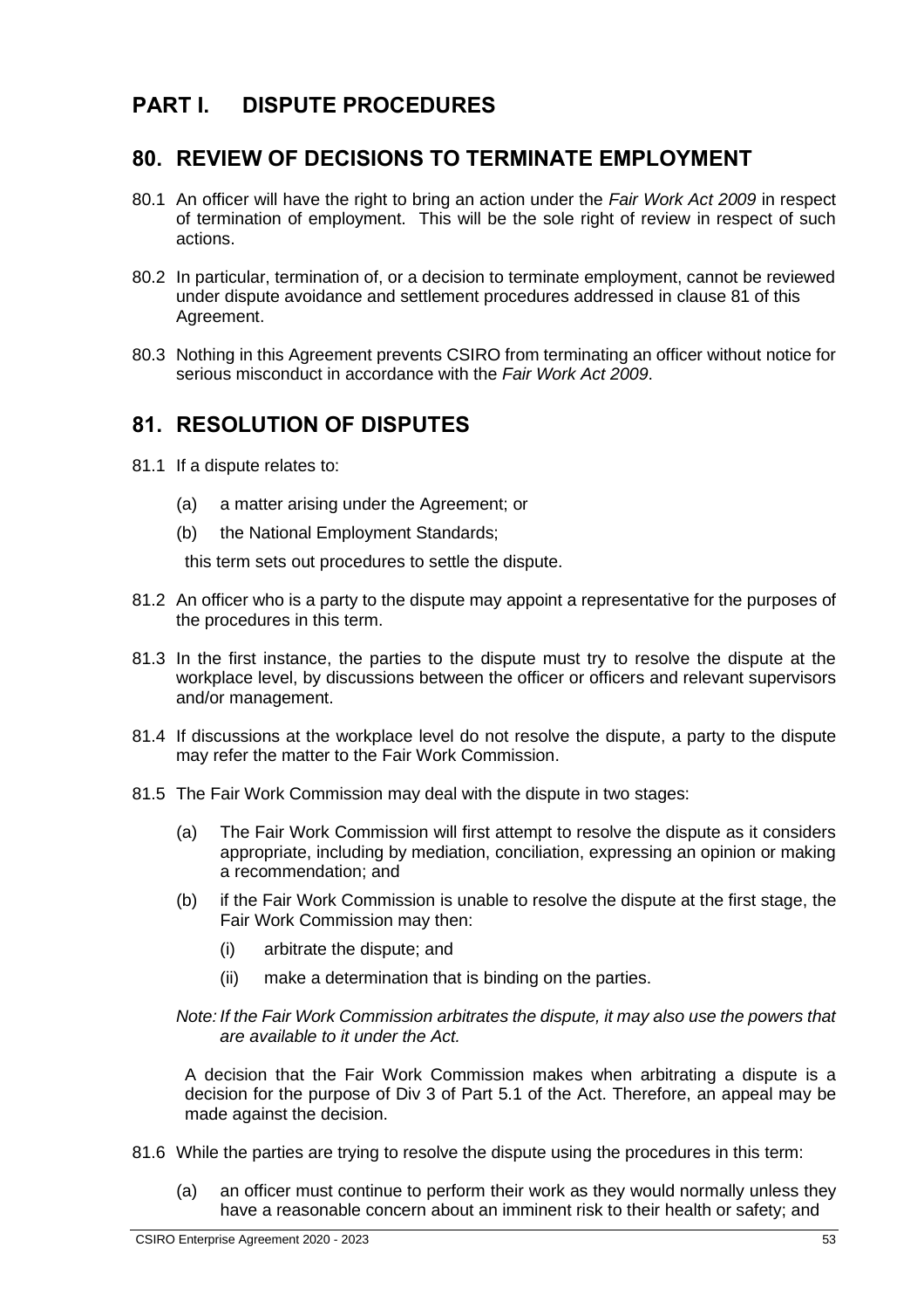# PART I. DISPUTE PROCEDURES

## 80. REVIEW OF DECISIONS TO TERMINATE EMPLOYMENT

80.1 An officer will have the right to bring an action under the *Fair Work Act 2009* in respect of termination of employment. This will be the sole right of review in respect of such actions.

80.2 In particular, termination of, or a decision to terminate employment, cannot be reviewed under dispute avoidance and settlement procedures addressed in clause 81 of this Agreement.

80.3 Nothing in this Agreement prevents CSIRO from terminating an officer without notice for serious misconduct in accordance with the *Fair Work Act 2009*.

## 81. RESOLUTION OF DISPUTES

81.1 If a dispute relates to:

(a) a matter arising under the Agreement; or

(b) the National Employment Standards;

this term sets out procedures to settle the dispute.

81.2 An officer who is a party to the dispute may appoint a representative for the purposes of the procedures in this term.

81.3 In the first instance, the parties to the dispute must try to resolve the dispute at the workplace level, by discussions between the officer or officers and relevant supervisors and/or management.

81.4 If discussions at the workplace level do not resolve the dispute, a party to the dispute may refer the matter to the Fair Work Commission.

81.5 The Fair Work Commission may deal with the dispute in two stages:

(a) The Fair Work Commission will first attempt to resolve the dispute as it considers appropriate, including by mediation, conciliation, expressing an opinion or making a recommendation; and

(b) if the Fair Work Commission is unable to resolve the dispute at the first stage, the Fair Work Commission may then:

(i) arbitrate the dispute; and

(ii) make a determination that is binding on the parties.

*Note: If the Fair Work Commission arbitrates the dispute, it may also use the powers that are available to it under the Act.*

A decision that the Fair Work Commission makes when arbitrating a dispute is a decision for the purpose of Div 3 of Part 5.1 of the Act. Therefore, an appeal may be made against the decision.

81.6 While the parties are trying to resolve the dispute using the procedures in this term:

(a) an officer must continue to perform their work as they would normally unless they have a reasonable concern about an imminent risk to their health or safety; and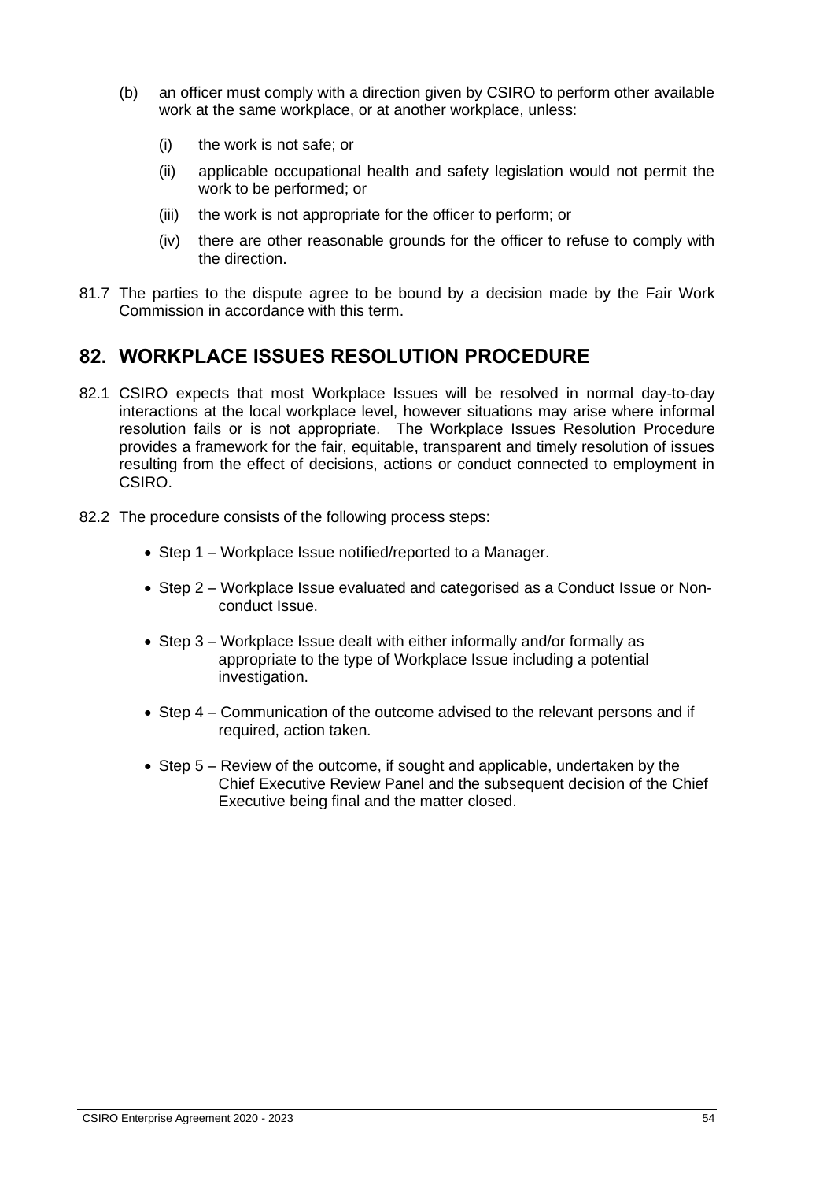(b) an officer must comply with a direction given by CSIRO to perform other available work at the same workplace, or at another workplace, unless:

   (i) the work is not safe; or

   (ii) applicable occupational health and safety legislation would not permit the work to be performed; or

   (iii) the work is not appropriate for the officer to perform; or

   (iv) there are other reasonable grounds for the officer to refuse to comply with the direction.

81.7 The parties to the dispute agree to be bound by a decision made by the Fair Work Commission in accordance with this term.

## 82. WORKPLACE ISSUES RESOLUTION PROCEDURE

82.1 CSIRO expects that most Workplace Issues will be resolved in normal day-to-day interactions at the local workplace level, however situations may arise where informal resolution fails or is not appropriate. The Workplace Issues Resolution Procedure provides a framework for the fair, equitable, transparent and timely resolution of issues resulting from the effect of decisions, actions or conduct connected to employment in CSIRO.

82.2 The procedure consists of the following process steps:

- Step 1 – Workplace Issue notified/reported to a Manager.
- Step 2 – Workplace Issue evaluated and categorised as a Conduct Issue or Non-conduct Issue.
- Step 3 – Workplace Issue dealt with either informally and/or formally as appropriate to the type of Workplace Issue including a potential investigation.
- Step 4 – Communication of the outcome advised to the relevant persons and if required, action taken.
- Step 5 – Review of the outcome, if sought and applicable, undertaken by the Chief Executive Review Panel and the subsequent decision of the Chief Executive being final and the matter closed.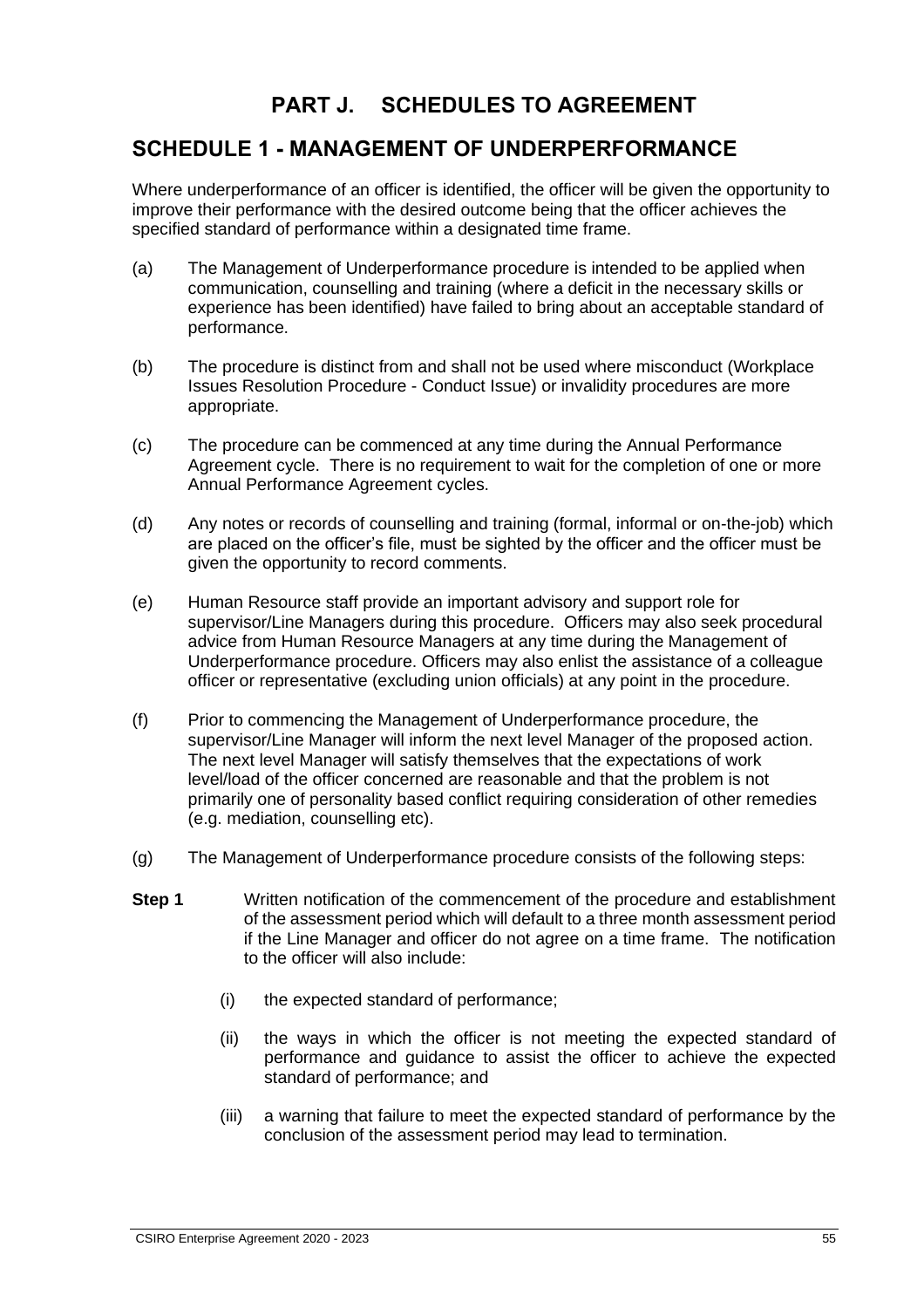# PART J. SCHEDULES TO AGREEMENT

## SCHEDULE 1 - MANAGEMENT OF UNDERPERFORMANCE

Where underperformance of an officer is identified, the officer will be given the opportunity to improve their performance with the desired outcome being that the officer achieves the specified standard of performance within a designated time frame.

(a) The Management of Underperformance procedure is intended to be applied when communication, counselling and training (where a deficit in the necessary skills or experience has been identified) have failed to bring about an acceptable standard of performance.

(b) The procedure is distinct from and shall not be used where misconduct (Workplace Issues Resolution Procedure - Conduct Issue) or invalidity procedures are more appropriate.

(c) The procedure can be commenced at any time during the Annual Performance Agreement cycle. There is no requirement to wait for the completion of one or more Annual Performance Agreement cycles.

(d) Any notes or records of counselling and training (formal, informal or on-the-job) which are placed on the officer's file, must be sighted by the officer and the officer must be given the opportunity to record comments.

(e) Human Resource staff provide an important advisory and support role for supervisor/Line Managers during this procedure. Officers may also seek procedural advice from Human Resource Managers at any time during the Management of Underperformance procedure. Officers may also enlist the assistance of a colleague officer or representative (excluding union officials) at any point in the procedure.

(f) Prior to commencing the Management of Underperformance procedure, the supervisor/Line Manager will inform the next level Manager of the proposed action. The next level Manager will satisfy themselves that the expectations of work level/load of the officer concerned are reasonable and that the problem is not primarily one of personality based conflict requiring consideration of other remedies (e.g. mediation, counselling etc).

(g) The Management of Underperformance procedure consists of the following steps:

**Step 1** Written notification of the commencement of the procedure and establishment of the assessment period which will default to a three month assessment period if the Line Manager and officer do not agree on a time frame. The notification to the officer will also include:

(i) the expected standard of performance;

(ii) the ways in which the officer is not meeting the expected standard of performance and guidance to assist the officer to achieve the expected standard of performance; and

(iii) a warning that failure to meet the expected standard of performance by the conclusion of the assessment period may lead to termination.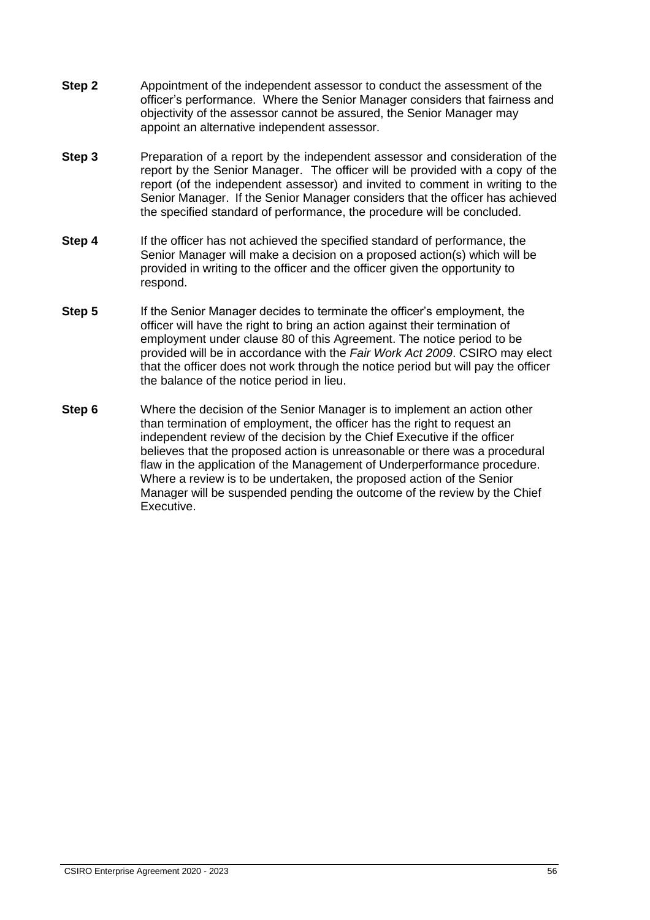**Step 2** Appointment of the independent assessor to conduct the assessment of the officer's performance. Where the Senior Manager considers that fairness and objectivity of the assessor cannot be assured, the Senior Manager may appoint an alternative independent assessor.

**Step 3** Preparation of a report by the independent assessor and consideration of the report by the Senior Manager. The officer will be provided with a copy of the report (of the independent assessor) and invited to comment in writing to the Senior Manager. If the Senior Manager considers that the officer has achieved the specified standard of performance, the procedure will be concluded.

**Step 4** If the officer has not achieved the specified standard of performance, the Senior Manager will make a decision on a proposed action(s) which will be provided in writing to the officer and the officer given the opportunity to respond.

**Step 5** If the Senior Manager decides to terminate the officer's employment, the officer will have the right to bring an action against their termination of employment under clause 80 of this Agreement. The notice period to be provided will be in accordance with the *Fair Work Act 2009*. CSIRO may elect that the officer does not work through the notice period but will pay the officer the balance of the notice period in lieu.

**Step 6** Where the decision of the Senior Manager is to implement an action other than termination of employment, the officer has the right to request an independent review of the decision by the Chief Executive if the officer believes that the proposed action is unreasonable or there was a procedural flaw in the application of the Management of Underperformance procedure. Where a review is to be undertaken, the proposed action of the Senior Manager will be suspended pending the outcome of the review by the Chief Executive.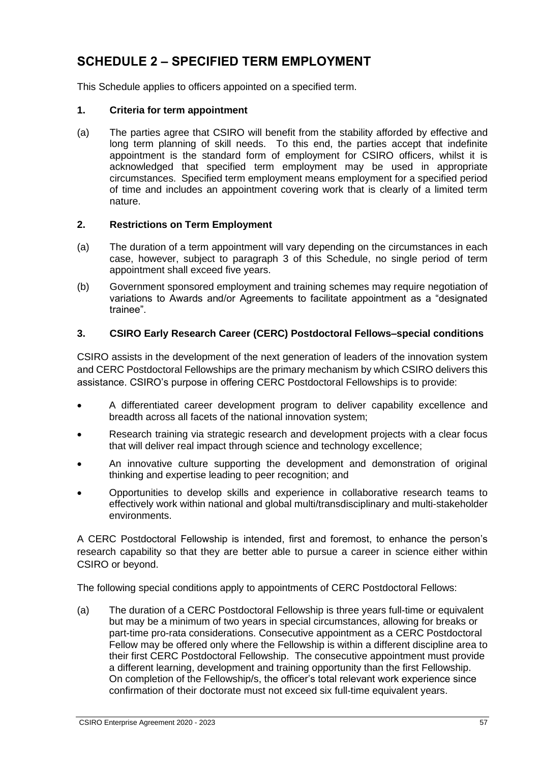# SCHEDULE 2 – SPECIFIED TERM EMPLOYMENT

This Schedule applies to officers appointed on a specified term.

### 1. Criteria for term appointment

(a) The parties agree that CSIRO will benefit from the stability afforded by effective and long term planning of skill needs. To this end, the parties accept that indefinite appointment is the standard form of employment for CSIRO officers, whilst it is acknowledged that specified term employment may be used in appropriate circumstances. Specified term employment means employment for a specified period of time and includes an appointment covering work that is clearly of a limited term nature.

### 2. Restrictions on Term Employment

(a) The duration of a term appointment will vary depending on the circumstances in each case, however, subject to paragraph 3 of this Schedule, no single period of term appointment shall exceed five years.

(b) Government sponsored employment and training schemes may require negotiation of variations to Awards and/or Agreements to facilitate appointment as a "designated trainee".

### 3. CSIRO Early Research Career (CERC) Postdoctoral Fellows–special conditions

CSIRO assists in the development of the next generation of leaders of the innovation system and CERC Postdoctoral Fellowships are the primary mechanism by which CSIRO delivers this assistance. CSIRO's purpose in offering CERC Postdoctoral Fellowships is to provide:

- A differentiated career development program to deliver capability excellence and breadth across all facets of the national innovation system;
- Research training via strategic research and development projects with a clear focus that will deliver real impact through science and technology excellence;
- An innovative culture supporting the development and demonstration of original thinking and expertise leading to peer recognition; and
- Opportunities to develop skills and experience in collaborative research teams to effectively work within national and global multi/transdisciplinary and multi-stakeholder environments.

A CERC Postdoctoral Fellowship is intended, first and foremost, to enhance the person's research capability so that they are better able to pursue a career in science either within CSIRO or beyond.

The following special conditions apply to appointments of CERC Postdoctoral Fellows:

(a) The duration of a CERC Postdoctoral Fellowship is three years full-time or equivalent but may be a minimum of two years in special circumstances, allowing for breaks or part-time pro-rata considerations. Consecutive appointment as a CERC Postdoctoral Fellow may be offered only where the Fellowship is within a different discipline area to their first CERC Postdoctoral Fellowship. The consecutive appointment must provide a different learning, development and training opportunity than the first Fellowship. On completion of the Fellowship/s, the officer's total relevant work experience since confirmation of their doctorate must not exceed six full-time equivalent years.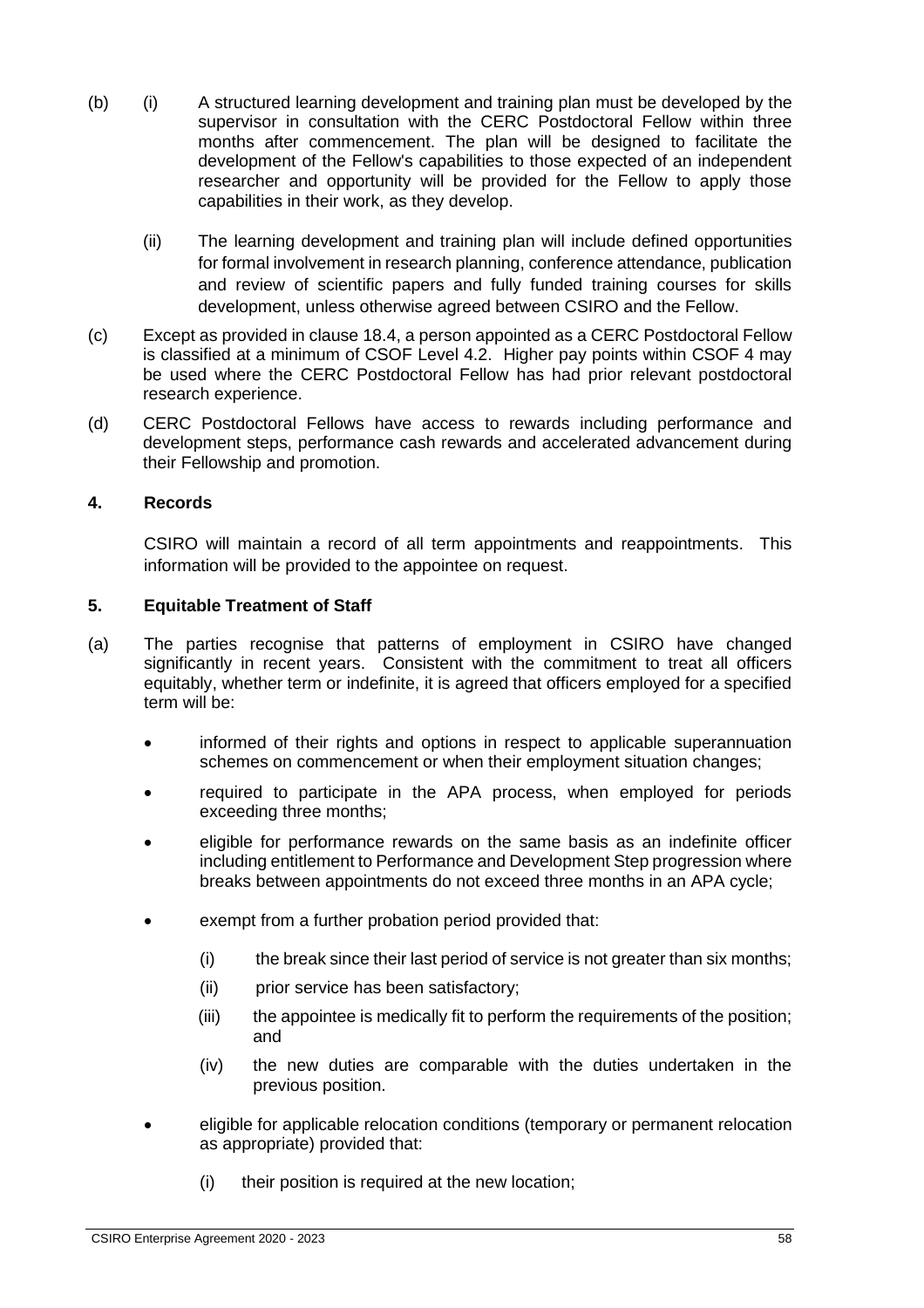(b) (i) A structured learning development and training plan must be developed by the supervisor in consultation with the CERC Postdoctoral Fellow within three months after commencement. The plan will be designed to facilitate the development of the Fellow's capabilities to those expected of an independent researcher and opportunity will be provided for the Fellow to apply those capabilities in their work, as they develop.

(ii) The learning development and training plan will include defined opportunities for formal involvement in research planning, conference attendance, publication and review of scientific papers and fully funded training courses for skills development, unless otherwise agreed between CSIRO and the Fellow.

(c) Except as provided in clause 18.4, a person appointed as a CERC Postdoctoral Fellow is classified at a minimum of CSOF Level 4.2. Higher pay points within CSOF 4 may be used where the CERC Postdoctoral Fellow has had prior relevant postdoctoral research experience.

(d) CERC Postdoctoral Fellows have access to rewards including performance and development steps, performance cash rewards and accelerated advancement during their Fellowship and promotion.

### 4. Records

CSIRO will maintain a record of all term appointments and reappointments. This information will be provided to the appointee on request.

### 5. Equitable Treatment of Staff

(a) The parties recognise that patterns of employment in CSIRO have changed significantly in recent years. Consistent with the commitment to treat all officers equitably, whether term or indefinite, it is agreed that officers employed for a specified term will be:

- informed of their rights and options in respect to applicable superannuation schemes on commencement or when their employment situation changes;
- required to participate in the APA process, when employed for periods exceeding three months;
- eligible for performance rewards on the same basis as an indefinite officer including entitlement to Performance and Development Step progression where breaks between appointments do not exceed three months in an APA cycle;
- exempt from a further probation period provided that:
  - (i) the break since their last period of service is not greater than six months;
  - (ii) prior service has been satisfactory;
  - (iii) the appointee is medically fit to perform the requirements of the position; and
  - (iv) the new duties are comparable with the duties undertaken in the previous position.
- eligible for applicable relocation conditions (temporary or permanent relocation as appropriate) provided that:
  - (i) their position is required at the new location;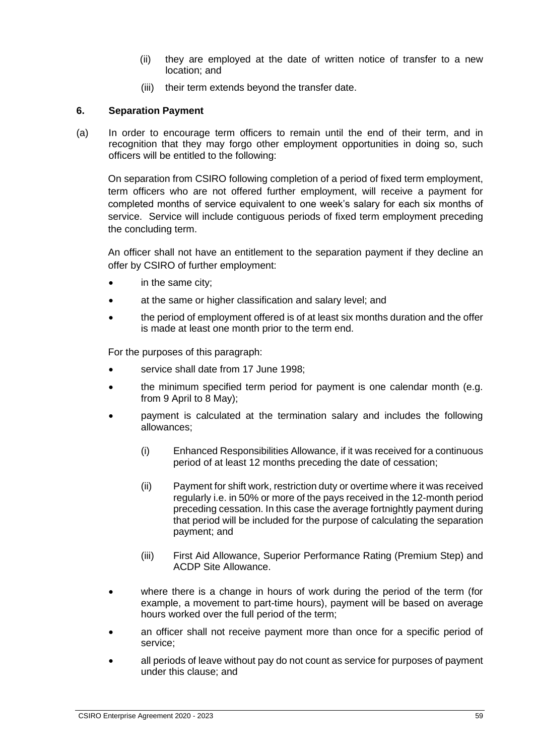(ii) they are employed at the date of written notice of transfer to a new location; and

(iii) their term extends beyond the transfer date.

## 6. Separation Payment

(a) In order to encourage term officers to remain until the end of their term, and in recognition that they may forgo other employment opportunities in doing so, such officers will be entitled to the following:

On separation from CSIRO following completion of a period of fixed term employment, term officers who are not offered further employment, will receive a payment for completed months of service equivalent to one week's salary for each six months of service. Service will include contiguous periods of fixed term employment preceding the concluding term.

An officer shall not have an entitlement to the separation payment if they decline an offer by CSIRO of further employment:

- in the same city;
- at the same or higher classification and salary level; and
- the period of employment offered is of at least six months duration and the offer is made at least one month prior to the term end.

For the purposes of this paragraph:

- service shall date from 17 June 1998;
- the minimum specified term period for payment is one calendar month (e.g. from 9 April to 8 May);
- payment is calculated at the termination salary and includes the following allowances;
    - (i) Enhanced Responsibilities Allowance, if it was received for a continuous period of at least 12 months preceding the date of cessation;
    - (ii) Payment for shift work, restriction duty or overtime where it was received regularly i.e. in 50% or more of the pays received in the 12-month period preceding cessation. In this case the average fortnightly payment during that period will be included for the purpose of calculating the separation payment; and
    - (iii) First Aid Allowance, Superior Performance Rating (Premium Step) and ACDP Site Allowance.
- where there is a change in hours of work during the period of the term (for example, a movement to part-time hours), payment will be based on average hours worked over the full period of the term;
- an officer shall not receive payment more than once for a specific period of service;
- all periods of leave without pay do not count as service for purposes of payment under this clause; and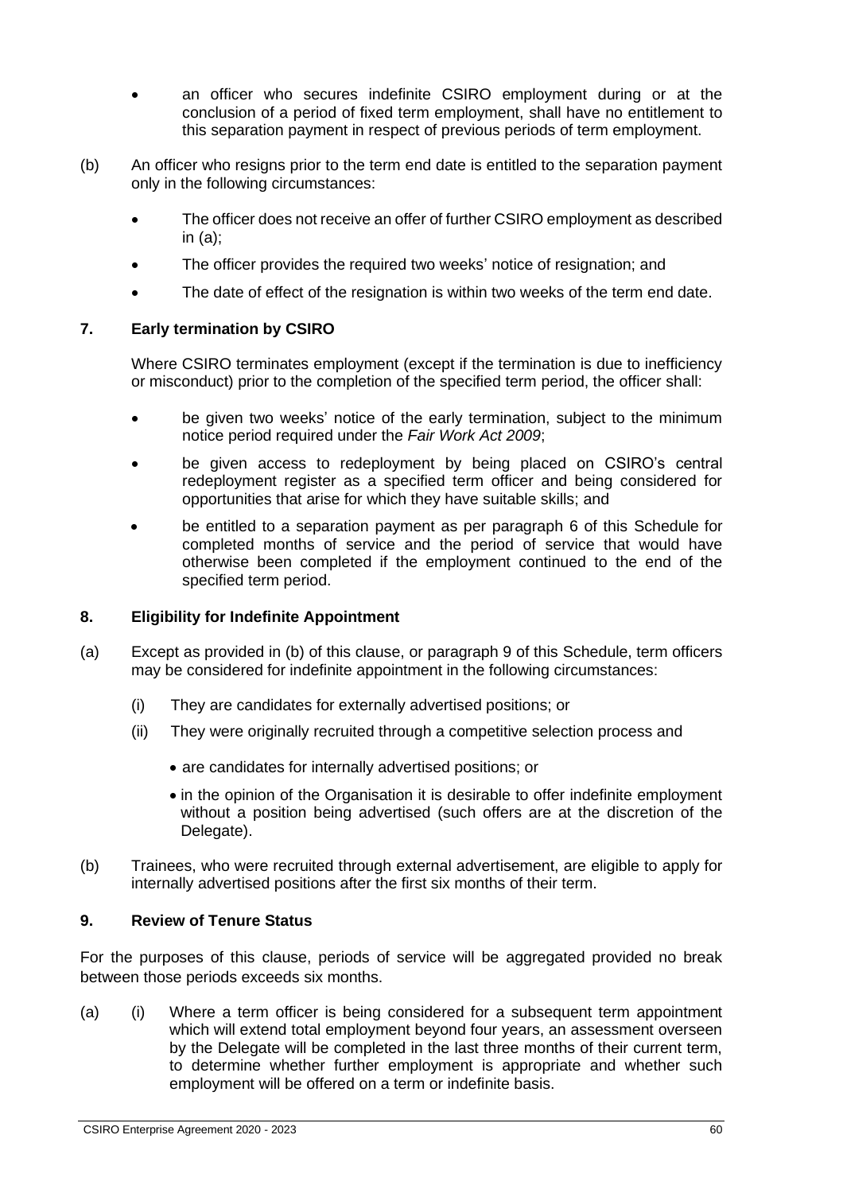- an officer who secures indefinite CSIRO employment during or at the conclusion of a period of fixed term employment, shall have no entitlement to this separation payment in respect of previous periods of term employment.

(b) An officer who resigns prior to the term end date is entitled to the separation payment only in the following circumstances:

- The officer does not receive an offer of further CSIRO employment as described in (a);
- The officer provides the required two weeks' notice of resignation; and
- The date of effect of the resignation is within two weeks of the term end date.

### 7. Early termination by CSIRO

Where CSIRO terminates employment (except if the termination is due to inefficiency or misconduct) prior to the completion of the specified term period, the officer shall:

- be given two weeks' notice of the early termination, subject to the minimum notice period required under the *Fair Work Act 2009*;
- be given access to redeployment by being placed on CSIRO's central redeployment register as a specified term officer and being considered for opportunities that arise for which they have suitable skills; and
- be entitled to a separation payment as per paragraph 6 of this Schedule for completed months of service and the period of service that would have otherwise been completed if the employment continued to the end of the specified term period.

### 8. Eligibility for Indefinite Appointment

(a) Except as provided in (b) of this clause, or paragraph 9 of this Schedule, term officers may be considered for indefinite appointment in the following circumstances:

  (i) They are candidates for externally advertised positions; or

  (ii) They were originally recruited through a competitive selection process and

  - are candidates for internally advertised positions; or
  - in the opinion of the Organisation it is desirable to offer indefinite employment without a position being advertised (such offers are at the discretion of the Delegate).

(b) Trainees, who were recruited through external advertisement, are eligible to apply for internally advertised positions after the first six months of their term.

### 9. Review of Tenure Status

For the purposes of this clause, periods of service will be aggregated provided no break between those periods exceeds six months.

(a) (i) Where a term officer is being considered for a subsequent term appointment which will extend total employment beyond four years, an assessment overseen by the Delegate will be completed in the last three months of their current term, to determine whether further employment is appropriate and whether such employment will be offered on a term or indefinite basis.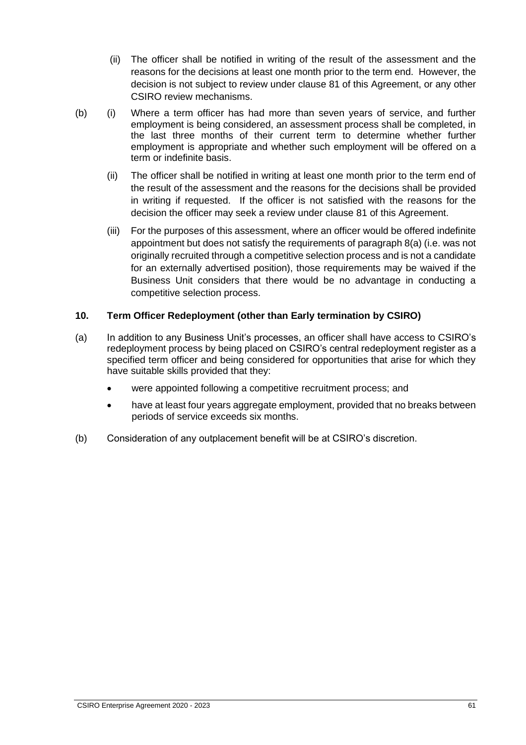(ii) The officer shall be notified in writing of the result of the assessment and the reasons for the decisions at least one month prior to the term end. However, the decision is not subject to review under clause 81 of this Agreement, or any other CSIRO review mechanisms.

(b) (i) Where a term officer has had more than seven years of service, and further employment is being considered, an assessment process shall be completed, in the last three months of their current term to determine whether further employment is appropriate and whether such employment will be offered on a term or indefinite basis.

(ii) The officer shall be notified in writing at least one month prior to the term end of the result of the assessment and the reasons for the decisions shall be provided in writing if requested. If the officer is not satisfied with the reasons for the decision the officer may seek a review under clause 81 of this Agreement.

(iii) For the purposes of this assessment, where an officer would be offered indefinite appointment but does not satisfy the requirements of paragraph 8(a) (i.e. was not originally recruited through a competitive selection process and is not a candidate for an externally advertised position), those requirements may be waived if the Business Unit considers that there would be no advantage in conducting a competitive selection process.

### 10. Term Officer Redeployment (other than Early termination by CSIRO)

(a) In addition to any Business Unit's processes, an officer shall have access to CSIRO's redeployment process by being placed on CSIRO's central redeployment register as a specified term officer and being considered for opportunities that arise for which they have suitable skills provided that they:

- were appointed following a competitive recruitment process; and
- have at least four years aggregate employment, provided that no breaks between periods of service exceeds six months.

(b) Consideration of any outplacement benefit will be at CSIRO's discretion.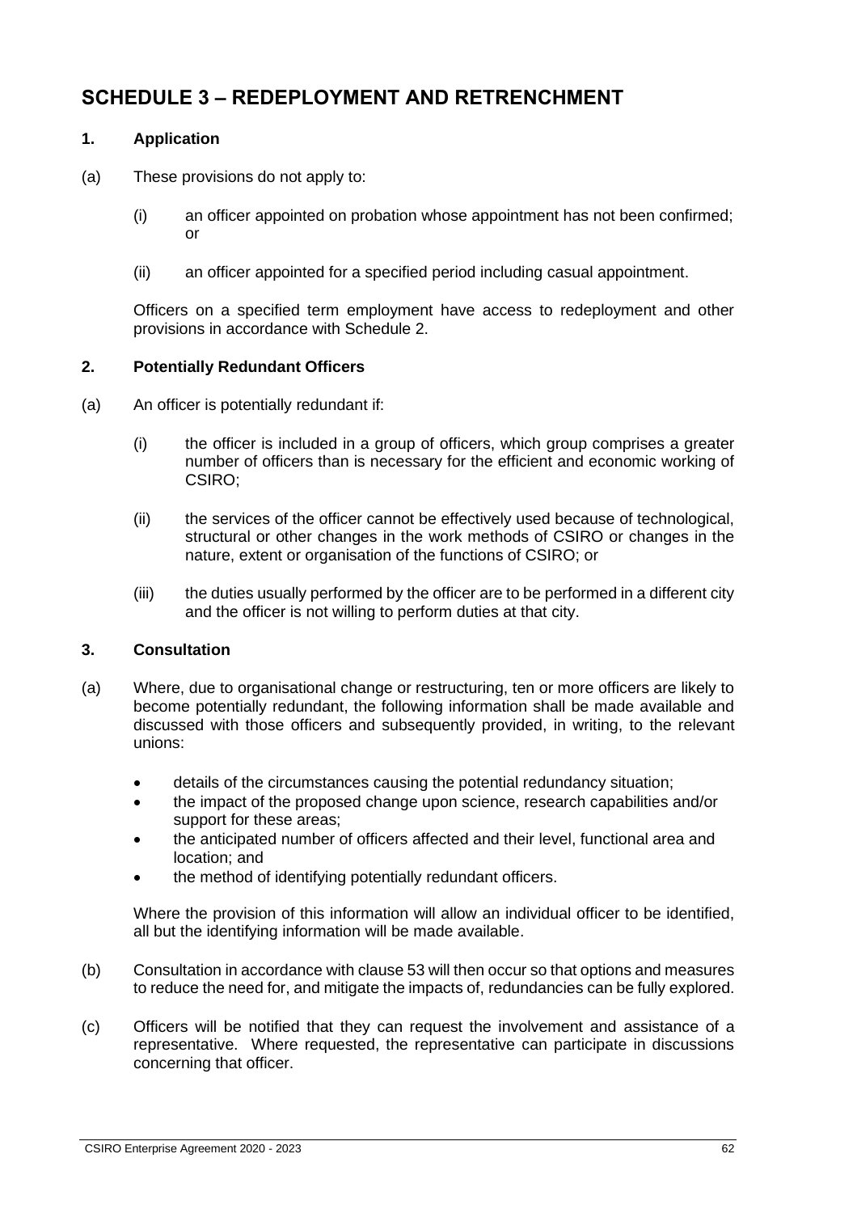# SCHEDULE 3 – REDEPLOYMENT AND RETRENCHMENT

### 1. Application

(a) These provisions do not apply to:

(i) an officer appointed on probation whose appointment has not been confirmed; or

(ii) an officer appointed for a specified period including casual appointment.

Officers on a specified term employment have access to redeployment and other provisions in accordance with Schedule 2.

### 2. Potentially Redundant Officers

(a) An officer is potentially redundant if:

(i) the officer is included in a group of officers, which group comprises a greater number of officers than is necessary for the efficient and economic working of CSIRO;

(ii) the services of the officer cannot be effectively used because of technological, structural or other changes in the work methods of CSIRO or changes in the nature, extent or organisation of the functions of CSIRO; or

(iii) the duties usually performed by the officer are to be performed in a different city and the officer is not willing to perform duties at that city.

### 3. Consultation

(a) Where, due to organisational change or restructuring, ten or more officers are likely to become potentially redundant, the following information shall be made available and discussed with those officers and subsequently provided, in writing, to the relevant unions:

- details of the circumstances causing the potential redundancy situation;
- the impact of the proposed change upon science, research capabilities and/or support for these areas;
- the anticipated number of officers affected and their level, functional area and location; and
- the method of identifying potentially redundant officers.

Where the provision of this information will allow an individual officer to be identified, all but the identifying information will be made available.

(b) Consultation in accordance with clause 53 will then occur so that options and measures to reduce the need for, and mitigate the impacts of, redundancies can be fully explored.

(c) Officers will be notified that they can request the involvement and assistance of a representative. Where requested, the representative can participate in discussions concerning that officer.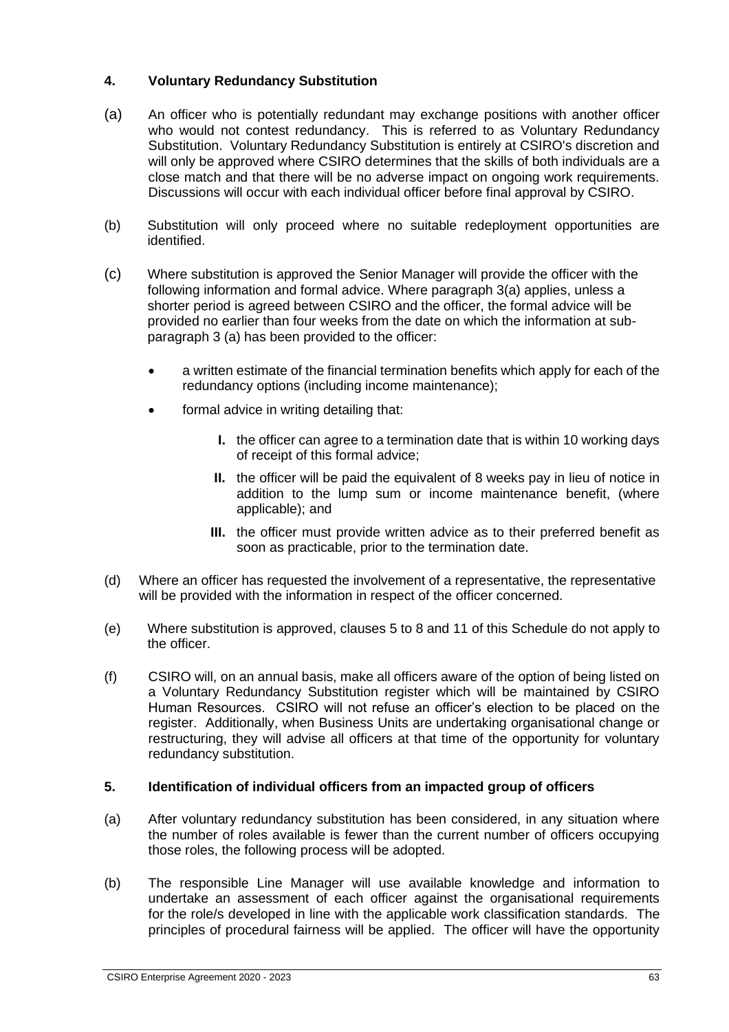## 4. Voluntary Redundancy Substitution

(a) An officer who is potentially redundant may exchange positions with another officer who would not contest redundancy. This is referred to as Voluntary Redundancy Substitution. Voluntary Redundancy Substitution is entirely at CSIRO's discretion and will only be approved where CSIRO determines that the skills of both individuals are a close match and that there will be no adverse impact on ongoing work requirements. Discussions will occur with each individual officer before final approval by CSIRO.

(b) Substitution will only proceed where no suitable redeployment opportunities are identified.

(c) Where substitution is approved the Senior Manager will provide the officer with the following information and formal advice. Where paragraph 3(a) applies, unless a shorter period is agreed between CSIRO and the officer, the formal advice will be provided no earlier than four weeks from the date on which the information at sub-paragraph 3 (a) has been provided to the officer:

- a written estimate of the financial termination benefits which apply for each of the redundancy options (including income maintenance);
- formal advice in writing detailing that:
  - **I.** the officer can agree to a termination date that is within 10 working days of receipt of this formal advice;
  - **II.** the officer will be paid the equivalent of 8 weeks pay in lieu of notice in addition to the lump sum or income maintenance benefit, (where applicable); and
  - **III.** the officer must provide written advice as to their preferred benefit as soon as practicable, prior to the termination date.

(d) Where an officer has requested the involvement of a representative, the representative will be provided with the information in respect of the officer concerned.

(e) Where substitution is approved, clauses 5 to 8 and 11 of this Schedule do not apply to the officer.

(f) CSIRO will, on an annual basis, make all officers aware of the option of being listed on a Voluntary Redundancy Substitution register which will be maintained by CSIRO Human Resources. CSIRO will not refuse an officer's election to be placed on the register. Additionally, when Business Units are undertaking organisational change or restructuring, they will advise all officers at that time of the opportunity for voluntary redundancy substitution.

## 5. Identification of individual officers from an impacted group of officers

(a) After voluntary redundancy substitution has been considered, in any situation where the number of roles available is fewer than the current number of officers occupying those roles, the following process will be adopted.

(b) The responsible Line Manager will use available knowledge and information to undertake an assessment of each officer against the organisational requirements for the role/s developed in line with the applicable work classification standards. The principles of procedural fairness will be applied. The officer will have the opportunity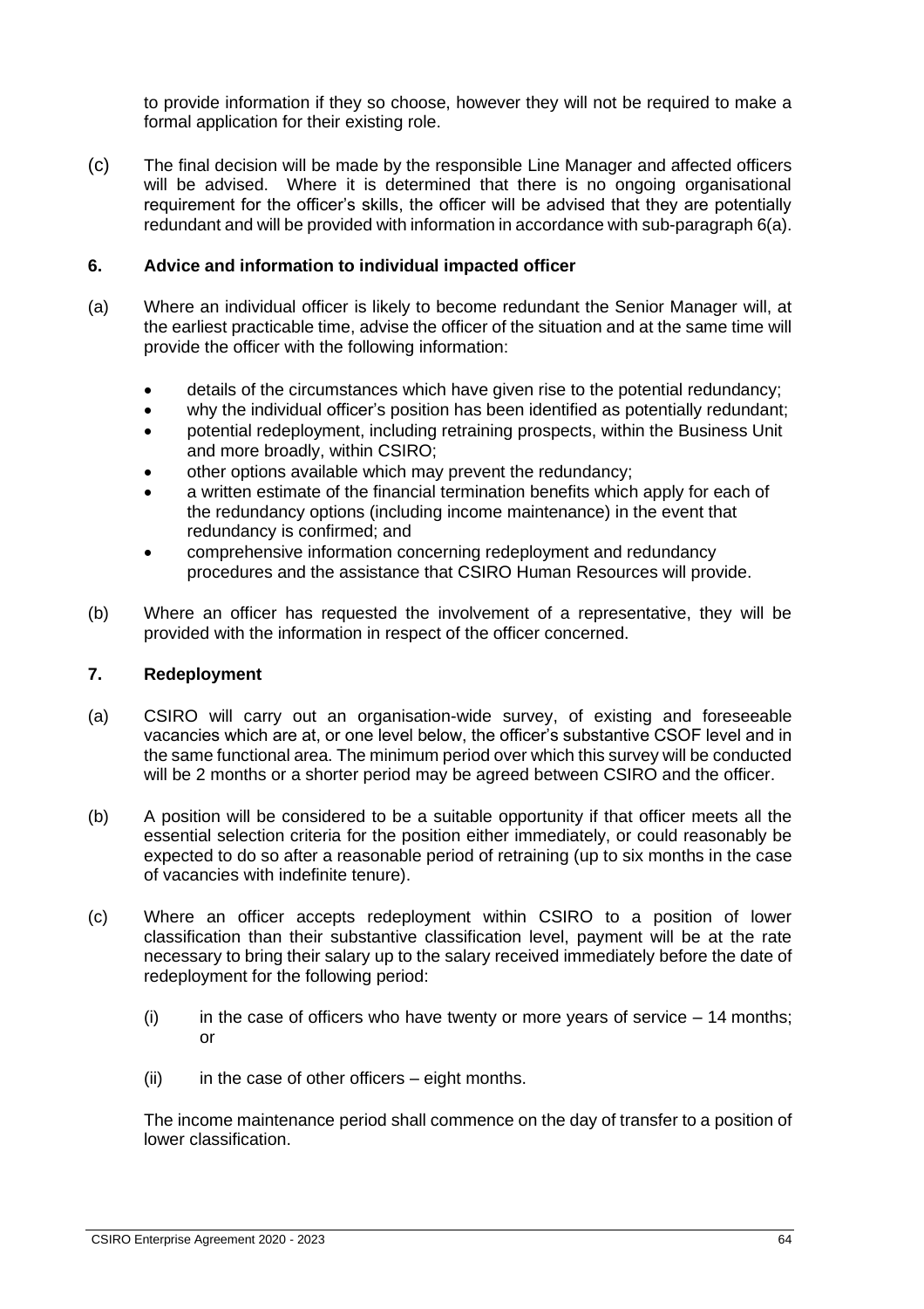to provide information if they so choose, however they will not be required to make a formal application for their existing role.

(c) The final decision will be made by the responsible Line Manager and affected officers will be advised. Where it is determined that there is no ongoing organisational requirement for the officer's skills, the officer will be advised that they are potentially redundant and will be provided with information in accordance with sub-paragraph 6(a).

### 6. Advice and information to individual impacted officer

(a) Where an individual officer is likely to become redundant the Senior Manager will, at the earliest practicable time, advise the officer of the situation and at the same time will provide the officer with the following information:

- details of the circumstances which have given rise to the potential redundancy;
- why the individual officer's position has been identified as potentially redundant;
- potential redeployment, including retraining prospects, within the Business Unit and more broadly, within CSIRO;
- other options available which may prevent the redundancy;
- a written estimate of the financial termination benefits which apply for each of the redundancy options (including income maintenance) in the event that redundancy is confirmed; and
- comprehensive information concerning redeployment and redundancy procedures and the assistance that CSIRO Human Resources will provide.

(b) Where an officer has requested the involvement of a representative, they will be provided with the information in respect of the officer concerned.

### 7. Redeployment

(a) CSIRO will carry out an organisation-wide survey, of existing and foreseeable vacancies which are at, or one level below, the officer's substantive CSOF level and in the same functional area. The minimum period over which this survey will be conducted will be 2 months or a shorter period may be agreed between CSIRO and the officer.

(b) A position will be considered to be a suitable opportunity if that officer meets all the essential selection criteria for the position either immediately, or could reasonably be expected to do so after a reasonable period of retraining (up to six months in the case of vacancies with indefinite tenure).

(c) Where an officer accepts redeployment within CSIRO to a position of lower classification than their substantive classification level, payment will be at the rate necessary to bring their salary up to the salary received immediately before the date of redeployment for the following period:

(i) in the case of officers who have twenty or more years of service – 14 months; or

(ii) in the case of other officers – eight months.

The income maintenance period shall commence on the day of transfer to a position of lower classification.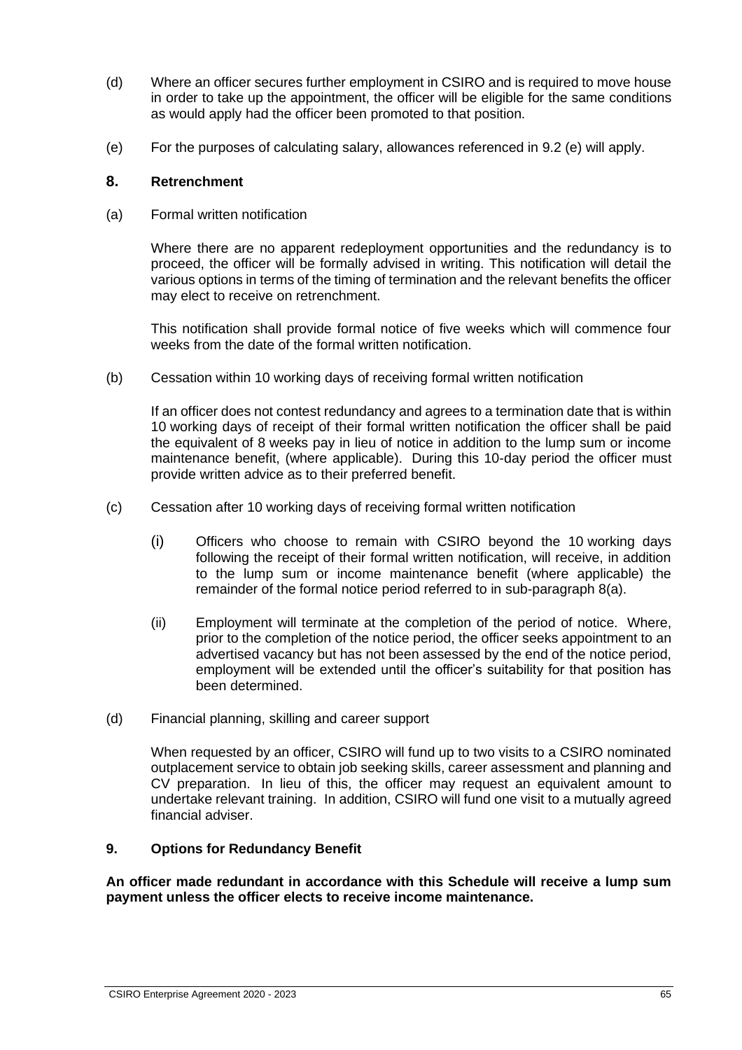(d) Where an officer secures further employment in CSIRO and is required to move house in order to take up the appointment, the officer will be eligible for the same conditions as would apply had the officer been promoted to that position.

(e) For the purposes of calculating salary, allowances referenced in 9.2 (e) will apply.

## 8. Retrenchment

(a) Formal written notification

Where there are no apparent redeployment opportunities and the redundancy is to proceed, the officer will be formally advised in writing. This notification will detail the various options in terms of the timing of termination and the relevant benefits the officer may elect to receive on retrenchment.

This notification shall provide formal notice of five weeks which will commence four weeks from the date of the formal written notification.

(b) Cessation within 10 working days of receiving formal written notification

If an officer does not contest redundancy and agrees to a termination date that is within 10 working days of receipt of their formal written notification the officer shall be paid the equivalent of 8 weeks pay in lieu of notice in addition to the lump sum or income maintenance benefit, (where applicable). During this 10-day period the officer must provide written advice as to their preferred benefit.

(c) Cessation after 10 working days of receiving formal written notification

(i) Officers who choose to remain with CSIRO beyond the 10 working days following the receipt of their formal written notification, will receive, in addition to the lump sum or income maintenance benefit (where applicable) the remainder of the formal notice period referred to in sub-paragraph 8(a).

(ii) Employment will terminate at the completion of the period of notice. Where, prior to the completion of the notice period, the officer seeks appointment to an advertised vacancy but has not been assessed by the end of the notice period, employment will be extended until the officer's suitability for that position has been determined.

(d) Financial planning, skilling and career support

When requested by an officer, CSIRO will fund up to two visits to a CSIRO nominated outplacement service to obtain job seeking skills, career assessment and planning and CV preparation. In lieu of this, the officer may request an equivalent amount to undertake relevant training. In addition, CSIRO will fund one visit to a mutually agreed financial adviser.

## 9. Options for Redundancy Benefit

**An officer made redundant in accordance with this Schedule will receive a lump sum payment unless the officer elects to receive income maintenance.**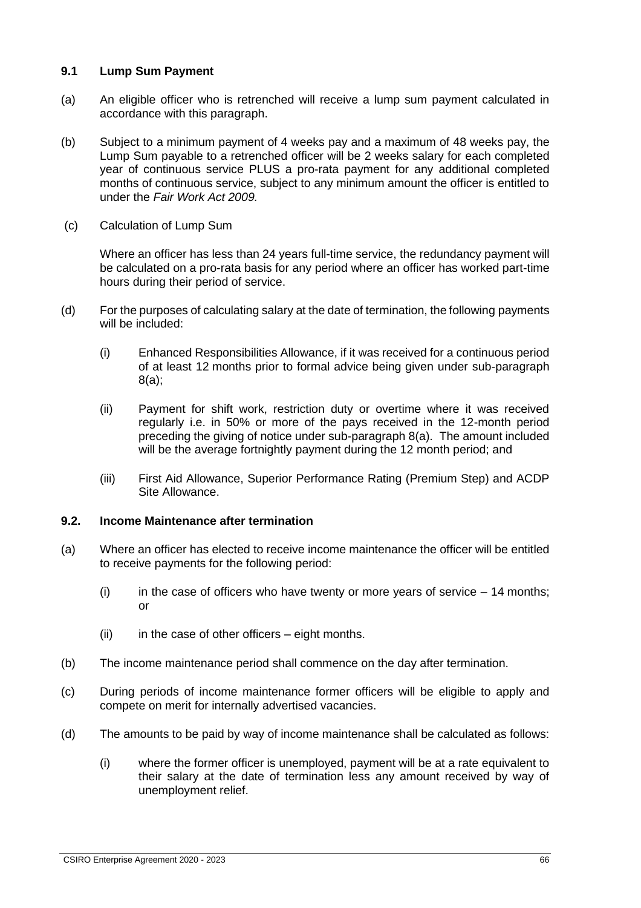### 9.1 Lump Sum Payment

(a) An eligible officer who is retrenched will receive a lump sum payment calculated in accordance with this paragraph.

(b) Subject to a minimum payment of 4 weeks pay and a maximum of 48 weeks pay, the Lump Sum payable to a retrenched officer will be 2 weeks salary for each completed year of continuous service PLUS a pro-rata payment for any additional completed months of continuous service, subject to any minimum amount the officer is entitled to under the *Fair Work Act 2009.*

(c) Calculation of Lump Sum

Where an officer has less than 24 years full-time service, the redundancy payment will be calculated on a pro-rata basis for any period where an officer has worked part-time hours during their period of service.

(d) For the purposes of calculating salary at the date of termination, the following payments will be included:

(i) Enhanced Responsibilities Allowance, if it was received for a continuous period of at least 12 months prior to formal advice being given under sub-paragraph 8(a);

(ii) Payment for shift work, restriction duty or overtime where it was received regularly i.e. in 50% or more of the pays received in the 12-month period preceding the giving of notice under sub-paragraph 8(a). The amount included will be the average fortnightly payment during the 12 month period; and

(iii) First Aid Allowance, Superior Performance Rating (Premium Step) and ACDP Site Allowance.

### 9.2. Income Maintenance after termination

(a) Where an officer has elected to receive income maintenance the officer will be entitled to receive payments for the following period:

(i) in the case of officers who have twenty or more years of service – 14 months; or

(ii) in the case of other officers – eight months.

(b) The income maintenance period shall commence on the day after termination.

(c) During periods of income maintenance former officers will be eligible to apply and compete on merit for internally advertised vacancies.

(d) The amounts to be paid by way of income maintenance shall be calculated as follows:

(i) where the former officer is unemployed, payment will be at a rate equivalent to their salary at the date of termination less any amount received by way of unemployment relief.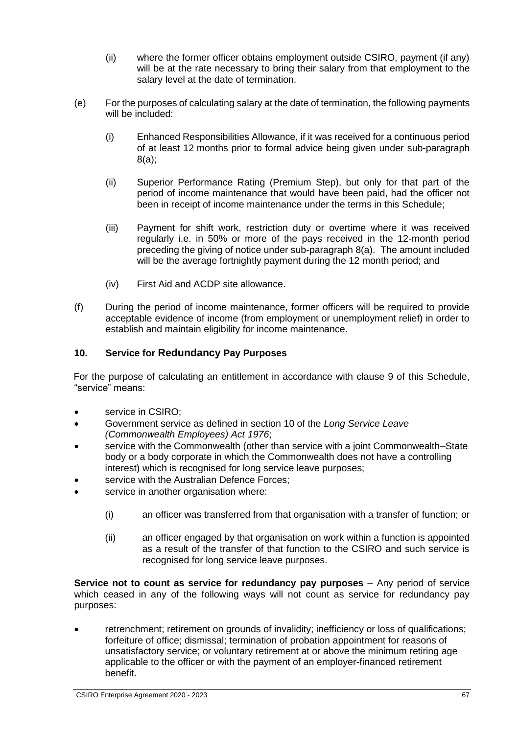(ii) where the former officer obtains employment outside CSIRO, payment (if any) will be at the rate necessary to bring their salary from that employment to the salary level at the date of termination.

(e) For the purposes of calculating salary at the date of termination, the following payments will be included:

(i) Enhanced Responsibilities Allowance, if it was received for a continuous period of at least 12 months prior to formal advice being given under sub-paragraph 8(a);

(ii) Superior Performance Rating (Premium Step), but only for that part of the period of income maintenance that would have been paid, had the officer not been in receipt of income maintenance under the terms in this Schedule;

(iii) Payment for shift work, restriction duty or overtime where it was received regularly i.e. in 50% or more of the pays received in the 12-month period preceding the giving of notice under sub-paragraph 8(a). The amount included will be the average fortnightly payment during the 12 month period; and

(iv) First Aid and ACDP site allowance.

(f) During the period of income maintenance, former officers will be required to provide acceptable evidence of income (from employment or unemployment relief) in order to establish and maintain eligibility for income maintenance.

### 10. Service for Redundancy Pay Purposes

For the purpose of calculating an entitlement in accordance with clause 9 of this Schedule, "service" means:

- service in CSIRO;
- Government service as defined in section 10 of the *Long Service Leave (Commonwealth Employees) Act 1976*;
- service with the Commonwealth (other than service with a joint Commonwealth–State body or a body corporate in which the Commonwealth does not have a controlling interest) which is recognised for long service leave purposes;
- service with the Australian Defence Forces;
- service in another organisation where:
  - (i) an officer was transferred from that organisation with a transfer of function; or
  - (ii) an officer engaged by that organisation on work within a function is appointed as a result of the transfer of that function to the CSIRO and such service is recognised for long service leave purposes.

**Service not to count as service for redundancy pay purposes** – Any period of service which ceased in any of the following ways will not count as service for redundancy pay purposes:

- retrenchment; retirement on grounds of invalidity; inefficiency or loss of qualifications; forfeiture of office; dismissal; termination of probation appointment for reasons of unsatisfactory service; or voluntary retirement at or above the minimum retiring age applicable to the officer or with the payment of an employer-financed retirement benefit.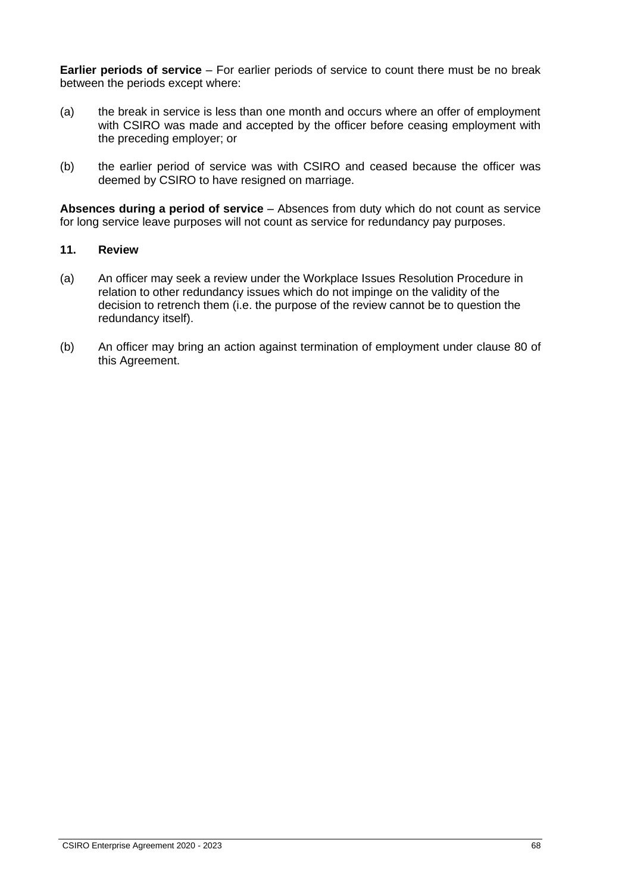**Earlier periods of service** – For earlier periods of service to count there must be no break between the periods except where:

(a) the break in service is less than one month and occurs where an offer of employment with CSIRO was made and accepted by the officer before ceasing employment with the preceding employer; or

(b) the earlier period of service was with CSIRO and ceased because the officer was deemed by CSIRO to have resigned on marriage.

**Absences during a period of service** – Absences from duty which do not count as service for long service leave purposes will not count as service for redundancy pay purposes.

### 11. Review

(a) An officer may seek a review under the Workplace Issues Resolution Procedure in relation to other redundancy issues which do not impinge on the validity of the decision to retrench them (i.e. the purpose of the review cannot be to question the redundancy itself).

(b) An officer may bring an action against termination of employment under clause 80 of this Agreement.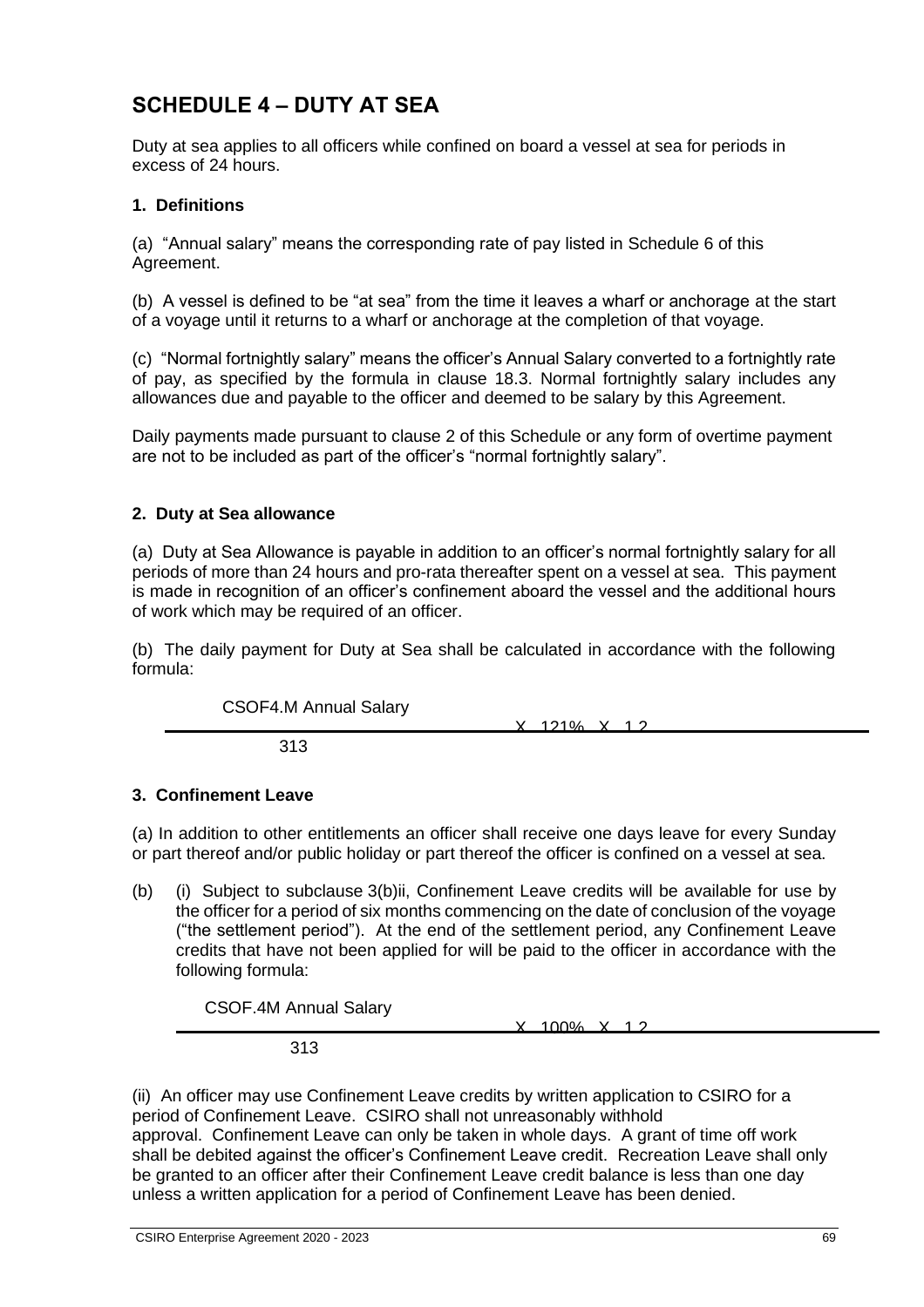# SCHEDULE 4 – DUTY AT SEA

Duty at sea applies to all officers while confined on board a vessel at sea for periods in excess of 24 hours.

### 1. Definitions

(a) "Annual salary" means the corresponding rate of pay listed in Schedule 6 of this Agreement.

(b) A vessel is defined to be "at sea" from the time it leaves a wharf or anchorage at the start of a voyage until it returns to a wharf or anchorage at the completion of that voyage.

(c) "Normal fortnightly salary" means the officer's Annual Salary converted to a fortnightly rate of pay, as specified by the formula in clause 18.3. Normal fortnightly salary includes any allowances due and payable to the officer and deemed to be salary by this Agreement.

Daily payments made pursuant to clause 2 of this Schedule or any form of overtime payment are not to be included as part of the officer's "normal fortnightly salary".

### 2. Duty at Sea allowance

(a) Duty at Sea Allowance is payable in addition to an officer's normal fortnightly salary for all periods of more than 24 hours and pro-rata thereafter spent on a vessel at sea. This payment is made in recognition of an officer's confinement aboard the vessel and the additional hours of work which may be required of an officer.

(b) The daily payment for Duty at Sea shall be calculated in accordance with the following formula:

$$\frac{\text{CSOF4.M Annual Salary}}{313} \times 121\% \times 1.2$$

### 3. Confinement Leave

(a) In addition to other entitlements an officer shall receive one days leave for every Sunday or part thereof and/or public holiday or part thereof the officer is confined on a vessel at sea.

(b) (i) Subject to subclause 3(b)ii, Confinement Leave credits will be available for use by the officer for a period of six months commencing on the date of conclusion of the voyage ("the settlement period"). At the end of the settlement period, any Confinement Leave credits that have not been applied for will be paid to the officer in accordance with the following formula:

$$\frac{\text{CSOF.4M Annual Salary}}{313} \times 100\% \times 1.2$$

(ii) An officer may use Confinement Leave credits by written application to CSIRO for a period of Confinement Leave. CSIRO shall not unreasonably withhold approval. Confinement Leave can only be taken in whole days. A grant of time off work shall be debited against the officer's Confinement Leave credit. Recreation Leave shall only be granted to an officer after their Confinement Leave credit balance is less than one day unless a written application for a period of Confinement Leave has been denied.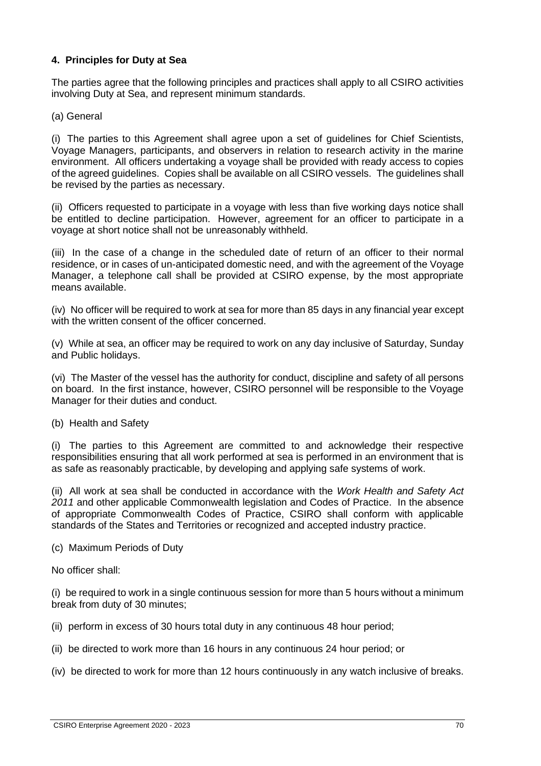### 4. Principles for Duty at Sea

The parties agree that the following principles and practices shall apply to all CSIRO activities involving Duty at Sea, and represent minimum standards.

(a) General

(i) The parties to this Agreement shall agree upon a set of guidelines for Chief Scientists, Voyage Managers, participants, and observers in relation to research activity in the marine environment. All officers undertaking a voyage shall be provided with ready access to copies of the agreed guidelines. Copies shall be available on all CSIRO vessels. The guidelines shall be revised by the parties as necessary.

(ii) Officers requested to participate in a voyage with less than five working days notice shall be entitled to decline participation. However, agreement for an officer to participate in a voyage at short notice shall not be unreasonably withheld.

(iii) In the case of a change in the scheduled date of return of an officer to their normal residence, or in cases of un-anticipated domestic need, and with the agreement of the Voyage Manager, a telephone call shall be provided at CSIRO expense, by the most appropriate means available.

(iv) No officer will be required to work at sea for more than 85 days in any financial year except with the written consent of the officer concerned.

(v) While at sea, an officer may be required to work on any day inclusive of Saturday, Sunday and Public holidays.

(vi) The Master of the vessel has the authority for conduct, discipline and safety of all persons on board. In the first instance, however, CSIRO personnel will be responsible to the Voyage Manager for their duties and conduct.

(b) Health and Safety

(i) The parties to this Agreement are committed to and acknowledge their respective responsibilities ensuring that all work performed at sea is performed in an environment that is as safe as reasonably practicable, by developing and applying safe systems of work.

(ii) All work at sea shall be conducted in accordance with the *Work Health and Safety Act 2011* and other applicable Commonwealth legislation and Codes of Practice. In the absence of appropriate Commonwealth Codes of Practice, CSIRO shall conform with applicable standards of the States and Territories or recognized and accepted industry practice.

(c) Maximum Periods of Duty

No officer shall:

(i) be required to work in a single continuous session for more than 5 hours without a minimum break from duty of 30 minutes;

(ii) perform in excess of 30 hours total duty in any continuous 48 hour period;

(ii) be directed to work more than 16 hours in any continuous 24 hour period; or

(iv) be directed to work for more than 12 hours continuously in any watch inclusive of breaks.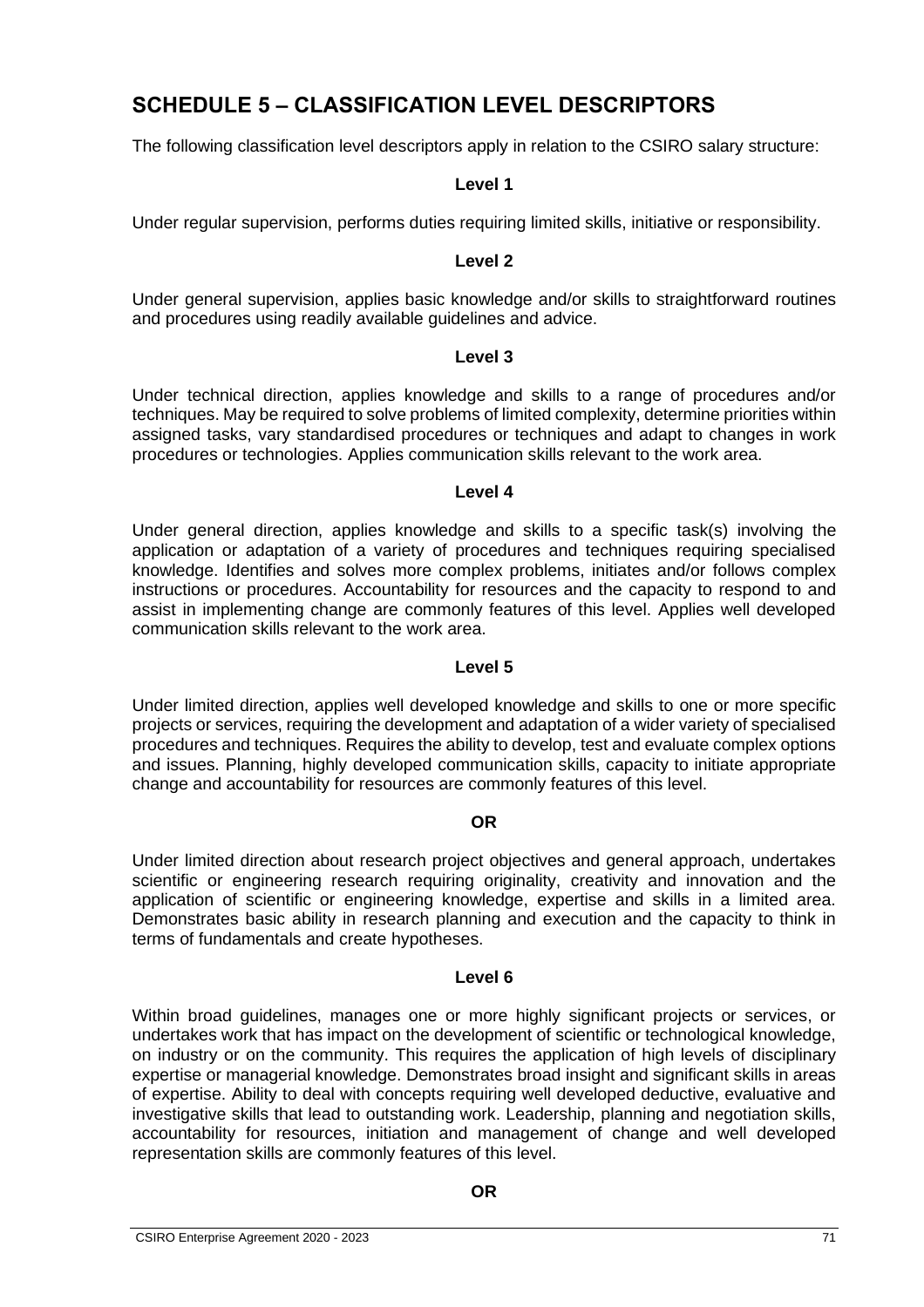# SCHEDULE 5 – CLASSIFICATION LEVEL DESCRIPTORS

The following classification level descriptors apply in relation to the CSIRO salary structure:

**Level 1**

Under regular supervision, performs duties requiring limited skills, initiative or responsibility.

**Level 2**

Under general supervision, applies basic knowledge and/or skills to straightforward routines and procedures using readily available guidelines and advice.

**Level 3**

Under technical direction, applies knowledge and skills to a range of procedures and/or techniques. May be required to solve problems of limited complexity, determine priorities within assigned tasks, vary standardised procedures or techniques and adapt to changes in work procedures or technologies. Applies communication skills relevant to the work area.

**Level 4**

Under general direction, applies knowledge and skills to a specific task(s) involving the application or adaptation of a variety of procedures and techniques requiring specialised knowledge. Identifies and solves more complex problems, initiates and/or follows complex instructions or procedures. Accountability for resources and the capacity to respond to and assist in implementing change are commonly features of this level. Applies well developed communication skills relevant to the work area.

**Level 5**

Under limited direction, applies well developed knowledge and skills to one or more specific projects or services, requiring the development and adaptation of a wider variety of specialised procedures and techniques. Requires the ability to develop, test and evaluate complex options and issues. Planning, highly developed communication skills, capacity to initiate appropriate change and accountability for resources are commonly features of this level.

**OR**

Under limited direction about research project objectives and general approach, undertakes scientific or engineering research requiring originality, creativity and innovation and the application of scientific or engineering knowledge, expertise and skills in a limited area. Demonstrates basic ability in research planning and execution and the capacity to think in terms of fundamentals and create hypotheses.

**Level 6**

Within broad guidelines, manages one or more highly significant projects or services, or undertakes work that has impact on the development of scientific or technological knowledge, on industry or on the community. This requires the application of high levels of disciplinary expertise or managerial knowledge. Demonstrates broad insight and significant skills in areas of expertise. Ability to deal with concepts requiring well developed deductive, evaluative and investigative skills that lead to outstanding work. Leadership, planning and negotiation skills, accountability for resources, initiation and management of change and well developed representation skills are commonly features of this level.

**OR**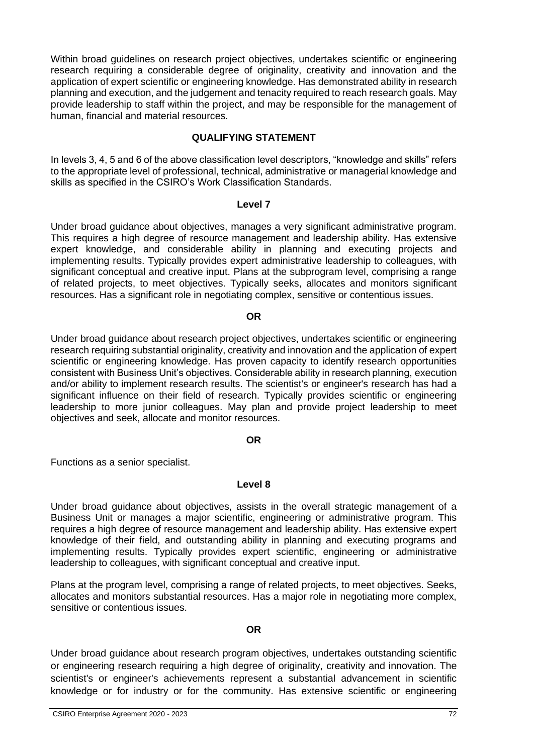Within broad guidelines on research project objectives, undertakes scientific or engineering research requiring a considerable degree of originality, creativity and innovation and the application of expert scientific or engineering knowledge. Has demonstrated ability in research planning and execution, and the judgement and tenacity required to reach research goals. May provide leadership to staff within the project, and may be responsible for the management of human, financial and material resources.

**QUALIFYING STATEMENT**

In levels 3, 4, 5 and 6 of the above classification level descriptors, "knowledge and skills" refers to the appropriate level of professional, technical, administrative or managerial knowledge and skills as specified in the CSIRO's Work Classification Standards.

**Level 7**

Under broad guidance about objectives, manages a very significant administrative program. This requires a high degree of resource management and leadership ability. Has extensive expert knowledge, and considerable ability in planning and executing projects and implementing results. Typically provides expert administrative leadership to colleagues, with significant conceptual and creative input. Plans at the subprogram level, comprising a range of related projects, to meet objectives. Typically seeks, allocates and monitors significant resources. Has a significant role in negotiating complex, sensitive or contentious issues.

**OR**

Under broad guidance about research project objectives, undertakes scientific or engineering research requiring substantial originality, creativity and innovation and the application of expert scientific or engineering knowledge. Has proven capacity to identify research opportunities consistent with Business Unit's objectives. Considerable ability in research planning, execution and/or ability to implement research results. The scientist's or engineer's research has had a significant influence on their field of research. Typically provides scientific or engineering leadership to more junior colleagues. May plan and provide project leadership to meet objectives and seek, allocate and monitor resources.

**OR**

Functions as a senior specialist.

**Level 8**

Under broad guidance about objectives, assists in the overall strategic management of a Business Unit or manages a major scientific, engineering or administrative program. This requires a high degree of resource management and leadership ability. Has extensive expert knowledge of their field, and outstanding ability in planning and executing programs and implementing results. Typically provides expert scientific, engineering or administrative leadership to colleagues, with significant conceptual and creative input.

Plans at the program level, comprising a range of related projects, to meet objectives. Seeks, allocates and monitors substantial resources. Has a major role in negotiating more complex, sensitive or contentious issues.

**OR**

Under broad guidance about research program objectives, undertakes outstanding scientific or engineering research requiring a high degree of originality, creativity and innovation. The scientist's or engineer's achievements represent a substantial advancement in scientific knowledge or for industry or for the community. Has extensive scientific or engineering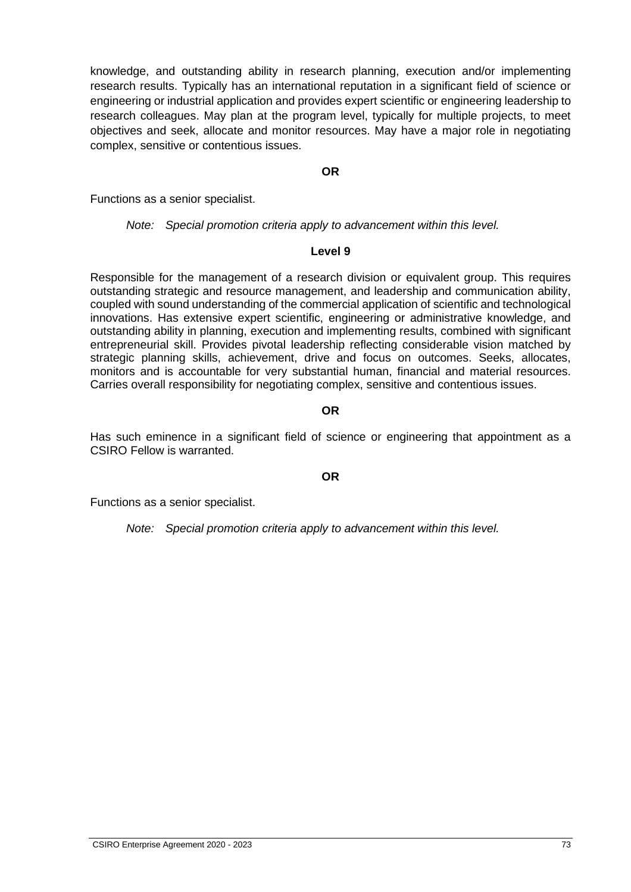knowledge, and outstanding ability in research planning, execution and/or implementing research results. Typically has an international reputation in a significant field of science or engineering or industrial application and provides expert scientific or engineering leadership to research colleagues. May plan at the program level, typically for multiple projects, to meet objectives and seek, allocate and monitor resources. May have a major role in negotiating complex, sensitive or contentious issues.

**OR**

Functions as a senior specialist.

*Note: Special promotion criteria apply to advancement within this level.*

**Level 9**

Responsible for the management of a research division or equivalent group. This requires outstanding strategic and resource management, and leadership and communication ability, coupled with sound understanding of the commercial application of scientific and technological innovations. Has extensive expert scientific, engineering or administrative knowledge, and outstanding ability in planning, execution and implementing results, combined with significant entrepreneurial skill. Provides pivotal leadership reflecting considerable vision matched by strategic planning skills, achievement, drive and focus on outcomes. Seeks, allocates, monitors and is accountable for very substantial human, financial and material resources. Carries overall responsibility for negotiating complex, sensitive and contentious issues.

**OR**

Has such eminence in a significant field of science or engineering that appointment as a CSIRO Fellow is warranted.

**OR**

Functions as a senior specialist.

*Note: Special promotion criteria apply to advancement within this level.*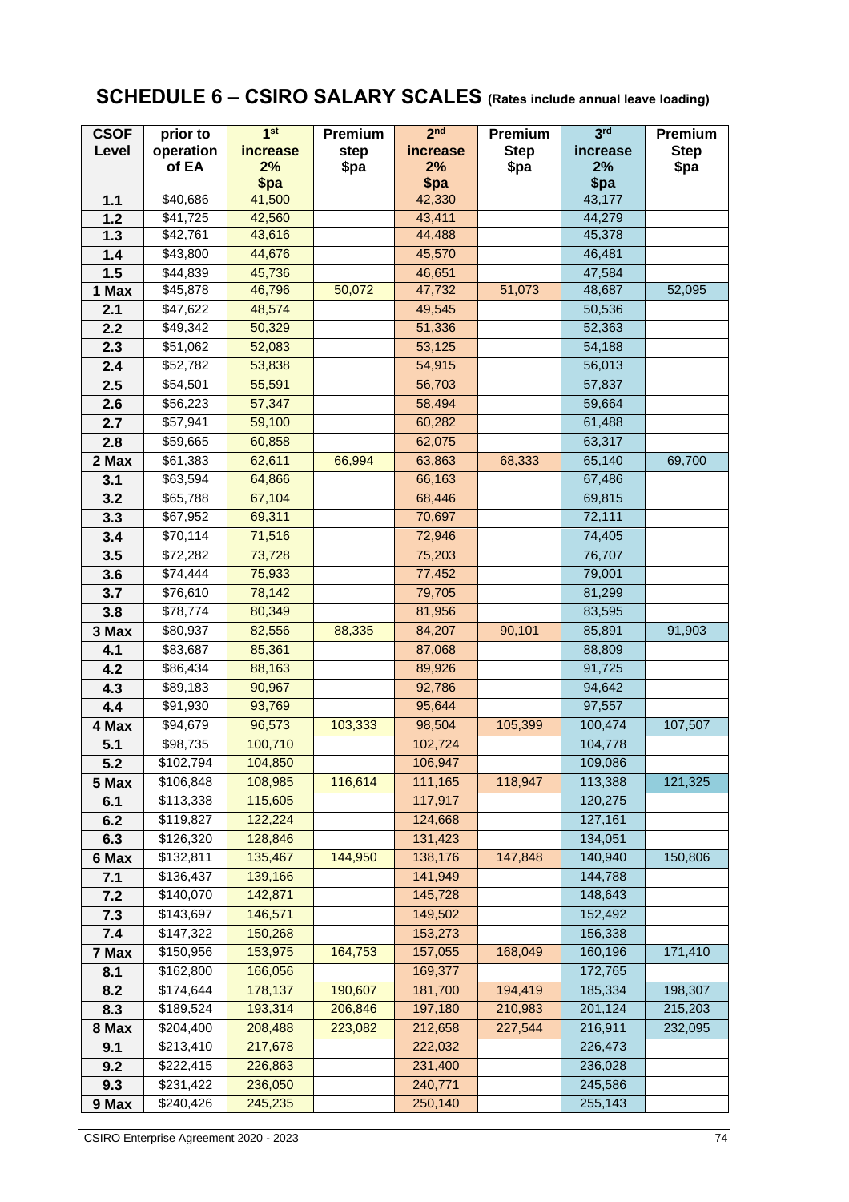## SCHEDULE 6 – CSIRO SALARY SCALES (Rates include annual leave loading)

| CSOF Level | prior to operation of EA | 1st increase 2% $pa | Premium step $pa | 2nd increase 2% $pa | Premium Step $pa | 3rd increase 2% $pa | Premium Step $pa |
|---|---|---|---|---|---|---|---|
| 1.1 | $40,686 | 41,500 | | 42,330 | | 43,177 | |
| 1.2 | $41,725 | 42,560 | | 43,411 | | 44,279 | |
| 1.3 | $42,761 | 43,616 | | 44,488 | | 45,378 | |
| 1.4 | $43,800 | 44,676 | | 45,570 | | 46,481 | |
| 1.5 | $44,839 | 45,736 | | 46,651 | | 47,584 | |
| 1 Max | $45,878 | 46,796 | 50,072 | 47,732 | 51,073 | 48,687 | 52,095 |
| 2.1 | $47,622 | 48,574 | | 49,545 | | 50,536 | |
| 2.2 | $49,342 | 50,329 | | 51,336 | | 52,363 | |
| 2.3 | $51,062 | 52,083 | | 53,125 | | 54,188 | |
| 2.4 | $52,782 | 53,838 | | 54,915 | | 56,013 | |
| 2.5 | $54,501 | 55,591 | | 56,703 | | 57,837 | |
| 2.6 | $56,223 | 57,347 | | 58,494 | | 59,664 | |
| 2.7 | $57,941 | 59,100 | | 60,282 | | 61,488 | |
| 2.8 | $59,665 | 60,858 | | 62,075 | | 63,317 | |
| 2 Max | $61,383 | 62,611 | 66,994 | 63,863 | 68,333 | 65,140 | 69,700 |
| 3.1 | $63,594 | 64,866 | | 66,163 | | 67,486 | |
| 3.2 | $65,788 | 67,104 | | 68,446 | | 69,815 | |
| 3.3 | $67,952 | 69,311 | | 70,697 | | 72,111 | |
| 3.4 | $70,114 | 71,516 | | 72,946 | | 74,405 | |
| 3.5 | $72,282 | 73,728 | | 75,203 | | 76,707 | |
| 3.6 | $74,444 | 75,933 | | 77,452 | | 79,001 | |
| 3.7 | $76,610 | 78,142 | | 79,705 | | 81,299 | |
| 3.8 | $78,774 | 80,349 | | 81,956 | | 83,595 | |
| 3 Max | $80,937 | 82,556 | 88,335 | 84,207 | 90,101 | 85,891 | 91,903 |
| 4.1 | $83,687 | 85,361 | | 87,068 | | 88,809 | |
| 4.2 | $86,434 | 88,163 | | 89,926 | | 91,725 | |
| 4.3 | $89,183 | 90,967 | | 92,786 | | 94,642 | |
| 4.4 | $91,930 | 93,769 | | 95,644 | | 97,557 | |
| 4 Max | $94,679 | 96,573 | 103,333 | 98,504 | 105,399 | 100,474 | 107,507 |
| 5.1 | $98,735 | 100,710 | | 102,724 | | 104,778 | |
| 5.2 | $102,794 | 104,850 | | 106,947 | | 109,086 | |
| 5 Max | $106,848 | 108,985 | 116,614 | 111,165 | 118,947 | 113,388 | 121,325 |
| 6.1 | $113,338 | 115,605 | | 117,917 | | 120,275 | |
| 6.2 | $119,827 | 122,224 | | 124,668 | | 127,161 | |
| 6.3 | $126,320 | 128,846 | | 131,423 | | 134,051 | |
| 6 Max | $132,811 | 135,467 | 144,950 | 138,176 | 147,848 | 140,940 | 150,806 |
| 7.1 | $136,437 | 139,166 | | 141,949 | | 144,788 | |
| 7.2 | $140,070 | 142,871 | | 145,728 | | 148,643 | |
| 7.3 | $143,697 | 146,571 | | 149,502 | | 152,492 | |
| 7.4 | $147,322 | 150,268 | | 153,273 | | 156,338 | |
| 7 Max | $150,956 | 153,975 | 164,753 | 157,055 | 168,049 | 160,196 | 171,410 |
| 8.1 | $162,800 | 166,056 | | 169,377 | | 172,765 | |
| 8.2 | $174,644 | 178,137 | 190,607 | 181,700 | 194,419 | 185,334 | 198,307 |
| 8.3 | $189,524 | 193,314 | 206,846 | 197,180 | 210,983 | 201,124 | 215,203 |
| 8 Max | $204,400 | 208,488 | 223,082 | 212,658 | 227,544 | 216,911 | 232,095 |
| 9.1 | $213,410 | 217,678 | | 222,032 | | 226,473 | |
| 9.2 | $222,415 | 226,863 | | 231,400 | | 236,028 | |
| 9.3 | $231,422 | 236,050 | | 240,771 | | 245,586 | |
| 9 Max | $240,426 | 245,235 | | 250,140 | | 255,143 | |